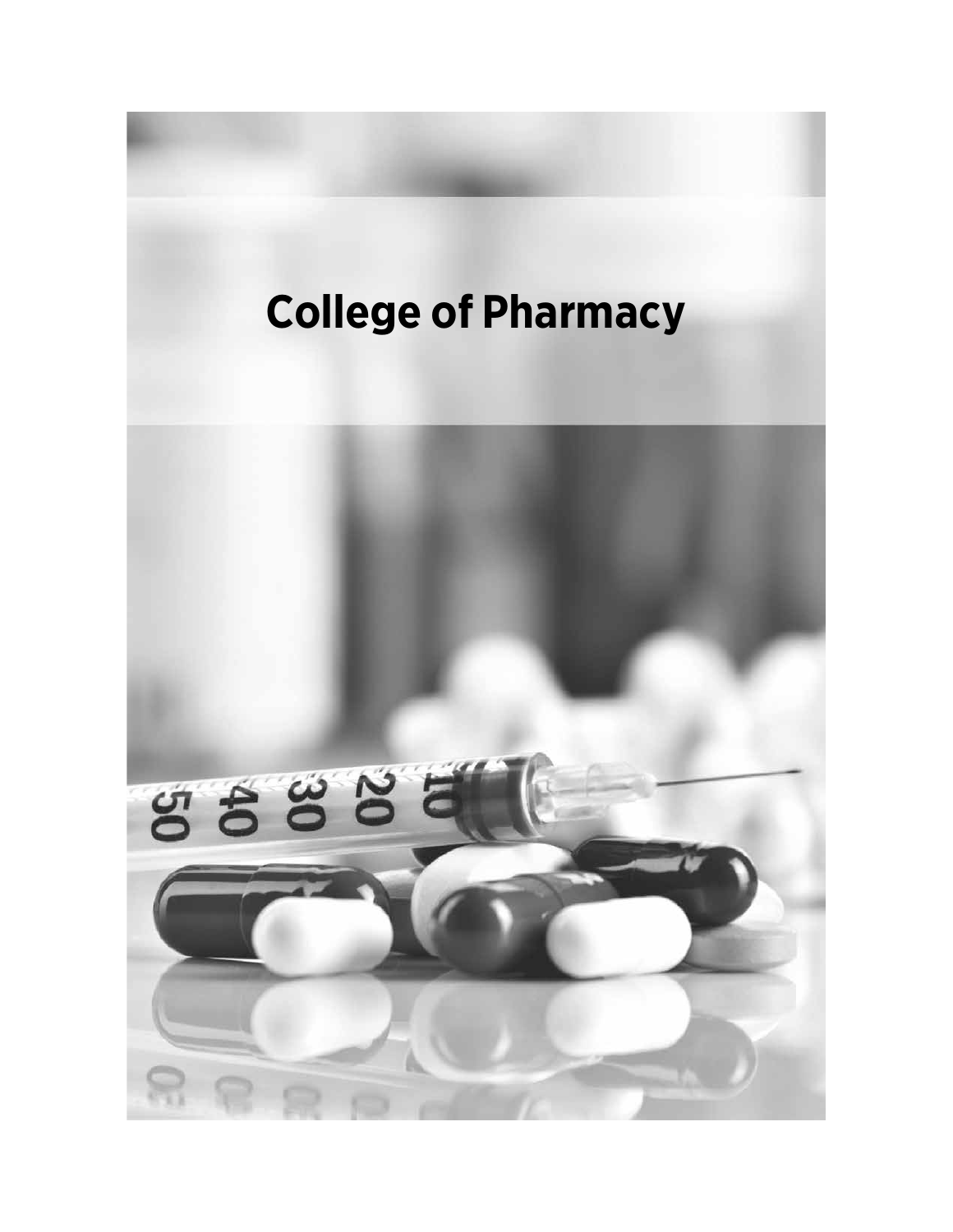# College of Pharmacy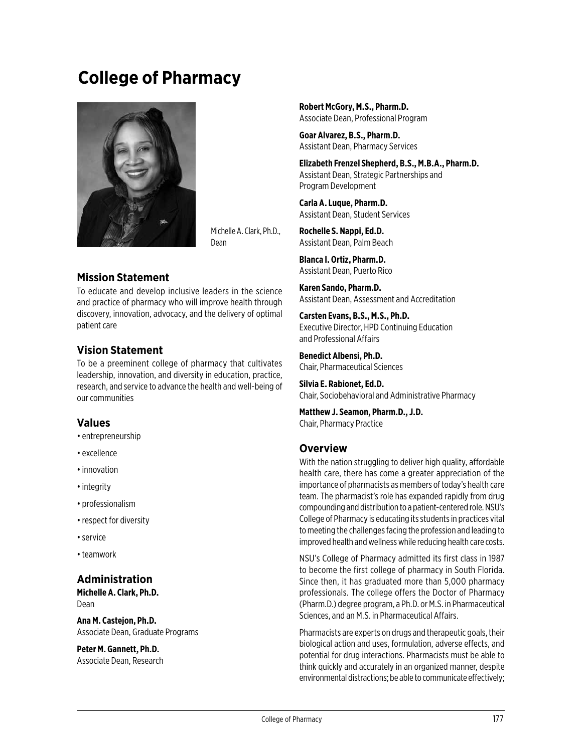# College of Pharmacy

Michelle A. Clark, Ph.D., Dean

## Mission Statement

To educate and develop inclusive leaders in the science and practice of pharmacy who will improve health through discovery, innovation, advocacy, and the delivery of optimal patient care

## Vision Statement

To be a preeminent college of pharmacy that cultivates leadership, innovation, and diversity in education, practice, research, and service to advance the health and well-being of our communities

## Values

- entrepreneurship
- excellence
- innovation
- integrity
- professionalism
- respect for diversity
- service
- teamwork

## Administration

**Michelle A. Clark, Ph.D.**
Dean

**Ana M. Castejon, Ph.D.**
Associate Dean, Graduate Programs

**Peter M. Gannett, Ph.D.**
Associate Dean, Research

**Robert McGory, M.S., Pharm.D.**
Associate Dean, Professional Program

**Goar Alvarez, B.S., Pharm.D.**
Assistant Dean, Pharmacy Services

**Elizabeth Frenzel Shepherd, B.S., M.B.A., Pharm.D.**
Assistant Dean, Strategic Partnerships and Program Development

**Carla A. Luque, Pharm.D.**
Assistant Dean, Student Services

**Rochelle S. Nappi, Ed.D.**
Assistant Dean, Palm Beach

**Blanca I. Ortiz, Pharm.D.**
Assistant Dean, Puerto Rico

**Karen Sando, Pharm.D.**
Assistant Dean, Assessment and Accreditation

**Carsten Evans, B.S., M.S., Ph.D.**
Executive Director, HPD Continuing Education and Professional Affairs

**Benedict Albensi, Ph.D.**
Chair, Pharmaceutical Sciences

**Silvia E. Rabionet, Ed.D.**
Chair, Sociobehavioral and Administrative Pharmacy

**Matthew J. Seamon, Pharm.D., J.D.**
Chair, Pharmacy Practice

## Overview

With the nation struggling to deliver high quality, affordable health care, there has come a greater appreciation of the importance of pharmacists as members of today's health care team. The pharmacist's role has expanded rapidly from drug compounding and distribution to a patient-centered role. NSU's College of Pharmacy is educating its students in practices vital to meeting the challenges facing the profession and leading to improved health and wellness while reducing health care costs.

NSU's College of Pharmacy admitted its first class in 1987 to become the first college of pharmacy in South Florida. Since then, it has graduated more than 5,000 pharmacy professionals. The college offers the Doctor of Pharmacy (Pharm.D.) degree program, a Ph.D. or M.S. in Pharmaceutical Sciences, and an M.S. in Pharmaceutical Affairs.

Pharmacists are experts on drugs and therapeutic goals, their biological action and uses, formulation, adverse effects, and potential for drug interactions. Pharmacists must be able to think quickly and accurately in an organized manner, despite environmental distractions; be able to communicate effectively;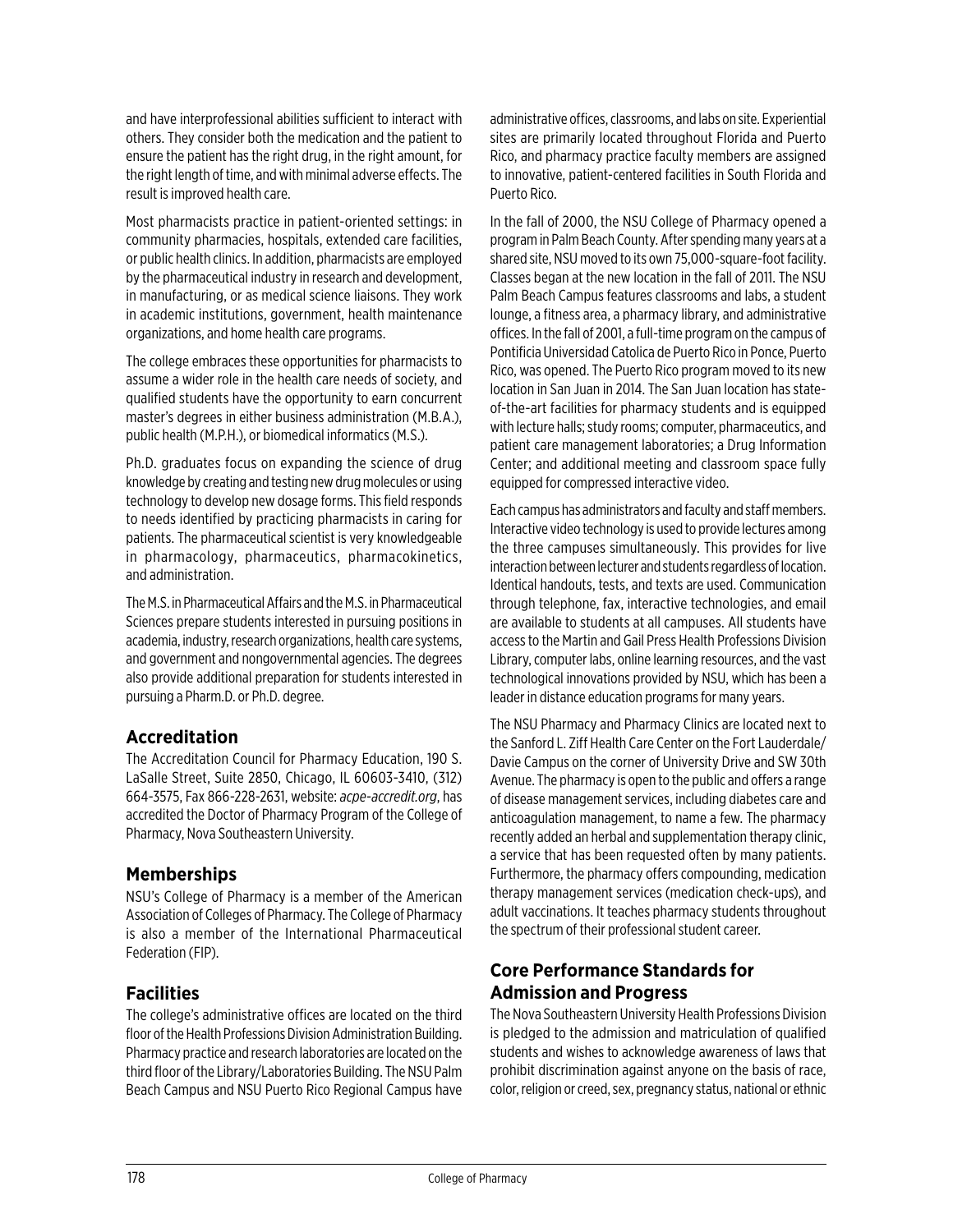and have interprofessional abilities sufficient to interact with others. They consider both the medication and the patient to ensure the patient has the right drug, in the right amount, for the right length of time, and with minimal adverse effects. The result is improved health care.

Most pharmacists practice in patient-oriented settings: in community pharmacies, hospitals, extended care facilities, or public health clinics. In addition, pharmacists are employed by the pharmaceutical industry in research and development, in manufacturing, or as medical science liaisons. They work in academic institutions, government, health maintenance organizations, and home health care programs.

The college embraces these opportunities for pharmacists to assume a wider role in the health care needs of society, and qualified students have the opportunity to earn concurrent master's degrees in either business administration (M.B.A.), public health (M.P.H.), or biomedical informatics (M.S.).

Ph.D. graduates focus on expanding the science of drug knowledge by creating and testing new drug molecules or using technology to develop new dosage forms. This field responds to needs identified by practicing pharmacists in caring for patients. The pharmaceutical scientist is very knowledgeable in pharmacology, pharmaceutics, pharmacokinetics, and administration.

The M.S. in Pharmaceutical Affairs and the M.S. in Pharmaceutical Sciences prepare students interested in pursuing positions in academia, industry, research organizations, health care systems, and government and nongovernmental agencies. The degrees also provide additional preparation for students interested in pursuing a Pharm.D. or Ph.D. degree.

## Accreditation

The Accreditation Council for Pharmacy Education, 190 S. LaSalle Street, Suite 2850, Chicago, IL 60603-3410, (312) 664-3575, Fax 866-228-2631, website: *acpe-accredit.org*, has accredited the Doctor of Pharmacy Program of the College of Pharmacy, Nova Southeastern University.

## Memberships

NSU's College of Pharmacy is a member of the American Association of Colleges of Pharmacy. The College of Pharmacy is also a member of the International Pharmaceutical Federation (FIP).

## Facilities

The college's administrative offices are located on the third floor of the Health Professions Division Administration Building. Pharmacy practice and research laboratories are located on the third floor of the Library/Laboratories Building. The NSU Palm Beach Campus and NSU Puerto Rico Regional Campus have administrative offices, classrooms, and labs on site. Experiential sites are primarily located throughout Florida and Puerto Rico, and pharmacy practice faculty members are assigned to innovative, patient-centered facilities in South Florida and Puerto Rico.

In the fall of 2000, the NSU College of Pharmacy opened a program in Palm Beach County. After spending many years at a shared site, NSU moved to its own 75,000-square-foot facility. Classes began at the new location in the fall of 2011. The NSU Palm Beach Campus features classrooms and labs, a student lounge, a fitness area, a pharmacy library, and administrative offices. In the fall of 2001, a full-time program on the campus of Pontificia Universidad Catolica de Puerto Rico in Ponce, Puerto Rico, was opened. The Puerto Rico program moved to its new location in San Juan in 2014. The San Juan location has state-of-the-art facilities for pharmacy students and is equipped with lecture halls; study rooms; computer, pharmaceutics, and patient care management laboratories; a Drug Information Center; and additional meeting and classroom space fully equipped for compressed interactive video.

Each campus has administrators and faculty and staff members. Interactive video technology is used to provide lectures among the three campuses simultaneously. This provides for live interaction between lecturer and students regardless of location. Identical handouts, tests, and texts are used. Communication through telephone, fax, interactive technologies, and email are available to students at all campuses. All students have access to the Martin and Gail Press Health Professions Division Library, computer labs, online learning resources, and the vast technological innovations provided by NSU, which has been a leader in distance education programs for many years.

The NSU Pharmacy and Pharmacy Clinics are located next to the Sanford L. Ziff Health Care Center on the Fort Lauderdale/Davie Campus on the corner of University Drive and SW 30th Avenue. The pharmacy is open to the public and offers a range of disease management services, including diabetes care and anticoagulation management, to name a few. The pharmacy recently added an herbal and supplementation therapy clinic, a service that has been requested often by many patients. Furthermore, the pharmacy offers compounding, medication therapy management services (medication check-ups), and adult vaccinations. It teaches pharmacy students throughout the spectrum of their professional student career.

## Core Performance Standards for Admission and Progress

The Nova Southeastern University Health Professions Division is pledged to the admission and matriculation of qualified students and wishes to acknowledge awareness of laws that prohibit discrimination against anyone on the basis of race, color, religion or creed, sex, pregnancy status, national or ethnic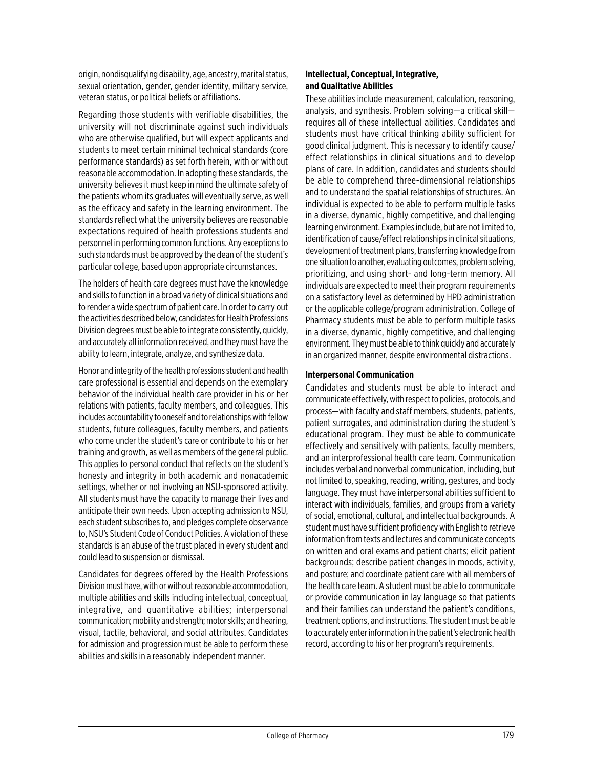origin, nondisqualifying disability, age, ancestry, marital status, sexual orientation, gender, gender identity, military service, veteran status, or political beliefs or affiliations.

Regarding those students with verifiable disabilities, the university will not discriminate against such individuals who are otherwise qualified, but will expect applicants and students to meet certain minimal technical standards (core performance standards) as set forth herein, with or without reasonable accommodation. In adopting these standards, the university believes it must keep in mind the ultimate safety of the patients whom its graduates will eventually serve, as well as the efficacy and safety in the learning environment. The standards reflect what the university believes are reasonable expectations required of health professions students and personnel in performing common functions. Any exceptions to such standards must be approved by the dean of the student's particular college, based upon appropriate circumstances.

The holders of health care degrees must have the knowledge and skills to function in a broad variety of clinical situations and to render a wide spectrum of patient care. In order to carry out the activities described below, candidates for Health Professions Division degrees must be able to integrate consistently, quickly, and accurately all information received, and they must have the ability to learn, integrate, analyze, and synthesize data.

Honor and integrity of the health professions student and health care professional is essential and depends on the exemplary behavior of the individual health care provider in his or her relations with patients, faculty members, and colleagues. This includes accountability to oneself and to relationships with fellow students, future colleagues, faculty members, and patients who come under the student's care or contribute to his or her training and growth, as well as members of the general public. This applies to personal conduct that reflects on the student's honesty and integrity in both academic and nonacademic settings, whether or not involving an NSU-sponsored activity. All students must have the capacity to manage their lives and anticipate their own needs. Upon accepting admission to NSU, each student subscribes to, and pledges complete observance to, NSU's Student Code of Conduct Policies. A violation of these standards is an abuse of the trust placed in every student and could lead to suspension or dismissal.

Candidates for degrees offered by the Health Professions Division must have, with or without reasonable accommodation, multiple abilities and skills including intellectual, conceptual, integrative, and quantitative abilities; interpersonal communication; mobility and strength; motor skills; and hearing, visual, tactile, behavioral, and social attributes. Candidates for admission and progression must be able to perform these abilities and skills in a reasonably independent manner.

**Intellectual, Conceptual, Integrative, and Qualitative Abilities**

These abilities include measurement, calculation, reasoning, analysis, and synthesis. Problem solving—a critical skill—requires all of these intellectual abilities. Candidates and students must have critical thinking ability sufficient for good clinical judgment. This is necessary to identify cause/effect relationships in clinical situations and to develop plans of care. In addition, candidates and students should be able to comprehend three-dimensional relationships and to understand the spatial relationships of structures. An individual is expected to be able to perform multiple tasks in a diverse, dynamic, highly competitive, and challenging learning environment. Examples include, but are not limited to, identification of cause/effect relationships in clinical situations, development of treatment plans, transferring knowledge from one situation to another, evaluating outcomes, problem solving, prioritizing, and using short- and long-term memory. All individuals are expected to meet their program requirements on a satisfactory level as determined by HPD administration or the applicable college/program administration. College of Pharmacy students must be able to perform multiple tasks in a diverse, dynamic, highly competitive, and challenging environment. They must be able to think quickly and accurately in an organized manner, despite environmental distractions.

**Interpersonal Communication**

Candidates and students must be able to interact and communicate effectively, with respect to policies, protocols, and process—with faculty and staff members, students, patients, patient surrogates, and administration during the student's educational program. They must be able to communicate effectively and sensitively with patients, faculty members, and an interprofessional health care team. Communication includes verbal and nonverbal communication, including, but not limited to, speaking, reading, writing, gestures, and body language. They must have interpersonal abilities sufficient to interact with individuals, families, and groups from a variety of social, emotional, cultural, and intellectual backgrounds. A student must have sufficient proficiency with English to retrieve information from texts and lectures and communicate concepts on written and oral exams and patient charts; elicit patient backgrounds; describe patient changes in moods, activity, and posture; and coordinate patient care with all members of the health care team. A student must be able to communicate or provide communication in lay language so that patients and their families can understand the patient's conditions, treatment options, and instructions. The student must be able to accurately enter information in the patient's electronic health record, according to his or her program's requirements.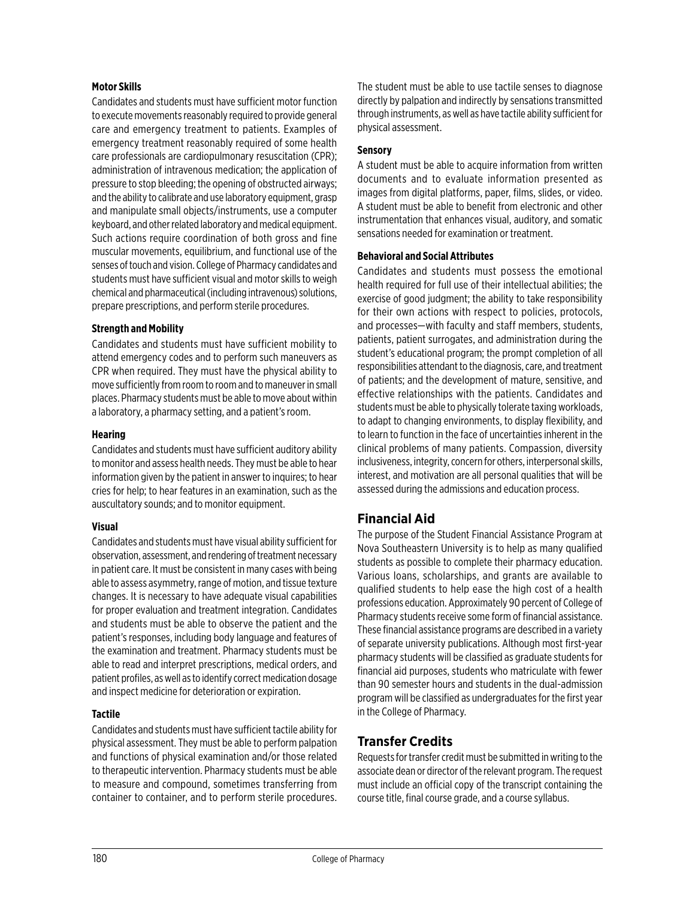**Motor Skills**

Candidates and students must have sufficient motor function to execute movements reasonably required to provide general care and emergency treatment to patients. Examples of emergency treatment reasonably required of some health care professionals are cardiopulmonary resuscitation (CPR); administration of intravenous medication; the application of pressure to stop bleeding; the opening of obstructed airways; and the ability to calibrate and use laboratory equipment, grasp and manipulate small objects/instruments, use a computer keyboard, and other related laboratory and medical equipment. Such actions require coordination of both gross and fine muscular movements, equilibrium, and functional use of the senses of touch and vision. College of Pharmacy candidates and students must have sufficient visual and motor skills to weigh chemical and pharmaceutical (including intravenous) solutions, prepare prescriptions, and perform sterile procedures.

**Strength and Mobility**

Candidates and students must have sufficient mobility to attend emergency codes and to perform such maneuvers as CPR when required. They must have the physical ability to move sufficiently from room to room and to maneuver in small places. Pharmacy students must be able to move about within a laboratory, a pharmacy setting, and a patient's room.

**Hearing**

Candidates and students must have sufficient auditory ability to monitor and assess health needs. They must be able to hear information given by the patient in answer to inquires; to hear cries for help; to hear features in an examination, such as the auscultatory sounds; and to monitor equipment.

**Visual**

Candidates and students must have visual ability sufficient for observation, assessment, and rendering of treatment necessary in patient care. It must be consistent in many cases with being able to assess asymmetry, range of motion, and tissue texture changes. It is necessary to have adequate visual capabilities for proper evaluation and treatment integration. Candidates and students must be able to observe the patient and the patient's responses, including body language and features of the examination and treatment. Pharmacy students must be able to read and interpret prescriptions, medical orders, and patient profiles, as well as to identify correct medication dosage and inspect medicine for deterioration or expiration.

**Tactile**

Candidates and students must have sufficient tactile ability for physical assessment. They must be able to perform palpation and functions of physical examination and/or those related to therapeutic intervention. Pharmacy students must be able to measure and compound, sometimes transferring from container to container, and to perform sterile procedures. The student must be able to use tactile senses to diagnose directly by palpation and indirectly by sensations transmitted through instruments, as well as have tactile ability sufficient for physical assessment.

**Sensory**

A student must be able to acquire information from written documents and to evaluate information presented as images from digital platforms, paper, films, slides, or video. A student must be able to benefit from electronic and other instrumentation that enhances visual, auditory, and somatic sensations needed for examination or treatment.

**Behavioral and Social Attributes**

Candidates and students must possess the emotional health required for full use of their intellectual abilities; the exercise of good judgment; the ability to take responsibility for their own actions with respect to policies, protocols, and processes—with faculty and staff members, students, patients, patient surrogates, and administration during the student's educational program; the prompt completion of all responsibilities attendant to the diagnosis, care, and treatment of patients; and the development of mature, sensitive, and effective relationships with the patients. Candidates and students must be able to physically tolerate taxing workloads, to adapt to changing environments, to display flexibility, and to learn to function in the face of uncertainties inherent in the clinical problems of many patients. Compassion, diversity inclusiveness, integrity, concern for others, interpersonal skills, interest, and motivation are all personal qualities that will be assessed during the admissions and education process.

## Financial Aid

The purpose of the Student Financial Assistance Program at Nova Southeastern University is to help as many qualified students as possible to complete their pharmacy education. Various loans, scholarships, and grants are available to qualified students to help ease the high cost of a health professions education. Approximately 90 percent of College of Pharmacy students receive some form of financial assistance. These financial assistance programs are described in a variety of separate university publications. Although most first-year pharmacy students will be classified as graduate students for financial aid purposes, students who matriculate with fewer than 90 semester hours and students in the dual-admission program will be classified as undergraduates for the first year in the College of Pharmacy.

## Transfer Credits

Requests for transfer credit must be submitted in writing to the associate dean or director of the relevant program. The request must include an official copy of the transcript containing the course title, final course grade, and a course syllabus.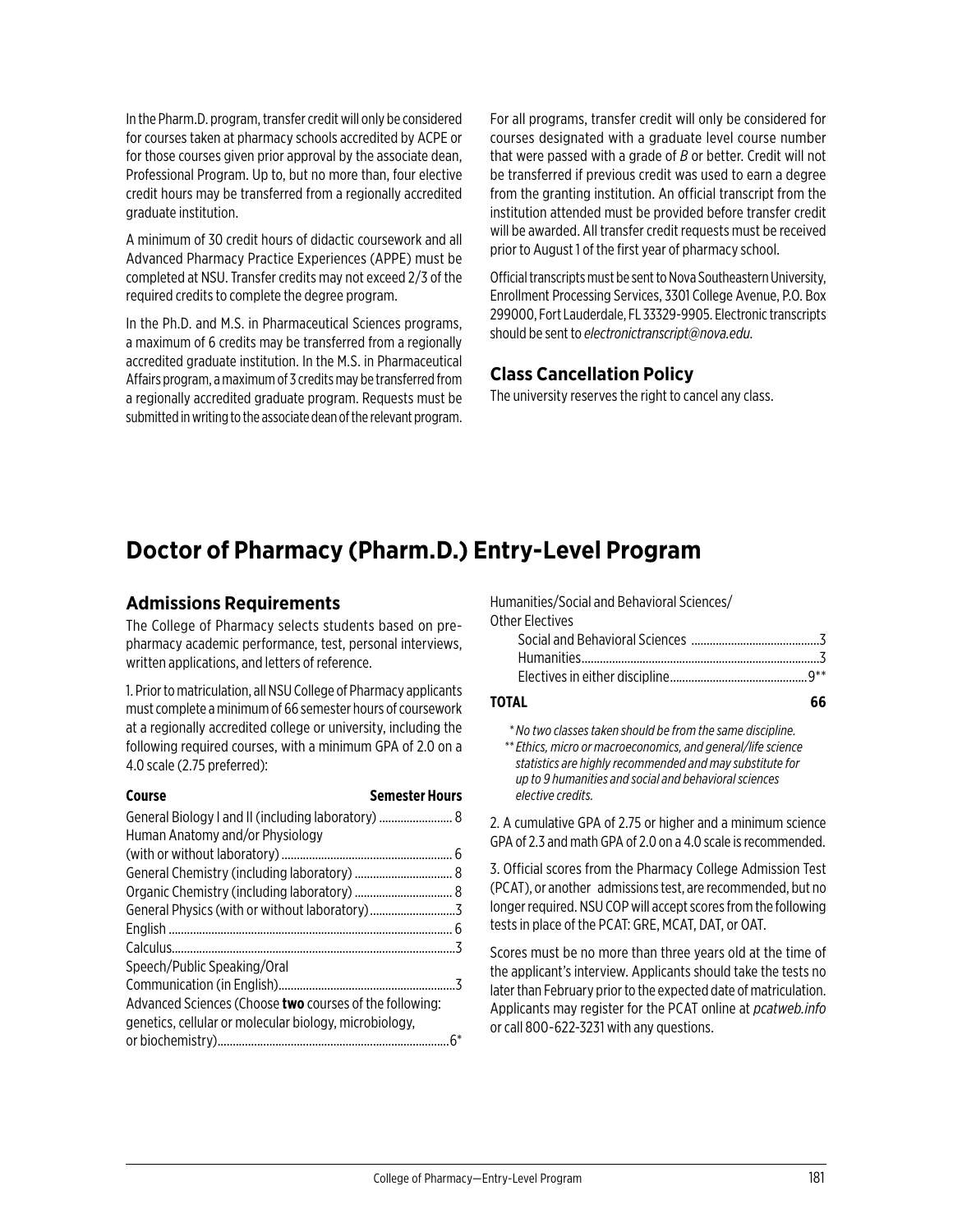In the Pharm.D. program, transfer credit will only be considered for courses taken at pharmacy schools accredited by ACPE or for those courses given prior approval by the associate dean, Professional Program. Up to, but no more than, four elective credit hours may be transferred from a regionally accredited graduate institution.

A minimum of 30 credit hours of didactic coursework and all Advanced Pharmacy Practice Experiences (APPE) must be completed at NSU. Transfer credits may not exceed 2/3 of the required credits to complete the degree program.

In the Ph.D. and M.S. in Pharmaceutical Sciences programs, a maximum of 6 credits may be transferred from a regionally accredited graduate institution. In the M.S. in Pharmaceutical Affairs program, a maximum of 3 credits may be transferred from a regionally accredited graduate program. Requests must be submitted in writing to the associate dean of the relevant program.

For all programs, transfer credit will only be considered for courses designated with a graduate level course number that were passed with a grade of *B* or better. Credit will not be transferred if previous credit was used to earn a degree from the granting institution. An official transcript from the institution attended must be provided before transfer credit will be awarded. All transfer credit requests must be received prior to August 1 of the first year of pharmacy school.

Official transcripts must be sent to Nova Southeastern University, Enrollment Processing Services, 3301 College Avenue, P.O. Box 299000, Fort Lauderdale, FL 33329-9905. Electronic transcripts should be sent to *electronictranscript@nova.edu*.

### Class Cancellation Policy

The university reserves the right to cancel any class.

# Doctor of Pharmacy (Pharm.D.) Entry-Level Program

## Admissions Requirements

The College of Pharmacy selects students based on pre-pharmacy academic performance, test, personal interviews, written applications, and letters of reference.

1. Prior to matriculation, all NSU College of Pharmacy applicants must complete a minimum of 66 semester hours of coursework at a regionally accredited college or university, including the following required courses, with a minimum GPA of 2.0 on a 4.0 scale (2.75 preferred):

| Course | Semester Hours |
|---|---|
| General Biology I and II (including laboratory) | 8 |
| Human Anatomy and/or Physiology (with or without laboratory) | 6 |
| General Chemistry (including laboratory) | 8 |
| Organic Chemistry (including laboratory) | 8 |
| General Physics (with or without laboratory) | 3 |
| English | 6 |
| Calculus | 3 |
| Speech/Public Speaking/Oral Communication (in English) | 3 |
| Advanced Sciences (Choose **two** courses of the following: genetics, cellular or molecular biology, microbiology, or biochemistry) | 6* |
| Humanities/Social and Behavioral Sciences/Other Electives | |
| Social and Behavioral Sciences | 3 |
| Humanities | 3 |
| Electives in either discipline | 9** |
| **TOTAL** | **66** |

*\* No two classes taken should be from the same discipline.*

*\*\* Ethics, micro or macroeconomics, and general/life science statistics are highly recommended and may substitute for up to 9 humanities and social and behavioral sciences elective credits.*

2. A cumulative GPA of 2.75 or higher and a minimum science GPA of 2.3 and math GPA of 2.0 on a 4.0 scale is recommended.

3. Official scores from the Pharmacy College Admission Test (PCAT), or another admissions test, are recommended, but no longer required. NSU COP will accept scores from the following tests in place of the PCAT: GRE, MCAT, DAT, or OAT.

Scores must be no more than three years old at the time of the applicant's interview. Applicants should take the tests no later than February prior to the expected date of matriculation. Applicants may register for the PCAT online at *pcatweb.info* or call 800-622-3231 with any questions.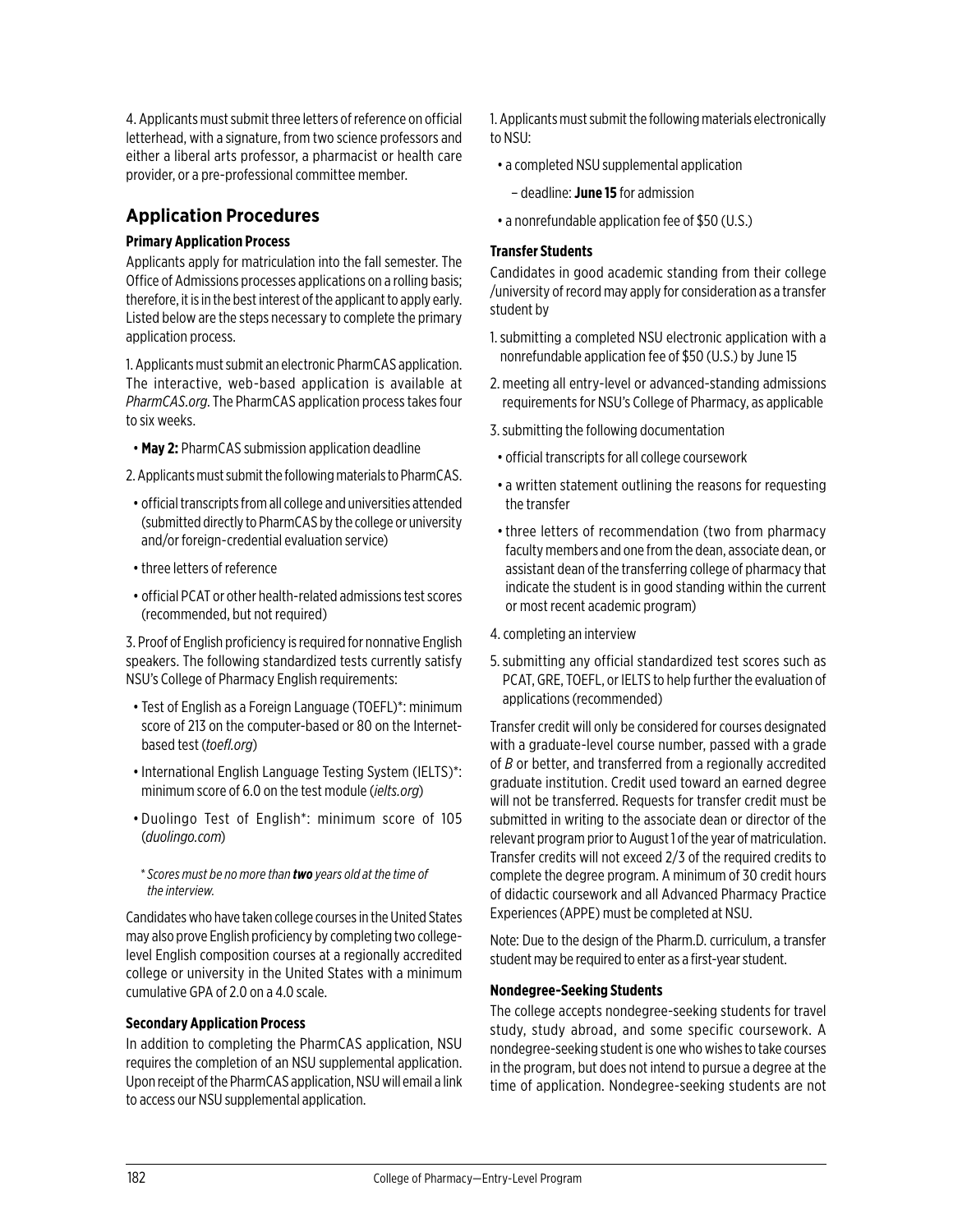4. Applicants must submit three letters of reference on official letterhead, with a signature, from two science professors and either a liberal arts professor, a pharmacist or health care provider, or a pre-professional committee member.

## Application Procedures

### Primary Application Process

Applicants apply for matriculation into the fall semester. The Office of Admissions processes applications on a rolling basis; therefore, it is in the best interest of the applicant to apply early. Listed below are the steps necessary to complete the primary application process.

1. Applicants must submit an electronic PharmCAS application. The interactive, web-based application is available at *PharmCAS.org*. The PharmCAS application process takes four to six weeks.
   - **May 2:** PharmCAS submission application deadline
2. Applicants must submit the following materials to PharmCAS.
   - official transcripts from all college and universities attended (submitted directly to PharmCAS by the college or university and/or foreign-credential evaluation service)
   - three letters of reference
   - official PCAT or other health-related admissions test scores (recommended, but not required)
3. Proof of English proficiency is required for nonnative English speakers. The following standardized tests currently satisfy NSU's College of Pharmacy English requirements:
   - Test of English as a Foreign Language (TOEFL)*: minimum score of 213 on the computer-based or 80 on the Internet-based test (*toefl.org*)
   - International English Language Testing System (IELTS)*: minimum score of 6.0 on the test module (*ielts.org*)
   - Duolingo Test of English*: minimum score of 105 (*duolingo.com*)

   \* *Scores must be no more than **two** years old at the time of the interview.*

Candidates who have taken college courses in the United States may also prove English proficiency by completing two college-level English composition courses at a regionally accredited college or university in the United States with a minimum cumulative GPA of 2.0 on a 4.0 scale.

### Secondary Application Process

In addition to completing the PharmCAS application, NSU requires the completion of an NSU supplemental application. Upon receipt of the PharmCAS application, NSU will email a link to access our NSU supplemental application.

1. Applicants must submit the following materials electronically to NSU:
   - a completed NSU supplemental application
     – deadline: **June 15** for admission
   - a nonrefundable application fee of $50 (U.S.)

### Transfer Students

Candidates in good academic standing from their college /university of record may apply for consideration as a transfer student by

1. submitting a completed NSU electronic application with a nonrefundable application fee of $50 (U.S.) by June 15
2. meeting all entry-level or advanced-standing admissions requirements for NSU's College of Pharmacy, as applicable
3. submitting the following documentation
   - official transcripts for all college coursework
   - a written statement outlining the reasons for requesting the transfer
   - three letters of recommendation (two from pharmacy faculty members and one from the dean, associate dean, or assistant dean of the transferring college of pharmacy that indicate the student is in good standing within the current or most recent academic program)
4. completing an interview
5. submitting any official standardized test scores such as PCAT, GRE, TOEFL, or IELTS to help further the evaluation of applications (recommended)

Transfer credit will only be considered for courses designated with a graduate-level course number, passed with a grade of *B* or better, and transferred from a regionally accredited graduate institution. Credit used toward an earned degree will not be transferred. Requests for transfer credit must be submitted in writing to the associate dean or director of the relevant program prior to August 1 of the year of matriculation. Transfer credits will not exceed 2/3 of the required credits to complete the degree program. A minimum of 30 credit hours of didactic coursework and all Advanced Pharmacy Practice Experiences (APPE) must be completed at NSU.

Note: Due to the design of the Pharm.D. curriculum, a transfer student may be required to enter as a first-year student.

### Nondegree-Seeking Students

The college accepts nondegree-seeking students for travel study, study abroad, and some specific coursework. A nondegree-seeking student is one who wishes to take courses in the program, but does not intend to pursue a degree at the time of application. Nondegree-seeking students are not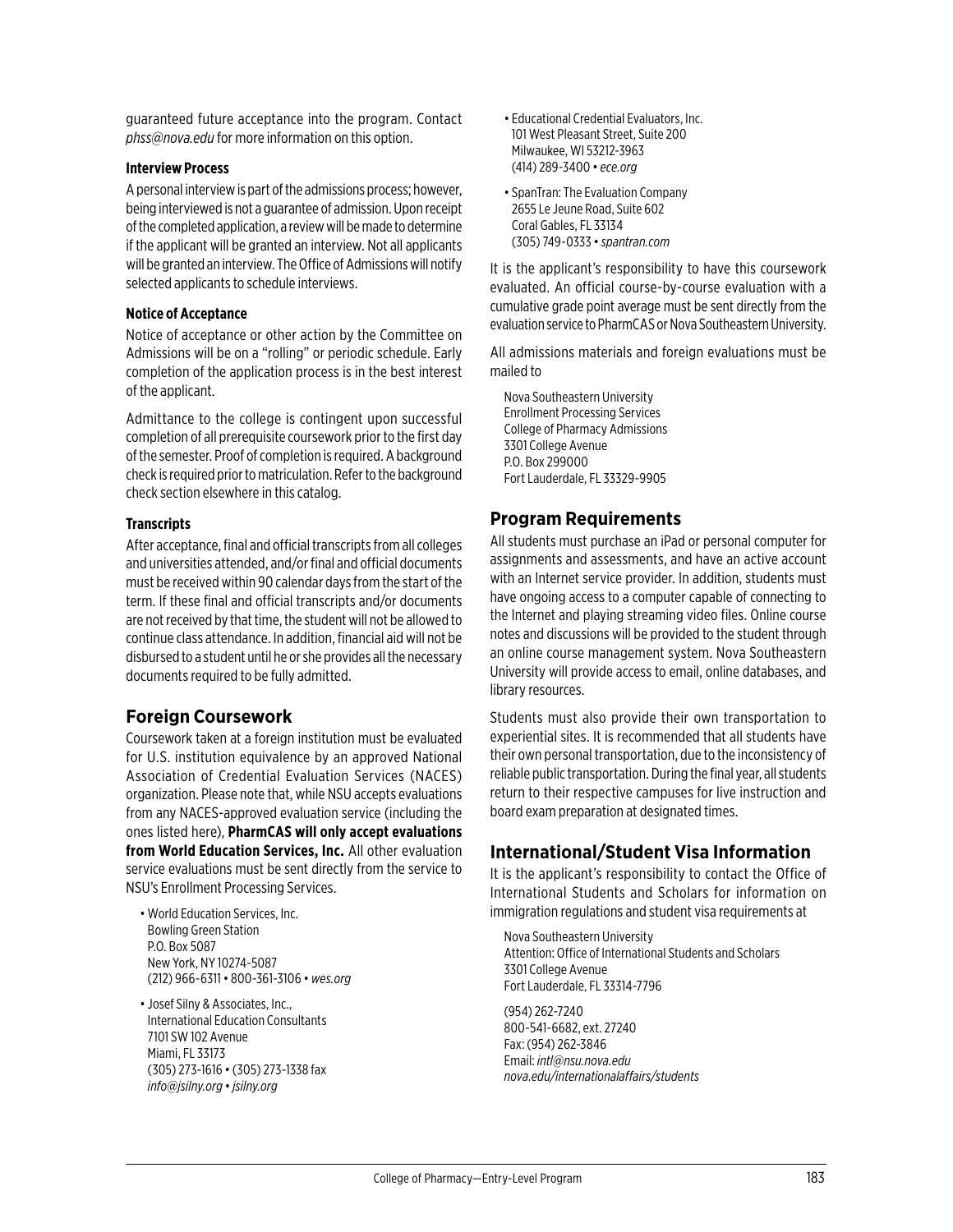guaranteed future acceptance into the program. Contact *phss@nova.edu* for more information on this option.

#### Interview Process

A personal interview is part of the admissions process; however, being interviewed is not a guarantee of admission. Upon receipt of the completed application, a review will be made to determine if the applicant will be granted an interview. Not all applicants will be granted an interview. The Office of Admissions will notify selected applicants to schedule interviews.

#### Notice of Acceptance

Notice of acceptance or other action by the Committee on Admissions will be on a "rolling" or periodic schedule. Early completion of the application process is in the best interest of the applicant.

Admittance to the college is contingent upon successful completion of all prerequisite coursework prior to the first day of the semester. Proof of completion is required. A background check is required prior to matriculation. Refer to the background check section elsewhere in this catalog.

#### Transcripts

After acceptance, final and official transcripts from all colleges and universities attended, and/or final and official documents must be received within 90 calendar days from the start of the term. If these final and official transcripts and/or documents are not received by that time, the student will not be allowed to continue class attendance. In addition, financial aid will not be disbursed to a student until he or she provides all the necessary documents required to be fully admitted.

## Foreign Coursework

Coursework taken at a foreign institution must be evaluated for U.S. institution equivalence by an approved National Association of Credential Evaluation Services (NACES) organization. Please note that, while NSU accepts evaluations from any NACES-approved evaluation service (including the ones listed here), **PharmCAS will only accept evaluations from World Education Services, Inc.** All other evaluation service evaluations must be sent directly from the service to NSU's Enrollment Processing Services.

- World Education Services, Inc.
  Bowling Green Station
  P.O. Box 5087
  New York, NY 10274-5087
  (212) 966-6311 • 800-361-3106 • *wes.org*

- Josef Silny & Associates, Inc.,
  International Education Consultants
  7101 SW 102 Avenue
  Miami, FL 33173
  (305) 273-1616 • (305) 273-1338 fax
  *info@jsilny.org • jsilny.org*

- Educational Credential Evaluators, Inc.
  101 West Pleasant Street, Suite 200
  Milwaukee, WI 53212-3963
  (414) 289-3400 • *ece.org*

- SpanTran: The Evaluation Company
  2655 Le Jeune Road, Suite 602
  Coral Gables, FL 33134
  (305) 749-0333 • *spantran.com*

It is the applicant's responsibility to have this coursework evaluated. An official course-by-course evaluation with a cumulative grade point average must be sent directly from the evaluation service to PharmCAS or Nova Southeastern University.

All admissions materials and foreign evaluations must be mailed to

Nova Southeastern University
Enrollment Processing Services
College of Pharmacy Admissions
3301 College Avenue
P.O. Box 299000
Fort Lauderdale, FL 33329-9905

## Program Requirements

All students must purchase an iPad or personal computer for assignments and assessments, and have an active account with an Internet service provider. In addition, students must have ongoing access to a computer capable of connecting to the Internet and playing streaming video files. Online course notes and discussions will be provided to the student through an online course management system. Nova Southeastern University will provide access to email, online databases, and library resources.

Students must also provide their own transportation to experiential sites. It is recommended that all students have their own personal transportation, due to the inconsistency of reliable public transportation. During the final year, all students return to their respective campuses for live instruction and board exam preparation at designated times.

## International/Student Visa Information

It is the applicant's responsibility to contact the Office of International Students and Scholars for information on immigration regulations and student visa requirements at

Nova Southeastern University
Attention: Office of International Students and Scholars
3301 College Avenue
Fort Lauderdale, FL 33314-7796

(954) 262-7240
800-541-6682, ext. 27240
Fax: (954) 262-3846
Email: *intl@nsu.nova.edu*
*nova.edu/internationalaffairs/students*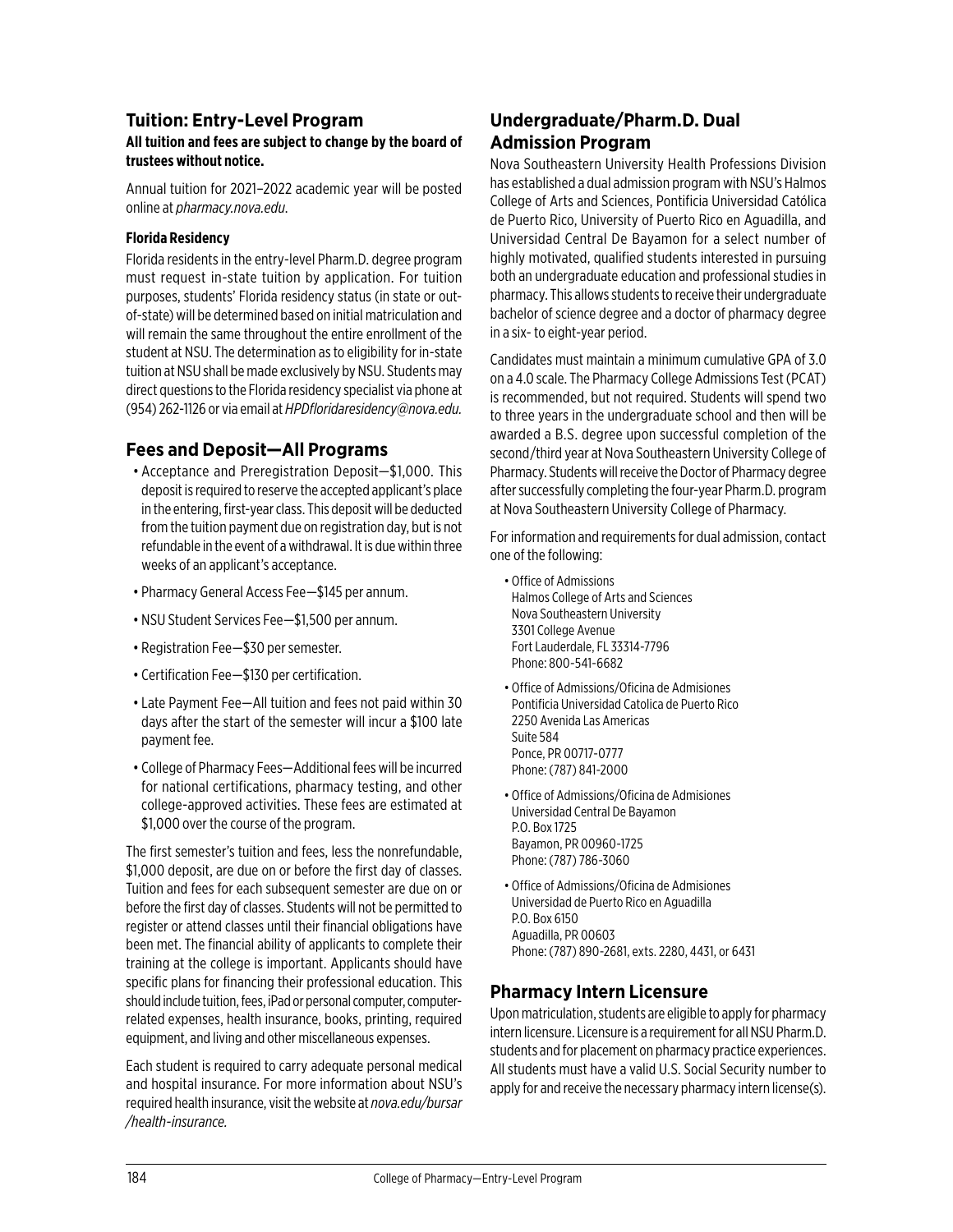## Tuition: Entry-Level Program

**All tuition and fees are subject to change by the board of trustees without notice.**

Annual tuition for 2021–2022 academic year will be posted online at *pharmacy.nova.edu.*

#### Florida Residency

Florida residents in the entry-level Pharm.D. degree program must request in-state tuition by application. For tuition purposes, students' Florida residency status (in state or out-of-state) will be determined based on initial matriculation and will remain the same throughout the entire enrollment of the student at NSU. The determination as to eligibility for in-state tuition at NSU shall be made exclusively by NSU. Students may direct questions to the Florida residency specialist via phone at (954) 262-1126 or via email at *HPDfloridaresidency@nova.edu.*

## Fees and Deposit—All Programs

- Acceptance and Preregistration Deposit—$1,000. This deposit is required to reserve the accepted applicant's place in the entering, first-year class. This deposit will be deducted from the tuition payment due on registration day, but is not refundable in the event of a withdrawal. It is due within three weeks of an applicant's acceptance.
- Pharmacy General Access Fee—$145 per annum.
- NSU Student Services Fee—$1,500 per annum.
- Registration Fee—$30 per semester.
- Certification Fee—$130 per certification.
- Late Payment Fee—All tuition and fees not paid within 30 days after the start of the semester will incur a $100 late payment fee.
- College of Pharmacy Fees—Additional fees will be incurred for national certifications, pharmacy testing, and other college-approved activities. These fees are estimated at $1,000 over the course of the program.

The first semester's tuition and fees, less the nonrefundable, $1,000 deposit, are due on or before the first day of classes. Tuition and fees for each subsequent semester are due on or before the first day of classes. Students will not be permitted to register or attend classes until their financial obligations have been met. The financial ability of applicants to complete their training at the college is important. Applicants should have specific plans for financing their professional education. This should include tuition, fees, iPad or personal computer, computer-related expenses, health insurance, books, printing, required equipment, and living and other miscellaneous expenses.

Each student is required to carry adequate personal medical and hospital insurance. For more information about NSU's required health insurance, visit the website at *nova.edu/bursar/health-insurance.*

## Undergraduate/Pharm.D. Dual Admission Program

Nova Southeastern University Health Professions Division has established a dual admission program with NSU's Halmos College of Arts and Sciences, Pontificia Universidad Católica de Puerto Rico, University of Puerto Rico en Aguadilla, and Universidad Central De Bayamon for a select number of highly motivated, qualified students interested in pursuing both an undergraduate education and professional studies in pharmacy. This allows students to receive their undergraduate bachelor of science degree and a doctor of pharmacy degree in a six- to eight-year period.

Candidates must maintain a minimum cumulative GPA of 3.0 on a 4.0 scale. The Pharmacy College Admissions Test (PCAT) is recommended, but not required. Students will spend two to three years in the undergraduate school and then will be awarded a B.S. degree upon successful completion of the second/third year at Nova Southeastern University College of Pharmacy. Students will receive the Doctor of Pharmacy degree after successfully completing the four-year Pharm.D. program at Nova Southeastern University College of Pharmacy.

For information and requirements for dual admission, contact one of the following:

- Office of Admissions  
  Halmos College of Arts and Sciences  
  Nova Southeastern University  
  3301 College Avenue  
  Fort Lauderdale, FL 33314-7796  
  Phone: 800-541-6682
- Office of Admissions/Oficina de Admisiones  
  Pontificia Universidad Catolica de Puerto Rico  
  2250 Avenida Las Americas  
  Suite 584  
  Ponce, PR 00717-0777  
  Phone: (787) 841-2000
- Office of Admissions/Oficina de Admisiones  
  Universidad Central De Bayamon  
  P.O. Box 1725  
  Bayamon, PR 00960-1725  
  Phone: (787) 786-3060
- Office of Admissions/Oficina de Admisiones  
  Universidad de Puerto Rico en Aguadilla  
  P.O. Box 6150  
  Aguadilla, PR 00603  
  Phone: (787) 890-2681, exts. 2280, 4431, or 6431

## Pharmacy Intern Licensure

Upon matriculation, students are eligible to apply for pharmacy intern licensure. Licensure is a requirement for all NSU Pharm.D. students and for placement on pharmacy practice experiences. All students must have a valid U.S. Social Security number to apply for and receive the necessary pharmacy intern license(s).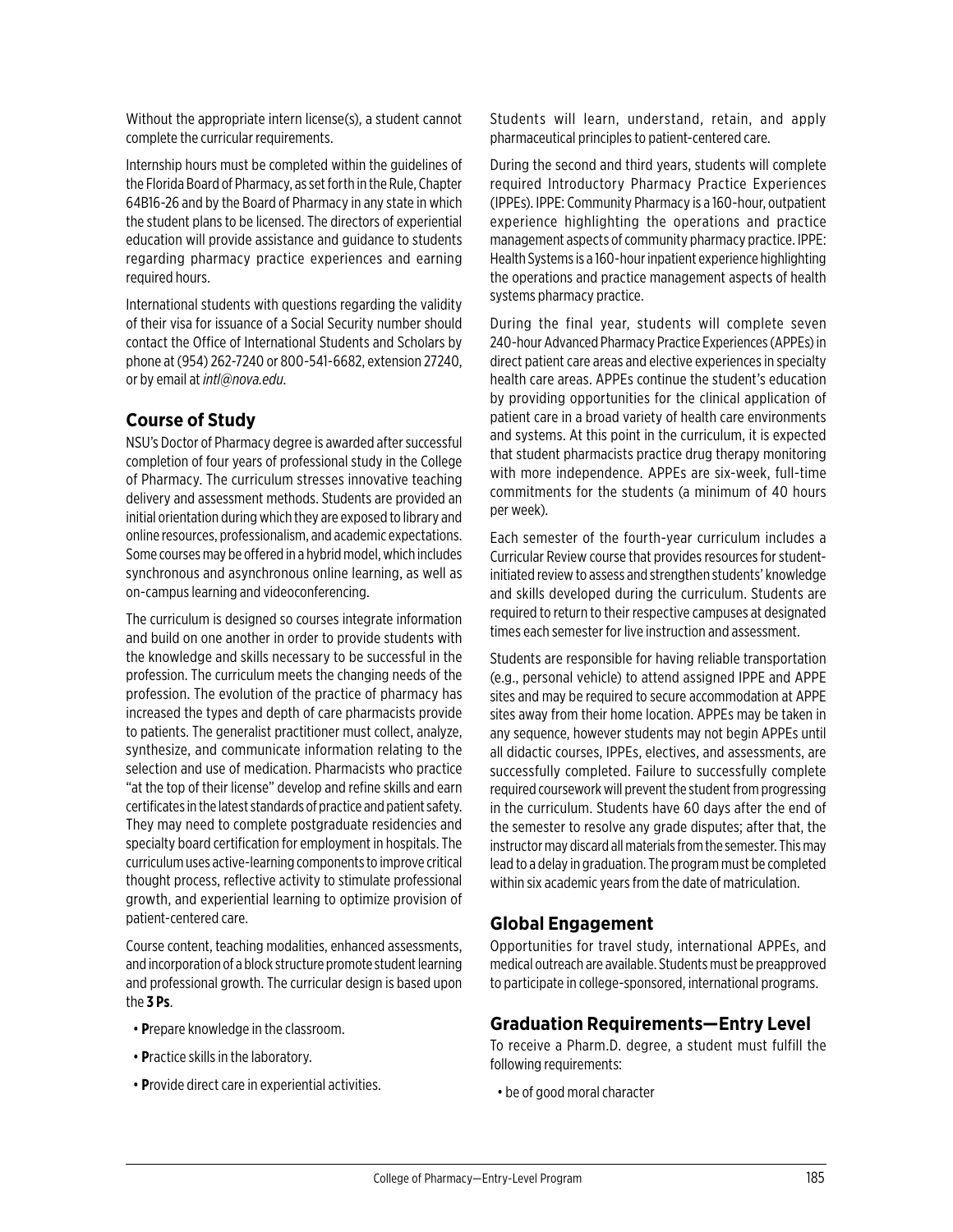Without the appropriate intern license(s), a student cannot complete the curricular requirements.

Internship hours must be completed within the guidelines of the Florida Board of Pharmacy, as set forth in the Rule, Chapter 64B16-26 and by the Board of Pharmacy in any state in which the student plans to be licensed. The directors of experiential education will provide assistance and guidance to students regarding pharmacy practice experiences and earning required hours.

International students with questions regarding the validity of their visa for issuance of a Social Security number should contact the Office of International Students and Scholars by phone at (954) 262-7240 or 800-541-6682, extension 27240, or by email at *intl@nova.edu*.

## Course of Study

NSU's Doctor of Pharmacy degree is awarded after successful completion of four years of professional study in the College of Pharmacy. The curriculum stresses innovative teaching delivery and assessment methods. Students are provided an initial orientation during which they are exposed to library and online resources, professionalism, and academic expectations. Some courses may be offered in a hybrid model, which includes synchronous and asynchronous online learning, as well as on-campus learning and videoconferencing.

The curriculum is designed so courses integrate information and build on one another in order to provide students with the knowledge and skills necessary to be successful in the profession. The curriculum meets the changing needs of the profession. The evolution of the practice of pharmacy has increased the types and depth of care pharmacists provide to patients. The generalist practitioner must collect, analyze, synthesize, and communicate information relating to the selection and use of medication. Pharmacists who practice "at the top of their license" develop and refine skills and earn certificates in the latest standards of practice and patient safety. They may need to complete postgraduate residencies and specialty board certification for employment in hospitals. The curriculum uses active-learning components to improve critical thought process, reflective activity to stimulate professional growth, and experiential learning to optimize provision of patient-centered care.

Course content, teaching modalities, enhanced assessments, and incorporation of a block structure promote student learning and professional growth. The curricular design is based upon the **3 Ps**.

- **P**repare knowledge in the classroom.
- **P**ractice skills in the laboratory.
- **P**rovide direct care in experiential activities.

Students will learn, understand, retain, and apply pharmaceutical principles to patient-centered care.

During the second and third years, students will complete required Introductory Pharmacy Practice Experiences (IPPEs). IPPE: Community Pharmacy is a 160-hour, outpatient experience highlighting the operations and practice management aspects of community pharmacy practice. IPPE: Health Systems is a 160-hour inpatient experience highlighting the operations and practice management aspects of health systems pharmacy practice.

During the final year, students will complete seven 240-hour Advanced Pharmacy Practice Experiences (APPEs) in direct patient care areas and elective experiences in specialty health care areas. APPEs continue the student's education by providing opportunities for the clinical application of patient care in a broad variety of health care environments and systems. At this point in the curriculum, it is expected that student pharmacists practice drug therapy monitoring with more independence. APPEs are six-week, full-time commitments for the students (a minimum of 40 hours per week).

Each semester of the fourth-year curriculum includes a Curricular Review course that provides resources for student-initiated review to assess and strengthen students' knowledge and skills developed during the curriculum. Students are required to return to their respective campuses at designated times each semester for live instruction and assessment.

Students are responsible for having reliable transportation (e.g., personal vehicle) to attend assigned IPPE and APPE sites and may be required to secure accommodation at APPE sites away from their home location. APPEs may be taken in any sequence, however students may not begin APPEs until all didactic courses, IPPEs, electives, and assessments, are successfully completed. Failure to successfully complete required coursework will prevent the student from progressing in the curriculum. Students have 60 days after the end of the semester to resolve any grade disputes; after that, the instructor may discard all materials from the semester. This may lead to a delay in graduation. The program must be completed within six academic years from the date of matriculation.

## Global Engagement

Opportunities for travel study, international APPEs, and medical outreach are available. Students must be preapproved to participate in college-sponsored, international programs.

## Graduation Requirements—Entry Level

To receive a Pharm.D. degree, a student must fulfill the following requirements:

- be of good moral character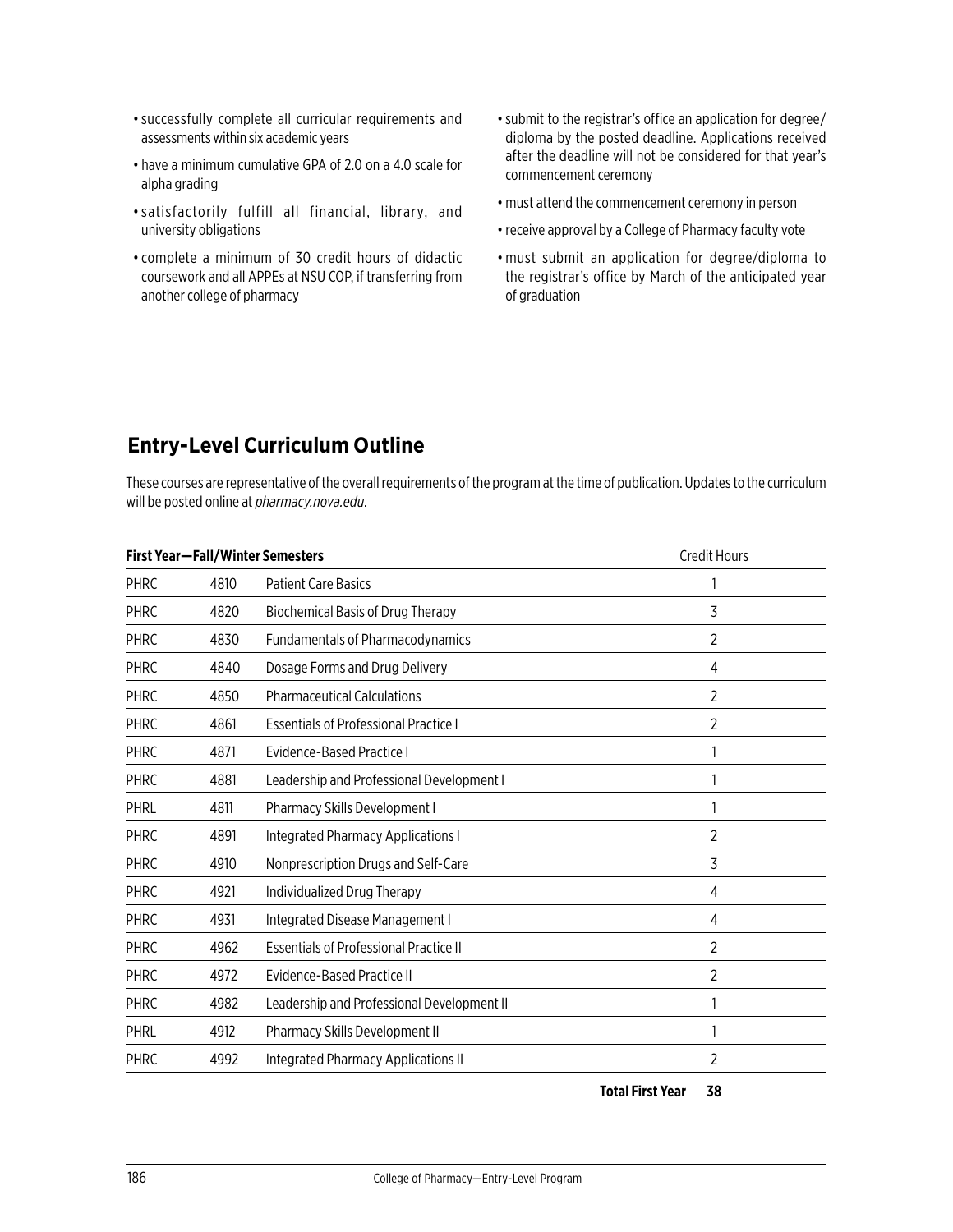- successfully complete all curricular requirements and assessments within six academic years
- have a minimum cumulative GPA of 2.0 on a 4.0 scale for alpha grading
- satisfactorily fulfill all financial, library, and university obligations
- complete a minimum of 30 credit hours of didactic coursework and all APPEs at NSU COP, if transferring from another college of pharmacy
- submit to the registrar's office an application for degree/diploma by the posted deadline. Applications received after the deadline will not be considered for that year's commencement ceremony
- must attend the commencement ceremony in person
- receive approval by a College of Pharmacy faculty vote
- must submit an application for degree/diploma to the registrar's office by March of the anticipated year of graduation

## Entry-Level Curriculum Outline

These courses are representative of the overall requirements of the program at the time of publication. Updates to the curriculum will be posted online at *pharmacy.nova.edu*.

| **First Year—Fall/Winter Semesters** | | | Credit Hours |
|---|---|---|---|
| PHRC | 4810 | Patient Care Basics | 1 |
| PHRC | 4820 | Biochemical Basis of Drug Therapy | 3 |
| PHRC | 4830 | Fundamentals of Pharmacodynamics | 2 |
| PHRC | 4840 | Dosage Forms and Drug Delivery | 4 |
| PHRC | 4850 | Pharmaceutical Calculations | 2 |
| PHRC | 4861 | Essentials of Professional Practice I | 2 |
| PHRC | 4871 | Evidence-Based Practice I | 1 |
| PHRC | 4881 | Leadership and Professional Development I | 1 |
| PHRL | 4811 | Pharmacy Skills Development I | 1 |
| PHRC | 4891 | Integrated Pharmacy Applications I | 2 |
| PHRC | 4910 | Nonprescription Drugs and Self-Care | 3 |
| PHRC | 4921 | Individualized Drug Therapy | 4 |
| PHRC | 4931 | Integrated Disease Management I | 4 |
| PHRC | 4962 | Essentials of Professional Practice II | 2 |
| PHRC | 4972 | Evidence-Based Practice II | 2 |
| PHRC | 4982 | Leadership and Professional Development II | 1 |
| PHRL | 4912 | Pharmacy Skills Development II | 1 |
| PHRC | 4992 | Integrated Pharmacy Applications II | 2 |
| | | **Total First Year** | **38** |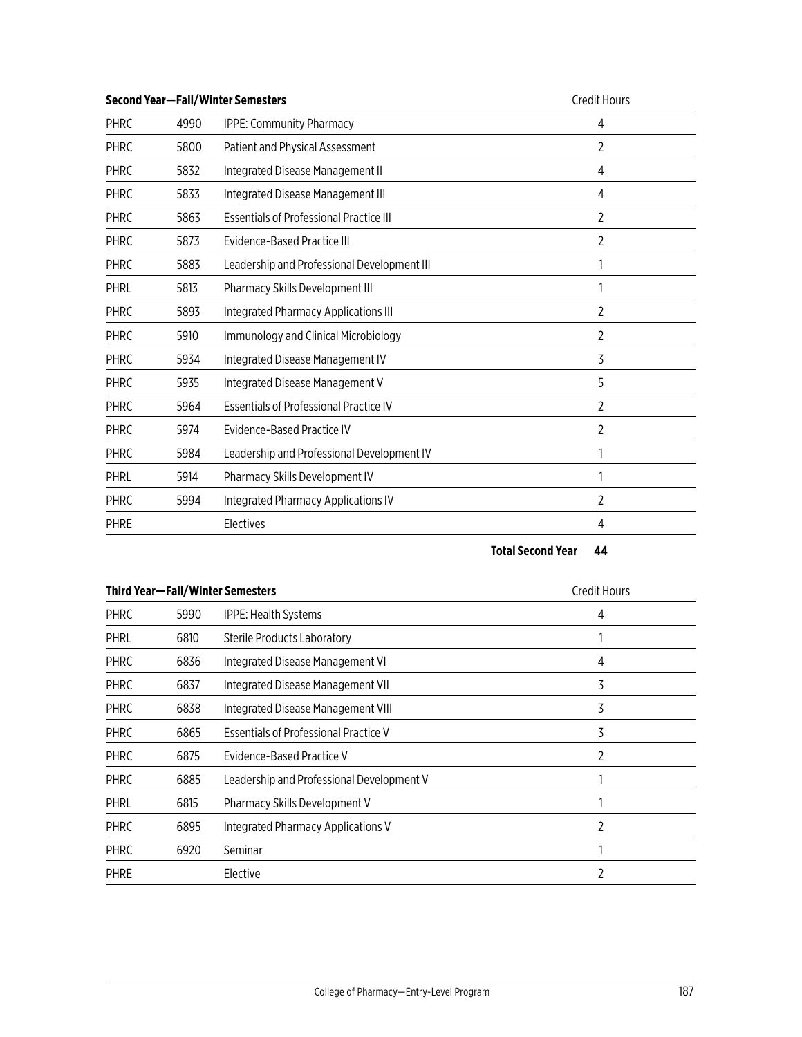| Second Year—Fall/Winter Semesters | | | Credit Hours |
|---|---|---|---|
| PHRC | 4990 | IPPE: Community Pharmacy | 4 |
| PHRC | 5800 | Patient and Physical Assessment | 2 |
| PHRC | 5832 | Integrated Disease Management II | 4 |
| PHRC | 5833 | Integrated Disease Management III | 4 |
| PHRC | 5863 | Essentials of Professional Practice III | 2 |
| PHRC | 5873 | Evidence-Based Practice III | 2 |
| PHRC | 5883 | Leadership and Professional Development III | 1 |
| PHRL | 5813 | Pharmacy Skills Development III | 1 |
| PHRC | 5893 | Integrated Pharmacy Applications III | 2 |
| PHRC | 5910 | Immunology and Clinical Microbiology | 2 |
| PHRC | 5934 | Integrated Disease Management IV | 3 |
| PHRC | 5935 | Integrated Disease Management V | 5 |
| PHRC | 5964 | Essentials of Professional Practice IV | 2 |
| PHRC | 5974 | Evidence-Based Practice IV | 2 |
| PHRC | 5984 | Leadership and Professional Development IV | 1 |
| PHRL | 5914 | Pharmacy Skills Development IV | 1 |
| PHRC | 5994 | Integrated Pharmacy Applications IV | 2 |
| PHRE | | Electives | 4 |
| | | **Total Second Year** | **44** |

| Third Year—Fall/Winter Semesters | | | Credit Hours |
|---|---|---|---|
| PHRC | 5990 | IPPE: Health Systems | 4 |
| PHRL | 6810 | Sterile Products Laboratory | 1 |
| PHRC | 6836 | Integrated Disease Management VI | 4 |
| PHRC | 6837 | Integrated Disease Management VII | 3 |
| PHRC | 6838 | Integrated Disease Management VIII | 3 |
| PHRC | 6865 | Essentials of Professional Practice V | 3 |
| PHRC | 6875 | Evidence-Based Practice V | 2 |
| PHRC | 6885 | Leadership and Professional Development V | 1 |
| PHRL | 6815 | Pharmacy Skills Development V | 1 |
| PHRC | 6895 | Integrated Pharmacy Applications V | 2 |
| PHRC | 6920 | Seminar | 1 |
| PHRE | | Elective | 2 |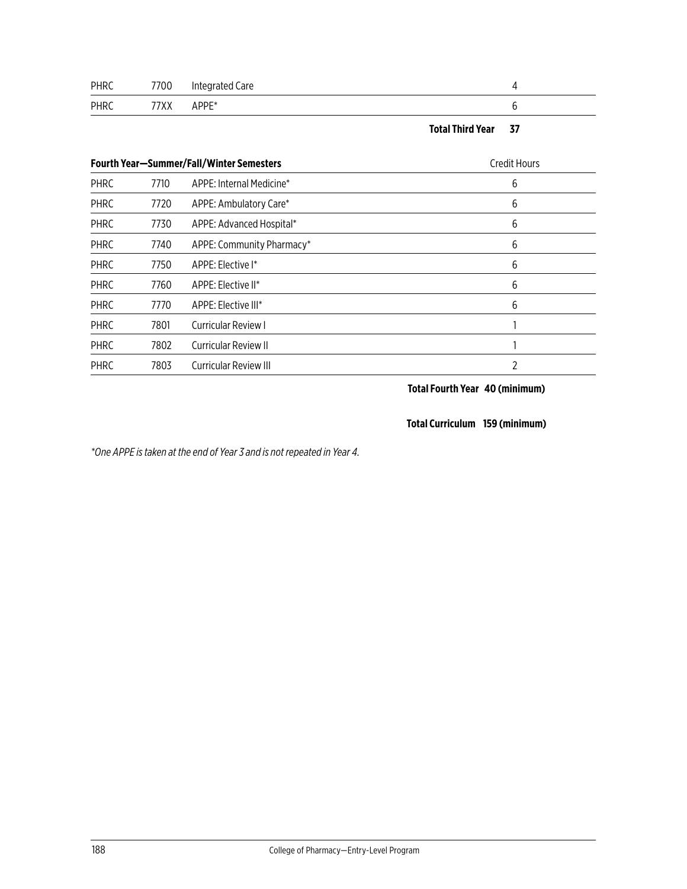| | | | |
|---|---|---|---|
| PHRC | 7700 | Integrated Care | 4 |
| PHRC | 77XX | APPE* | 6 |
| | | **Total Third Year** | **37** |

| **Fourth Year—Summer/Fall/Winter Semesters** | | | Credit Hours |
|---|---|---|---|
| PHRC | 7710 | APPE: Internal Medicine* | 6 |
| PHRC | 7720 | APPE: Ambulatory Care* | 6 |
| PHRC | 7730 | APPE: Advanced Hospital* | 6 |
| PHRC | 7740 | APPE: Community Pharmacy* | 6 |
| PHRC | 7750 | APPE: Elective I* | 6 |
| PHRC | 7760 | APPE: Elective II* | 6 |
| PHRC | 7770 | APPE: Elective III* | 6 |
| PHRC | 7801 | Curricular Review I | 1 |
| PHRC | 7802 | Curricular Review II | 1 |
| PHRC | 7803 | Curricular Review III | 2 |
| | | **Total Fourth Year** | **40 (minimum)** |
| | | **Total Curriculum** | **159 (minimum)** |

*\*One APPE is taken at the end of Year 3 and is not repeated in Year 4.*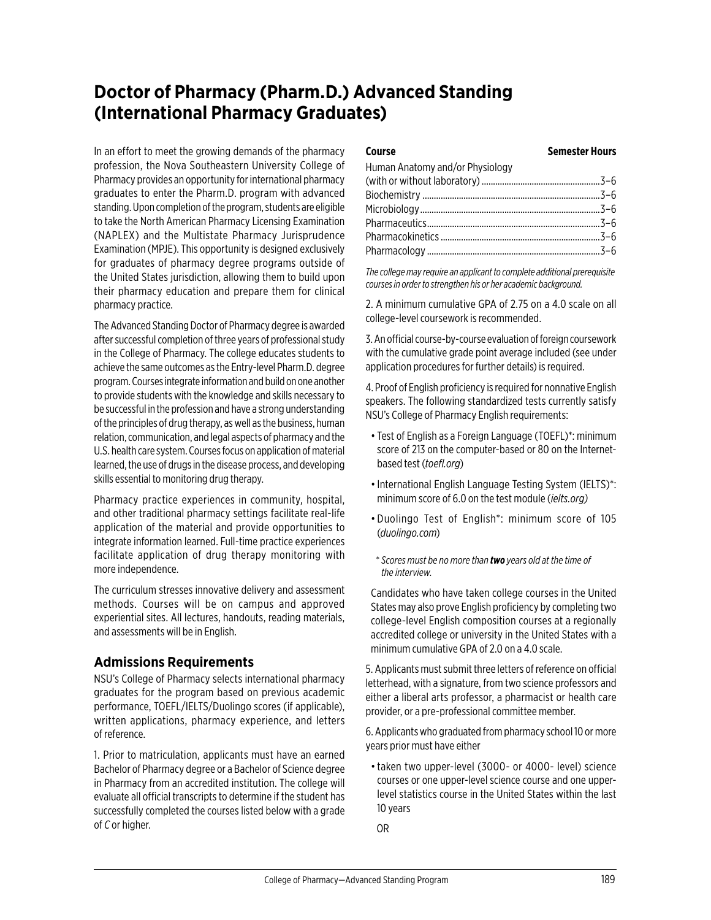# Doctor of Pharmacy (Pharm.D.) Advanced Standing (International Pharmacy Graduates)

In an effort to meet the growing demands of the pharmacy profession, the Nova Southeastern University College of Pharmacy provides an opportunity for international pharmacy graduates to enter the Pharm.D. program with advanced standing. Upon completion of the program, students are eligible to take the North American Pharmacy Licensing Examination (NAPLEX) and the Multistate Pharmacy Jurisprudence Examination (MPJE). This opportunity is designed exclusively for graduates of pharmacy degree programs outside of the United States jurisdiction, allowing them to build upon their pharmacy education and prepare them for clinical pharmacy practice.

The Advanced Standing Doctor of Pharmacy degree is awarded after successful completion of three years of professional study in the College of Pharmacy. The college educates students to achieve the same outcomes as the Entry-level Pharm.D. degree program. Courses integrate information and build on one another to provide students with the knowledge and skills necessary to be successful in the profession and have a strong understanding of the principles of drug therapy, as well as the business, human relation, communication, and legal aspects of pharmacy and the U.S. health care system. Courses focus on application of material learned, the use of drugs in the disease process, and developing skills essential to monitoring drug therapy.

Pharmacy practice experiences in community, hospital, and other traditional pharmacy settings facilitate real-life application of the material and provide opportunities to integrate information learned. Full-time practice experiences facilitate application of drug therapy monitoring with more independence.

The curriculum stresses innovative delivery and assessment methods. Courses will be on campus and approved experiential sites. All lectures, handouts, reading materials, and assessments will be in English.

## Admissions Requirements

NSU's College of Pharmacy selects international pharmacy graduates for the program based on previous academic performance, TOEFL/IELTS/Duolingo scores (if applicable), written applications, pharmacy experience, and letters of reference.

1. Prior to matriculation, applicants must have an earned Bachelor of Pharmacy degree or a Bachelor of Science degree in Pharmacy from an accredited institution. The college will evaluate all official transcripts to determine if the student has successfully completed the courses listed below with a grade of *C* or higher.

| Course | Semester Hours |
|---|---|
| Human Anatomy and/or Physiology (with or without laboratory) | 3–6 |
| Biochemistry | 3–6 |
| Microbiology | 3–6 |
| Pharmaceutics | 3–6 |
| Pharmacokinetics | 3–6 |
| Pharmacology | 3–6 |

*The college may require an applicant to complete additional prerequisite courses in order to strengthen his or her academic background.*

2. A minimum cumulative GPA of 2.75 on a 4.0 scale on all college-level coursework is recommended.

3. An official course-by-course evaluation of foreign coursework with the cumulative grade point average included (see under application procedures for further details) is required.

4. Proof of English proficiency is required for nonnative English speakers. The following standardized tests currently satisfy NSU's College of Pharmacy English requirements:

- Test of English as a Foreign Language (TOEFL)*: minimum score of 213 on the computer-based or 80 on the Internet-based test (*toefl.org*)
- International English Language Testing System (IELTS)*: minimum score of 6.0 on the test module (*ielts.org)*
- Duolingo Test of English*: minimum score of 105 (*duolingo.com*)

*\* Scores must be no more than **two** years old at the time of the interview.*

Candidates who have taken college courses in the United States may also prove English proficiency by completing two college-level English composition courses at a regionally accredited college or university in the United States with a minimum cumulative GPA of 2.0 on a 4.0 scale.

5. Applicants must submit three letters of reference on official letterhead, with a signature, from two science professors and either a liberal arts professor, a pharmacist or health care provider, or a pre-professional committee member.

6. Applicants who graduated from pharmacy school 10 or more years prior must have either

- taken two upper-level (3000- or 4000- level) science courses or one upper-level science course and one upper-level statistics course in the United States within the last 10 years

OR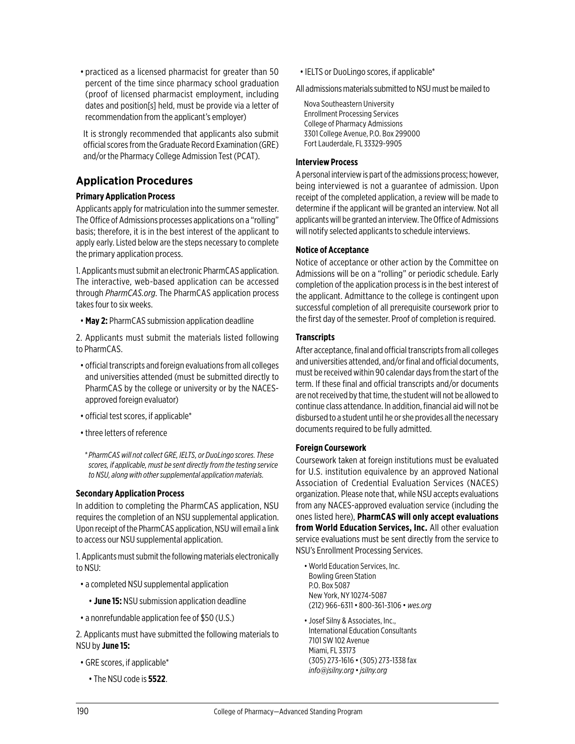- practiced as a licensed pharmacist for greater than 50 percent of the time since pharmacy school graduation (proof of licensed pharmacist employment, including dates and position[s] held, must be provide via a letter of recommendation from the applicant's employer)

It is strongly recommended that applicants also submit official scores from the Graduate Record Examination (GRE) and/or the Pharmacy College Admission Test (PCAT).

## Application Procedures

### Primary Application Process

Applicants apply for matriculation into the summer semester. The Office of Admissions processes applications on a "rolling" basis; therefore, it is in the best interest of the applicant to apply early. Listed below are the steps necessary to complete the primary application process.

1. Applicants must submit an electronic PharmCAS application. The interactive, web-based application can be accessed through *PharmCAS.org*. The PharmCAS application process takes four to six weeks.

   - **May 2:** PharmCAS submission application deadline

2. Applicants must submit the materials listed following to PharmCAS.

   - official transcripts and foreign evaluations from all colleges and universities attended (must be submitted directly to PharmCAS by the college or university or by the NACES-approved foreign evaluator)
   - official test scores, if applicable*
   - three letters of reference

*\* PharmCAS will not collect GRE, IELTS, or DuoLingo scores. These scores, if applicable, must be sent directly from the testing service to NSU, along with other supplemental application materials.*

### Secondary Application Process

In addition to completing the PharmCAS application, NSU requires the completion of an NSU supplemental application. Upon receipt of the PharmCAS application, NSU will email a link to access our NSU supplemental application.

1. Applicants must submit the following materials electronically to NSU:

   - a completed NSU supplemental application
     - **June 15:** NSU submission application deadline
   - a nonrefundable application fee of $50 (U.S.)

2. Applicants must have submitted the following materials to NSU by **June 15:**

   - GRE scores, if applicable*
     - The NSU code is **5522**.
   - IELTS or DuoLingo scores, if applicable*

All admissions materials submitted to NSU must be mailed to

Nova Southeastern University
Enrollment Processing Services
College of Pharmacy Admissions
3301 College Avenue, P.O. Box 299000
Fort Lauderdale, FL 33329-9905

### Interview Process

A personal interview is part of the admissions process; however, being interviewed is not a guarantee of admission. Upon receipt of the completed application, a review will be made to determine if the applicant will be granted an interview. Not all applicants will be granted an interview. The Office of Admissions will notify selected applicants to schedule interviews.

### Notice of Acceptance

Notice of acceptance or other action by the Committee on Admissions will be on a "rolling" or periodic schedule. Early completion of the application process is in the best interest of the applicant. Admittance to the college is contingent upon successful completion of all prerequisite coursework prior to the first day of the semester. Proof of completion is required.

### Transcripts

After acceptance, final and official transcripts from all colleges and universities attended, and/or final and official documents, must be received within 90 calendar days from the start of the term. If these final and official transcripts and/or documents are not received by that time, the student will not be allowed to continue class attendance. In addition, financial aid will not be disbursed to a student until he or she provides all the necessary documents required to be fully admitted.

### Foreign Coursework

Coursework taken at foreign institutions must be evaluated for U.S. institution equivalence by an approved National Association of Credential Evaluation Services (NACES) organization. Please note that, while NSU accepts evaluations from any NACES-approved evaluation service (including the ones listed here), **PharmCAS will only accept evaluations from World Education Services, Inc.** All other evaluation service evaluations must be sent directly from the service to NSU's Enrollment Processing Services.

- World Education Services, Inc.
  Bowling Green Station
  P.O. Box 5087
  New York, NY 10274-5087
  (212) 966-6311 • 800-361-3106 • *wes.org*

- Josef Silny & Associates, Inc.,
  International Education Consultants
  7101 SW 102 Avenue
  Miami, FL 33173
  (305) 273-1616 • (305) 273-1338 fax
  *info@jsilny.org • jsilny.org*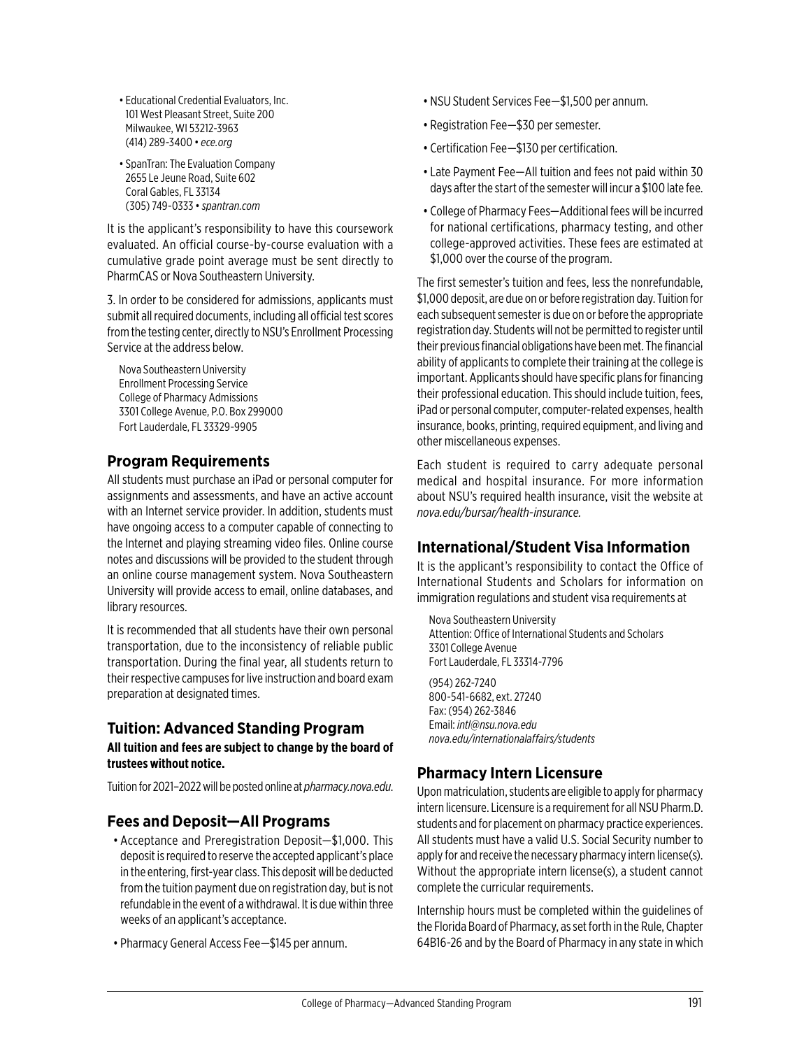- Educational Credential Evaluators, Inc.
  101 West Pleasant Street, Suite 200
  Milwaukee, WI 53212-3963
  (414) 289-3400 • *ece.org*

- SpanTran: The Evaluation Company
  2655 Le Jeune Road, Suite 602
  Coral Gables, FL 33134
  (305) 749-0333 • *spantran.com*

It is the applicant's responsibility to have this coursework evaluated. An official course-by-course evaluation with a cumulative grade point average must be sent directly to PharmCAS or Nova Southeastern University.

3. In order to be considered for admissions, applicants must submit all required documents, including all official test scores from the testing center, directly to NSU's Enrollment Processing Service at the address below.

Nova Southeastern University
Enrollment Processing Service
College of Pharmacy Admissions
3301 College Avenue, P.O. Box 299000
Fort Lauderdale, FL 33329-9905

## Program Requirements

All students must purchase an iPad or personal computer for assignments and assessments, and have an active account with an Internet service provider. In addition, students must have ongoing access to a computer capable of connecting to the Internet and playing streaming video files. Online course notes and discussions will be provided to the student through an online course management system. Nova Southeastern University will provide access to email, online databases, and library resources.

It is recommended that all students have their own personal transportation, due to the inconsistency of reliable public transportation. During the final year, all students return to their respective campuses for live instruction and board exam preparation at designated times.

## Tuition: Advanced Standing Program

**All tuition and fees are subject to change by the board of trustees without notice.**

Tuition for 2021–2022 will be posted online at *pharmacy.nova.edu*.

## Fees and Deposit—All Programs

- Acceptance and Preregistration Deposit—$1,000. This deposit is required to reserve the accepted applicant's place in the entering, first-year class. This deposit will be deducted from the tuition payment due on registration day, but is not refundable in the event of a withdrawal. It is due within three weeks of an applicant's acceptance.
- Pharmacy General Access Fee—$145 per annum.
- NSU Student Services Fee—$1,500 per annum.
- Registration Fee—$30 per semester.
- Certification Fee—$130 per certification.
- Late Payment Fee—All tuition and fees not paid within 30 days after the start of the semester will incur a $100 late fee.
- College of Pharmacy Fees—Additional fees will be incurred for national certifications, pharmacy testing, and other college-approved activities. These fees are estimated at $1,000 over the course of the program.

The first semester's tuition and fees, less the nonrefundable, $1,000 deposit, are due on or before registration day. Tuition for each subsequent semester is due on or before the appropriate registration day. Students will not be permitted to register until their previous financial obligations have been met. The financial ability of applicants to complete their training at the college is important. Applicants should have specific plans for financing their professional education. This should include tuition, fees, iPad or personal computer, computer-related expenses, health insurance, books, printing, required equipment, and living and other miscellaneous expenses.

Each student is required to carry adequate personal medical and hospital insurance. For more information about NSU's required health insurance, visit the website at *nova.edu/bursar/health-insurance.*

## International/Student Visa Information

It is the applicant's responsibility to contact the Office of International Students and Scholars for information on immigration regulations and student visa requirements at

Nova Southeastern University
Attention: Office of International Students and Scholars
3301 College Avenue
Fort Lauderdale, FL 33314-7796

(954) 262-7240
800-541-6682, ext. 27240
Fax: (954) 262-3846
Email: *intl@nsu.nova.edu*
*nova.edu/internationalaffairs/students*

## Pharmacy Intern Licensure

Upon matriculation, students are eligible to apply for pharmacy intern licensure. Licensure is a requirement for all NSU Pharm.D. students and for placement on pharmacy practice experiences. All students must have a valid U.S. Social Security number to apply for and receive the necessary pharmacy intern license(s). Without the appropriate intern license(s), a student cannot complete the curricular requirements.

Internship hours must be completed within the guidelines of the Florida Board of Pharmacy, as set forth in the Rule, Chapter 64B16-26 and by the Board of Pharmacy in any state in which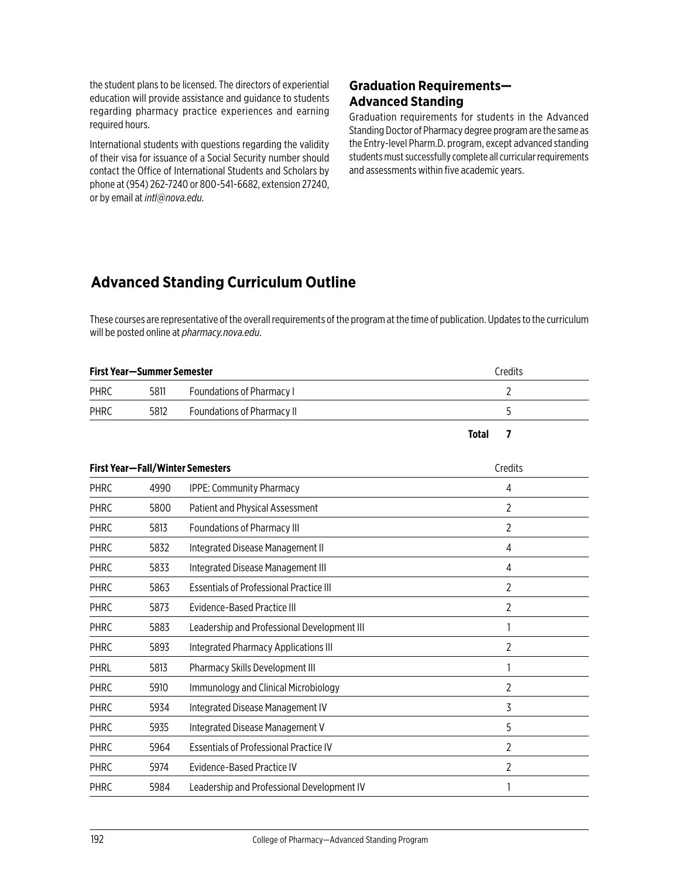the student plans to be licensed. The directors of experiential education will provide assistance and guidance to students regarding pharmacy practice experiences and earning required hours.

International students with questions regarding the validity of their visa for issuance of a Social Security number should contact the Office of International Students and Scholars by phone at (954) 262-7240 or 800-541-6682, extension 27240, or by email at *intl@nova.edu*.

## Graduation Requirements—Advanced Standing

Graduation requirements for students in the Advanced Standing Doctor of Pharmacy degree program are the same as the Entry-level Pharm.D. program, except advanced standing students must successfully complete all curricular requirements and assessments within five academic years.

# Advanced Standing Curriculum Outline

These courses are representative of the overall requirements of the program at the time of publication. Updates to the curriculum will be posted online at *pharmacy.nova.edu*.

| **First Year—Summer Semester** | | | Credits |
|---|---|---|---|
| PHRC | 5811 | Foundations of Pharmacy I | 2 |
| PHRC | 5812 | Foundations of Pharmacy II | 5 |
| | | **Total** | **7** |

| **First Year—Fall/Winter Semesters** | | | Credits |
|---|---|---|---|
| PHRC | 4990 | IPPE: Community Pharmacy | 4 |
| PHRC | 5800 | Patient and Physical Assessment | 2 |
| PHRC | 5813 | Foundations of Pharmacy III | 2 |
| PHRC | 5832 | Integrated Disease Management II | 4 |
| PHRC | 5833 | Integrated Disease Management III | 4 |
| PHRC | 5863 | Essentials of Professional Practice III | 2 |
| PHRC | 5873 | Evidence-Based Practice III | 2 |
| PHRC | 5883 | Leadership and Professional Development III | 1 |
| PHRC | 5893 | Integrated Pharmacy Applications III | 2 |
| PHRL | 5813 | Pharmacy Skills Development III | 1 |
| PHRC | 5910 | Immunology and Clinical Microbiology | 2 |
| PHRC | 5934 | Integrated Disease Management IV | 3 |
| PHRC | 5935 | Integrated Disease Management V | 5 |
| PHRC | 5964 | Essentials of Professional Practice IV | 2 |
| PHRC | 5974 | Evidence-Based Practice IV | 2 |
| PHRC | 5984 | Leadership and Professional Development IV | 1 |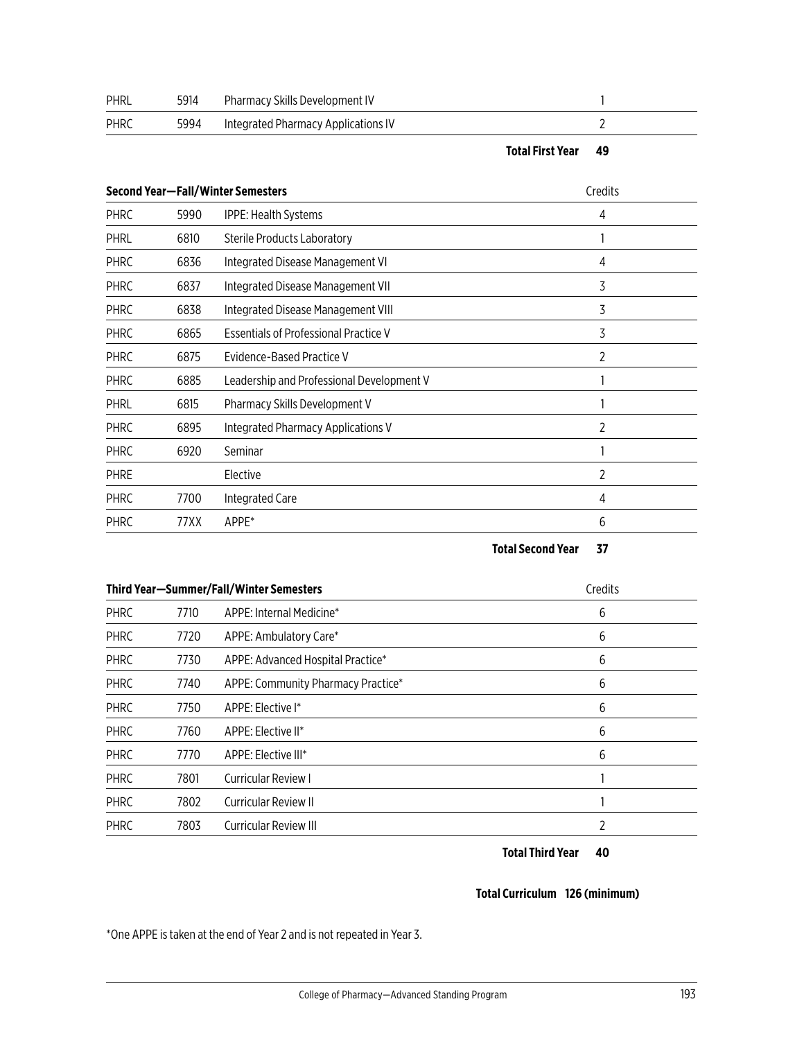| | | | |
|---|---|---|---|
| PHRL | 5914 | Pharmacy Skills Development IV | 1 |
| PHRC | 5994 | Integrated Pharmacy Applications IV | 2 |
| | | **Total First Year** | **49** |

| **Second Year—Fall/Winter Semesters** | | | Credits |
|---|---|---|---|
| PHRC | 5990 | IPPE: Health Systems | 4 |
| PHRL | 6810 | Sterile Products Laboratory | 1 |
| PHRC | 6836 | Integrated Disease Management VI | 4 |
| PHRC | 6837 | Integrated Disease Management VII | 3 |
| PHRC | 6838 | Integrated Disease Management VIII | 3 |
| PHRC | 6865 | Essentials of Professional Practice V | 3 |
| PHRC | 6875 | Evidence-Based Practice V | 2 |
| PHRC | 6885 | Leadership and Professional Development V | 1 |
| PHRL | 6815 | Pharmacy Skills Development V | 1 |
| PHRC | 6895 | Integrated Pharmacy Applications V | 2 |
| PHRC | 6920 | Seminar | 1 |
| PHRE | | Elective | 2 |
| PHRC | 7700 | Integrated Care | 4 |
| PHRC | 77XX | APPE* | 6 |
| | | **Total Second Year** | **37** |

| **Third Year—Summer/Fall/Winter Semesters** | | | Credits |
|---|---|---|---|
| PHRC | 7710 | APPE: Internal Medicine* | 6 |
| PHRC | 7720 | APPE: Ambulatory Care* | 6 |
| PHRC | 7730 | APPE: Advanced Hospital Practice* | 6 |
| PHRC | 7740 | APPE: Community Pharmacy Practice* | 6 |
| PHRC | 7750 | APPE: Elective I* | 6 |
| PHRC | 7760 | APPE: Elective II* | 6 |
| PHRC | 7770 | APPE: Elective III* | 6 |
| PHRC | 7801 | Curricular Review I | 1 |
| PHRC | 7802 | Curricular Review II | 1 |
| PHRC | 7803 | Curricular Review III | 2 |
| | | **Total Third Year** | **40** |

**Total Curriculum 126 (minimum)**

*One APPE is taken at the end of Year 2 and is not repeated in Year 3.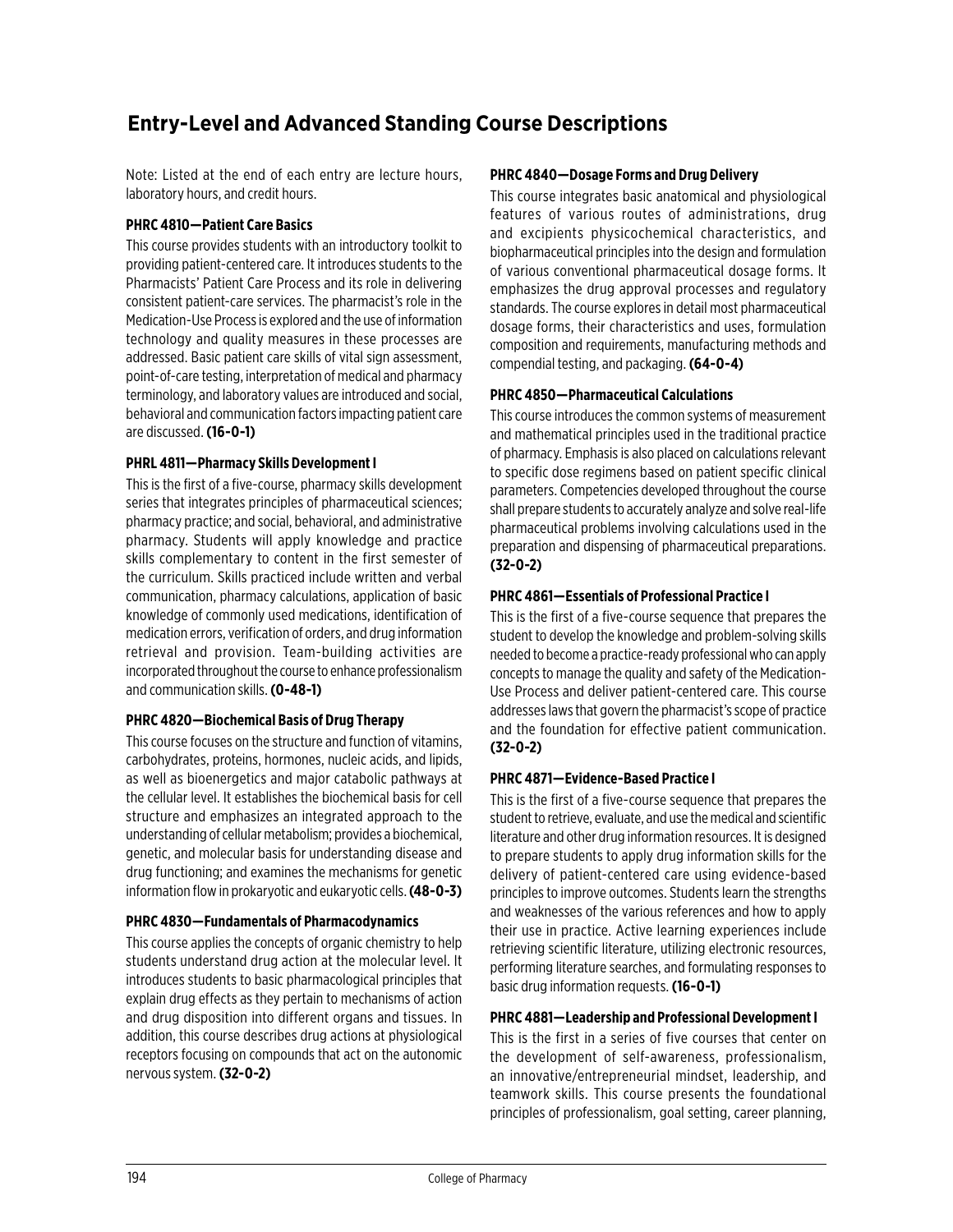# Entry-Level and Advanced Standing Course Descriptions

Note: Listed at the end of each entry are lecture hours, laboratory hours, and credit hours.

### PHRC 4810—Patient Care Basics

This course provides students with an introductory toolkit to providing patient-centered care. It introduces students to the Pharmacists' Patient Care Process and its role in delivering consistent patient-care services. The pharmacist's role in the Medication-Use Process is explored and the use of information technology and quality measures in these processes are addressed. Basic patient care skills of vital sign assessment, point-of-care testing, interpretation of medical and pharmacy terminology, and laboratory values are introduced and social, behavioral and communication factors impacting patient care are discussed. **(16-0-1)**

### PHRL 4811—Pharmacy Skills Development I

This is the first of a five-course, pharmacy skills development series that integrates principles of pharmaceutical sciences; pharmacy practice; and social, behavioral, and administrative pharmacy. Students will apply knowledge and practice skills complementary to content in the first semester of the curriculum. Skills practiced include written and verbal communication, pharmacy calculations, application of basic knowledge of commonly used medications, identification of medication errors, verification of orders, and drug information retrieval and provision. Team-building activities are incorporated throughout the course to enhance professionalism and communication skills. **(0-48-1)**

### PHRC 4820—Biochemical Basis of Drug Therapy

This course focuses on the structure and function of vitamins, carbohydrates, proteins, hormones, nucleic acids, and lipids, as well as bioenergetics and major catabolic pathways at the cellular level. It establishes the biochemical basis for cell structure and emphasizes an integrated approach to the understanding of cellular metabolism; provides a biochemical, genetic, and molecular basis for understanding disease and drug functioning; and examines the mechanisms for genetic information flow in prokaryotic and eukaryotic cells. **(48-0-3)**

### PHRC 4830—Fundamentals of Pharmacodynamics

This course applies the concepts of organic chemistry to help students understand drug action at the molecular level. It introduces students to basic pharmacological principles that explain drug effects as they pertain to mechanisms of action and drug disposition into different organs and tissues. In addition, this course describes drug actions at physiological receptors focusing on compounds that act on the autonomic nervous system. **(32-0-2)**

### PHRC 4840—Dosage Forms and Drug Delivery

This course integrates basic anatomical and physiological features of various routes of administrations, drug and excipients physicochemical characteristics, and biopharmaceutical principles into the design and formulation of various conventional pharmaceutical dosage forms. It emphasizes the drug approval processes and regulatory standards. The course explores in detail most pharmaceutical dosage forms, their characteristics and uses, formulation composition and requirements, manufacturing methods and compendial testing, and packaging. **(64-0-4)**

### PHRC 4850—Pharmaceutical Calculations

This course introduces the common systems of measurement and mathematical principles used in the traditional practice of pharmacy. Emphasis is also placed on calculations relevant to specific dose regimens based on patient specific clinical parameters. Competencies developed throughout the course shall prepare students to accurately analyze and solve real-life pharmaceutical problems involving calculations used in the preparation and dispensing of pharmaceutical preparations. **(32-0-2)**

### PHRC 4861—Essentials of Professional Practice I

This is the first of a five-course sequence that prepares the student to develop the knowledge and problem-solving skills needed to become a practice-ready professional who can apply concepts to manage the quality and safety of the Medication-Use Process and deliver patient-centered care. This course addresses laws that govern the pharmacist's scope of practice and the foundation for effective patient communication. **(32-0-2)**

### PHRC 4871—Evidence-Based Practice I

This is the first of a five-course sequence that prepares the student to retrieve, evaluate, and use the medical and scientific literature and other drug information resources. It is designed to prepare students to apply drug information skills for the delivery of patient-centered care using evidence-based principles to improve outcomes. Students learn the strengths and weaknesses of the various references and how to apply their use in practice. Active learning experiences include retrieving scientific literature, utilizing electronic resources, performing literature searches, and formulating responses to basic drug information requests. **(16-0-1)**

### PHRC 4881—Leadership and Professional Development I

This is the first in a series of five courses that center on the development of self-awareness, professionalism, an innovative/entrepreneurial mindset, leadership, and teamwork skills. This course presents the foundational principles of professionalism, goal setting, career planning,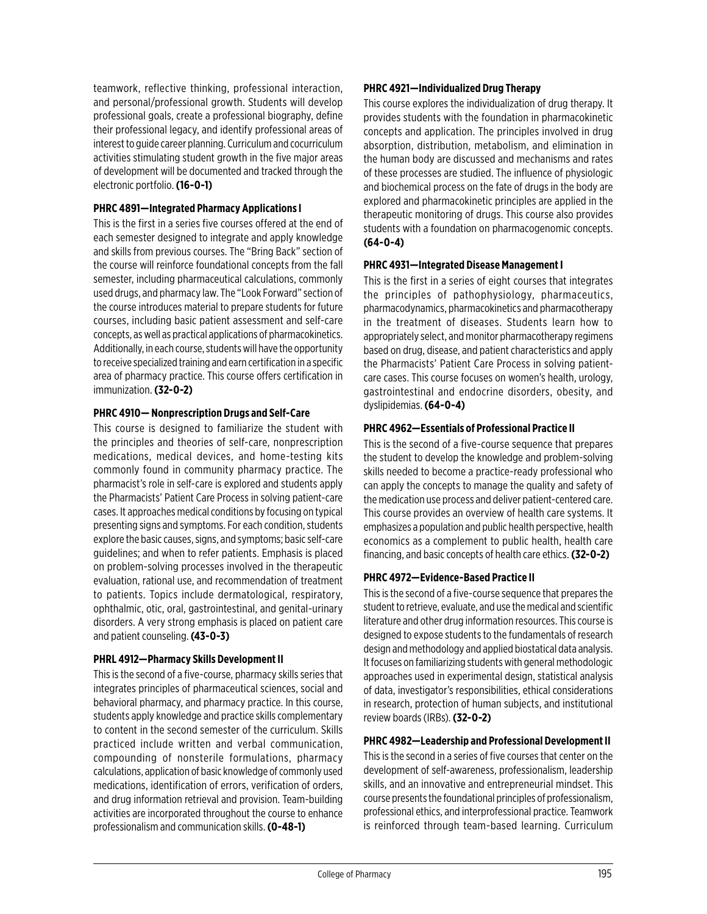teamwork, reflective thinking, professional interaction, and personal/professional growth. Students will develop professional goals, create a professional biography, define their professional legacy, and identify professional areas of interest to guide career planning. Curriculum and cocurriculum activities stimulating student growth in the five major areas of development will be documented and tracked through the electronic portfolio. **(16-0-1)**

**PHRC 4891—Integrated Pharmacy Applications I**

This is the first in a series five courses offered at the end of each semester designed to integrate and apply knowledge and skills from previous courses. The "Bring Back" section of the course will reinforce foundational concepts from the fall semester, including pharmaceutical calculations, commonly used drugs, and pharmacy law. The "Look Forward" section of the course introduces material to prepare students for future courses, including basic patient assessment and self-care concepts, as well as practical applications of pharmacokinetics. Additionally, in each course, students will have the opportunity to receive specialized training and earn certification in a specific area of pharmacy practice. This course offers certification in immunization. **(32-0-2)**

**PHRC 4910— Nonprescription Drugs and Self-Care**

This course is designed to familiarize the student with the principles and theories of self-care, nonprescription medications, medical devices, and home-testing kits commonly found in community pharmacy practice. The pharmacist's role in self-care is explored and students apply the Pharmacists' Patient Care Process in solving patient-care cases. It approaches medical conditions by focusing on typical presenting signs and symptoms. For each condition, students explore the basic causes, signs, and symptoms; basic self-care guidelines; and when to refer patients. Emphasis is placed on problem-solving processes involved in the therapeutic evaluation, rational use, and recommendation of treatment to patients. Topics include dermatological, respiratory, ophthalmic, otic, oral, gastrointestinal, and genital-urinary disorders. A very strong emphasis is placed on patient care and patient counseling. **(43-0-3)**

**PHRL 4912—Pharmacy Skills Development II**

This is the second of a five-course, pharmacy skills series that integrates principles of pharmaceutical sciences, social and behavioral pharmacy, and pharmacy practice. In this course, students apply knowledge and practice skills complementary to content in the second semester of the curriculum. Skills practiced include written and verbal communication, compounding of nonsterile formulations, pharmacy calculations, application of basic knowledge of commonly used medications, identification of errors, verification of orders, and drug information retrieval and provision. Team-building activities are incorporated throughout the course to enhance professionalism and communication skills. **(0-48-1)**

**PHRC 4921—Individualized Drug Therapy**

This course explores the individualization of drug therapy. It provides students with the foundation in pharmacokinetic concepts and application. The principles involved in drug absorption, distribution, metabolism, and elimination in the human body are discussed and mechanisms and rates of these processes are studied. The influence of physiologic and biochemical process on the fate of drugs in the body are explored and pharmacokinetic principles are applied in the therapeutic monitoring of drugs. This course also provides students with a foundation on pharmacogenomic concepts. **(64-0-4)**

**PHRC 4931—Integrated Disease Management I**

This is the first in a series of eight courses that integrates the principles of pathophysiology, pharmaceutics, pharmacodynamics, pharmacokinetics and pharmacotherapy in the treatment of diseases. Students learn how to appropriately select, and monitor pharmacotherapy regimens based on drug, disease, and patient characteristics and apply the Pharmacists' Patient Care Process in solving patient-care cases. This course focuses on women's health, urology, gastrointestinal and endocrine disorders, obesity, and dyslipidemias. **(64-0-4)**

**PHRC 4962—Essentials of Professional Practice II**

This is the second of a five-course sequence that prepares the student to develop the knowledge and problem-solving skills needed to become a practice-ready professional who can apply the concepts to manage the quality and safety of the medication use process and deliver patient-centered care. This course provides an overview of health care systems. It emphasizes a population and public health perspective, health economics as a complement to public health, health care financing, and basic concepts of health care ethics. **(32-0-2)**

**PHRC 4972—Evidence-Based Practice II**

This is the second of a five-course sequence that prepares the student to retrieve, evaluate, and use the medical and scientific literature and other drug information resources. This course is designed to expose students to the fundamentals of research design and methodology and applied biostatical data analysis. It focuses on familiarizing students with general methodologic approaches used in experimental design, statistical analysis of data, investigator's responsibilities, ethical considerations in research, protection of human subjects, and institutional review boards (IRBs). **(32-0-2)**

**PHRC 4982—Leadership and Professional Development II**

This is the second in a series of five courses that center on the development of self-awareness, professionalism, leadership skills, and an innovative and entrepreneurial mindset. This course presents the foundational principles of professionalism, professional ethics, and interprofessional practice. Teamwork is reinforced through team-based learning. Curriculum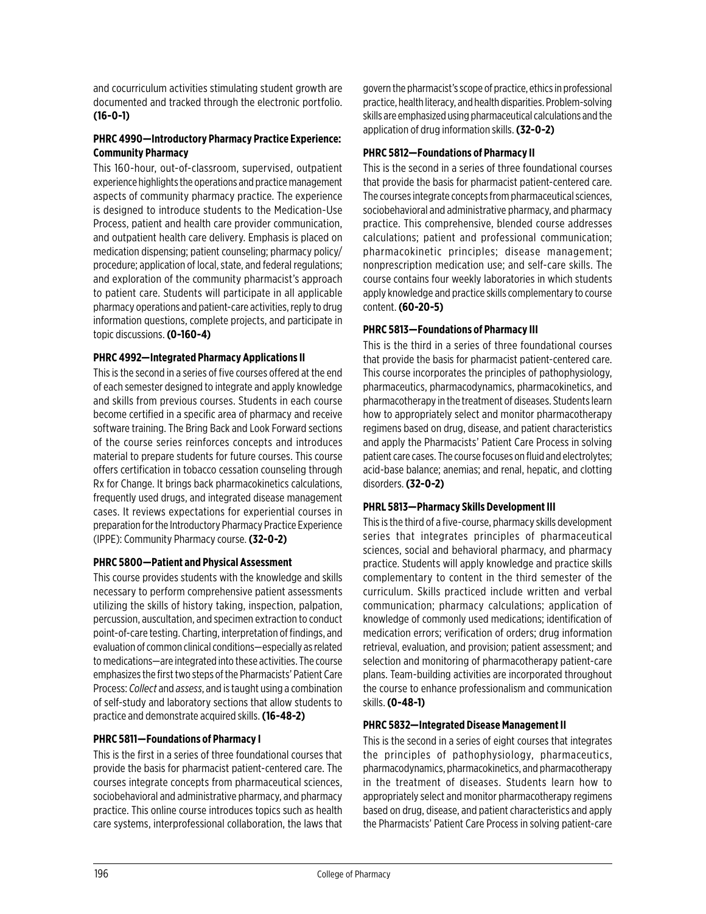and cocurriculum activities stimulating student growth are documented and tracked through the electronic portfolio. **(16-0-1)**

**PHRC 4990—Introductory Pharmacy Practice Experience: Community Pharmacy**

This 160-hour, out-of-classroom, supervised, outpatient experience highlights the operations and practice management aspects of community pharmacy practice. The experience is designed to introduce students to the Medication-Use Process, patient and health care provider communication, and outpatient health care delivery. Emphasis is placed on medication dispensing; patient counseling; pharmacy policy/procedure; application of local, state, and federal regulations; and exploration of the community pharmacist's approach to patient care. Students will participate in all applicable pharmacy operations and patient-care activities, reply to drug information questions, complete projects, and participate in topic discussions. **(0-160-4)**

**PHRC 4992—Integrated Pharmacy Applications II**

This is the second in a series of five courses offered at the end of each semester designed to integrate and apply knowledge and skills from previous courses. Students in each course become certified in a specific area of pharmacy and receive software training. The Bring Back and Look Forward sections of the course series reinforces concepts and introduces material to prepare students for future courses. This course offers certification in tobacco cessation counseling through Rx for Change. It brings back pharmacokinetics calculations, frequently used drugs, and integrated disease management cases. It reviews expectations for experiential courses in preparation for the Introductory Pharmacy Practice Experience (IPPE): Community Pharmacy course. **(32-0-2)**

**PHRC 5800—Patient and Physical Assessment**

This course provides students with the knowledge and skills necessary to perform comprehensive patient assessments utilizing the skills of history taking, inspection, palpation, percussion, auscultation, and specimen extraction to conduct point-of-care testing. Charting, interpretation of findings, and evaluation of common clinical conditions—especially as related to medications—are integrated into these activities. The course emphasizes the first two steps of the Pharmacists' Patient Care Process: *Collect* and *assess*, and is taught using a combination of self-study and laboratory sections that allow students to practice and demonstrate acquired skills. **(16-48-2)**

**PHRC 5811—Foundations of Pharmacy I**

This is the first in a series of three foundational courses that provide the basis for pharmacist patient-centered care. The courses integrate concepts from pharmaceutical sciences, sociobehavioral and administrative pharmacy, and pharmacy practice. This online course introduces topics such as health care systems, interprofessional collaboration, the laws that govern the pharmacist's scope of practice, ethics in professional practice, health literacy, and health disparities. Problem-solving skills are emphasized using pharmaceutical calculations and the application of drug information skills. **(32-0-2)**

**PHRC 5812—Foundations of Pharmacy II**

This is the second in a series of three foundational courses that provide the basis for pharmacist patient-centered care. The courses integrate concepts from pharmaceutical sciences, sociobehavioral and administrative pharmacy, and pharmacy practice. This comprehensive, blended course addresses calculations; patient and professional communication; pharmacokinetic principles; disease management; nonprescription medication use; and self-care skills. The course contains four weekly laboratories in which students apply knowledge and practice skills complementary to course content. **(60-20-5)**

**PHRC 5813—Foundations of Pharmacy III**

This is the third in a series of three foundational courses that provide the basis for pharmacist patient-centered care. This course incorporates the principles of pathophysiology, pharmaceutics, pharmacodynamics, pharmacokinetics, and pharmacotherapy in the treatment of diseases. Students learn how to appropriately select and monitor pharmacotherapy regimens based on drug, disease, and patient characteristics and apply the Pharmacists' Patient Care Process in solving patient care cases. The course focuses on fluid and electrolytes; acid-base balance; anemias; and renal, hepatic, and clotting disorders. **(32-0-2)**

**PHRL 5813—Pharmacy Skills Development III**

This is the third of a five-course, pharmacy skills development series that integrates principles of pharmaceutical sciences, social and behavioral pharmacy, and pharmacy practice. Students will apply knowledge and practice skills complementary to content in the third semester of the curriculum. Skills practiced include written and verbal communication; pharmacy calculations; application of knowledge of commonly used medications; identification of medication errors; verification of orders; drug information retrieval, evaluation, and provision; patient assessment; and selection and monitoring of pharmacotherapy patient-care plans. Team-building activities are incorporated throughout the course to enhance professionalism and communication skills. **(0-48-1)**

**PHRC 5832—Integrated Disease Management II**

This is the second in a series of eight courses that integrates the principles of pathophysiology, pharmaceutics, pharmacodynamics, pharmacokinetics, and pharmacotherapy in the treatment of diseases. Students learn how to appropriately select and monitor pharmacotherapy regimens based on drug, disease, and patient characteristics and apply the Pharmacists' Patient Care Process in solving patient-care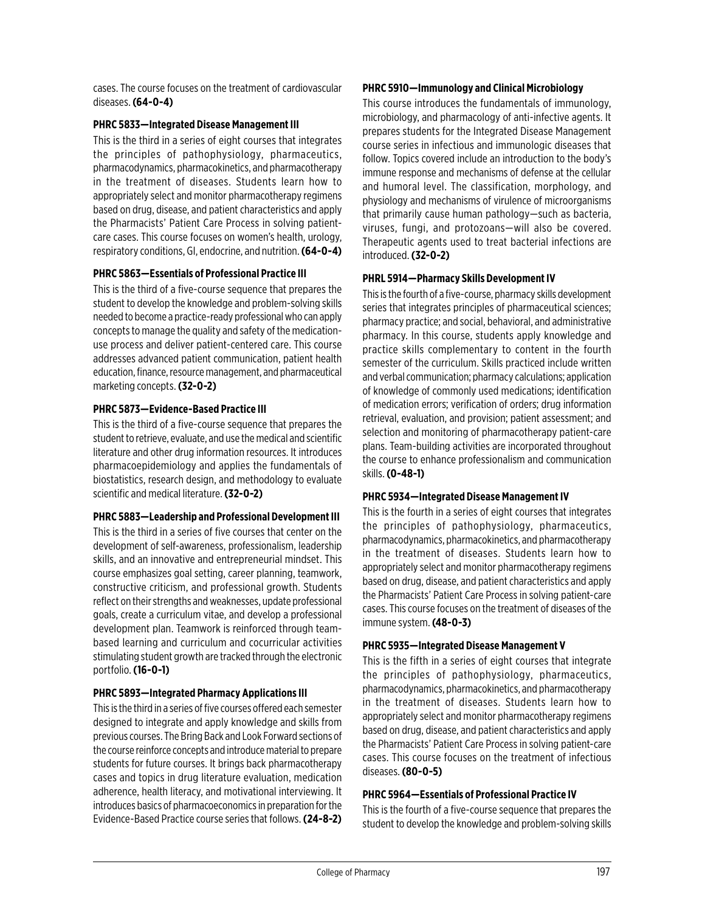cases. The course focuses on the treatment of cardiovascular diseases. **(64-0-4)**

**PHRC 5833—Integrated Disease Management III**

This is the third in a series of eight courses that integrates the principles of pathophysiology, pharmaceutics, pharmacodynamics, pharmacokinetics, and pharmacotherapy in the treatment of diseases. Students learn how to appropriately select and monitor pharmacotherapy regimens based on drug, disease, and patient characteristics and apply the Pharmacists' Patient Care Process in solving patient-care cases. This course focuses on women's health, urology, respiratory conditions, GI, endocrine, and nutrition. **(64-0-4)**

**PHRC 5863—Essentials of Professional Practice III**

This is the third of a five-course sequence that prepares the student to develop the knowledge and problem-solving skills needed to become a practice-ready professional who can apply concepts to manage the quality and safety of the medication-use process and deliver patient-centered care. This course addresses advanced patient communication, patient health education, finance, resource management, and pharmaceutical marketing concepts. **(32-0-2)**

**PHRC 5873—Evidence-Based Practice III**

This is the third of a five-course sequence that prepares the student to retrieve, evaluate, and use the medical and scientific literature and other drug information resources. It introduces pharmacoepidemiology and applies the fundamentals of biostatistics, research design, and methodology to evaluate scientific and medical literature. **(32-0-2)**

**PHRC 5883—Leadership and Professional Development III**

This is the third in a series of five courses that center on the development of self-awareness, professionalism, leadership skills, and an innovative and entrepreneurial mindset. This course emphasizes goal setting, career planning, teamwork, constructive criticism, and professional growth. Students reflect on their strengths and weaknesses, update professional goals, create a curriculum vitae, and develop a professional development plan. Teamwork is reinforced through team-based learning and curriculum and cocurricular activities stimulating student growth are tracked through the electronic portfolio. **(16-0-1)**

**PHRC 5893—Integrated Pharmacy Applications III**

This is the third in a series of five courses offered each semester designed to integrate and apply knowledge and skills from previous courses. The Bring Back and Look Forward sections of the course reinforce concepts and introduce material to prepare students for future courses. It brings back pharmacotherapy cases and topics in drug literature evaluation, medication adherence, health literacy, and motivational interviewing. It introduces basics of pharmacoeconomics in preparation for the Evidence-Based Practice course series that follows. **(24-8-2)**

**PHRC 5910—Immunology and Clinical Microbiology**

This course introduces the fundamentals of immunology, microbiology, and pharmacology of anti-infective agents. It prepares students for the Integrated Disease Management course series in infectious and immunologic diseases that follow. Topics covered include an introduction to the body's immune response and mechanisms of defense at the cellular and humoral level. The classification, morphology, and physiology and mechanisms of virulence of microorganisms that primarily cause human pathology—such as bacteria, viruses, fungi, and protozoans—will also be covered. Therapeutic agents used to treat bacterial infections are introduced. **(32-0-2)**

**PHRL 5914—Pharmacy Skills Development IV**

This is the fourth of a five-course, pharmacy skills development series that integrates principles of pharmaceutical sciences; pharmacy practice; and social, behavioral, and administrative pharmacy. In this course, students apply knowledge and practice skills complementary to content in the fourth semester of the curriculum. Skills practiced include written and verbal communication; pharmacy calculations; application of knowledge of commonly used medications; identification of medication errors; verification of orders; drug information retrieval, evaluation, and provision; patient assessment; and selection and monitoring of pharmacotherapy patient-care plans. Team-building activities are incorporated throughout the course to enhance professionalism and communication skills. **(0-48-1)**

**PHRC 5934—Integrated Disease Management IV**

This is the fourth in a series of eight courses that integrates the principles of pathophysiology, pharmaceutics, pharmacodynamics, pharmacokinetics, and pharmacotherapy in the treatment of diseases. Students learn how to appropriately select and monitor pharmacotherapy regimens based on drug, disease, and patient characteristics and apply the Pharmacists' Patient Care Process in solving patient-care cases. This course focuses on the treatment of diseases of the immune system. **(48-0-3)**

**PHRC 5935—Integrated Disease Management V**

This is the fifth in a series of eight courses that integrate the principles of pathophysiology, pharmaceutics, pharmacodynamics, pharmacokinetics, and pharmacotherapy in the treatment of diseases. Students learn how to appropriately select and monitor pharmacotherapy regimens based on drug, disease, and patient characteristics and apply the Pharmacists' Patient Care Process in solving patient-care cases. This course focuses on the treatment of infectious diseases. **(80-0-5)**

**PHRC 5964—Essentials of Professional Practice IV**

This is the fourth of a five-course sequence that prepares the student to develop the knowledge and problem-solving skills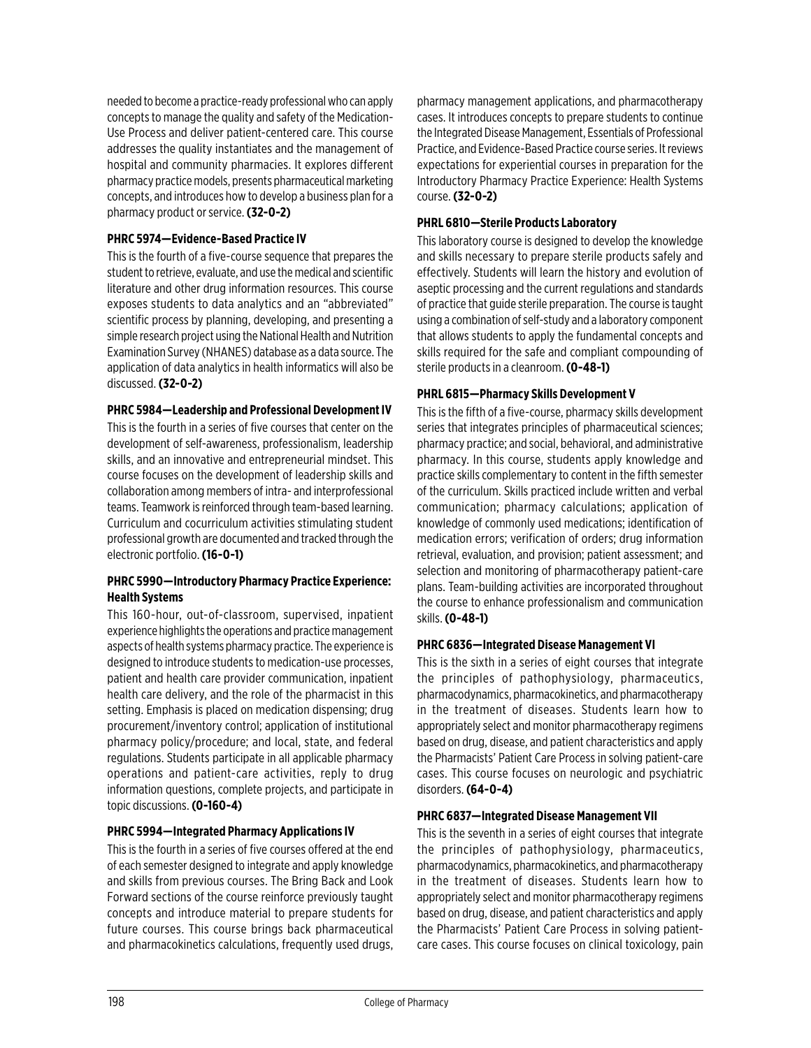needed to become a practice-ready professional who can apply concepts to manage the quality and safety of the Medication-Use Process and deliver patient-centered care. This course addresses the quality instantiates and the management of hospital and community pharmacies. It explores different pharmacy practice models, presents pharmaceutical marketing concepts, and introduces how to develop a business plan for a pharmacy product or service. **(32-0-2)**

**PHRC 5974—Evidence-Based Practice IV**

This is the fourth of a five-course sequence that prepares the student to retrieve, evaluate, and use the medical and scientific literature and other drug information resources. This course exposes students to data analytics and an "abbreviated" scientific process by planning, developing, and presenting a simple research project using the National Health and Nutrition Examination Survey (NHANES) database as a data source. The application of data analytics in health informatics will also be discussed. **(32-0-2)**

**PHRC 5984—Leadership and Professional Development IV**

This is the fourth in a series of five courses that center on the development of self-awareness, professionalism, leadership skills, and an innovative and entrepreneurial mindset. This course focuses on the development of leadership skills and collaboration among members of intra- and interprofessional teams. Teamwork is reinforced through team-based learning. Curriculum and cocurriculum activities stimulating student professional growth are documented and tracked through the electronic portfolio. **(16-0-1)**

**PHRC 5990—Introductory Pharmacy Practice Experience: Health Systems**

This 160-hour, out-of-classroom, supervised, inpatient experience highlights the operations and practice management aspects of health systems pharmacy practice. The experience is designed to introduce students to medication-use processes, patient and health care provider communication, inpatient health care delivery, and the role of the pharmacist in this setting. Emphasis is placed on medication dispensing; drug procurement/inventory control; application of institutional pharmacy policy/procedure; and local, state, and federal regulations. Students participate in all applicable pharmacy operations and patient-care activities, reply to drug information questions, complete projects, and participate in topic discussions. **(0-160-4)**

**PHRC 5994—Integrated Pharmacy Applications IV**

This is the fourth in a series of five courses offered at the end of each semester designed to integrate and apply knowledge and skills from previous courses. The Bring Back and Look Forward sections of the course reinforce previously taught concepts and introduce material to prepare students for future courses. This course brings back pharmaceutical and pharmacokinetics calculations, frequently used drugs, pharmacy management applications, and pharmacotherapy cases. It introduces concepts to prepare students to continue the Integrated Disease Management, Essentials of Professional Practice, and Evidence-Based Practice course series. It reviews expectations for experiential courses in preparation for the Introductory Pharmacy Practice Experience: Health Systems course. **(32-0-2)**

**PHRL 6810—Sterile Products Laboratory**

This laboratory course is designed to develop the knowledge and skills necessary to prepare sterile products safely and effectively. Students will learn the history and evolution of aseptic processing and the current regulations and standards of practice that guide sterile preparation. The course is taught using a combination of self-study and a laboratory component that allows students to apply the fundamental concepts and skills required for the safe and compliant compounding of sterile products in a cleanroom. **(0-48-1)**

**PHRL 6815—Pharmacy Skills Development V**

This is the fifth of a five-course, pharmacy skills development series that integrates principles of pharmaceutical sciences; pharmacy practice; and social, behavioral, and administrative pharmacy. In this course, students apply knowledge and practice skills complementary to content in the fifth semester of the curriculum. Skills practiced include written and verbal communication; pharmacy calculations; application of knowledge of commonly used medications; identification of medication errors; verification of orders; drug information retrieval, evaluation, and provision; patient assessment; and selection and monitoring of pharmacotherapy patient-care plans. Team-building activities are incorporated throughout the course to enhance professionalism and communication skills. **(0-48-1)**

**PHRC 6836—Integrated Disease Management VI**

This is the sixth in a series of eight courses that integrate the principles of pathophysiology, pharmaceutics, pharmacodynamics, pharmacokinetics, and pharmacotherapy in the treatment of diseases. Students learn how to appropriately select and monitor pharmacotherapy regimens based on drug, disease, and patient characteristics and apply the Pharmacists' Patient Care Process in solving patient-care cases. This course focuses on neurologic and psychiatric disorders. **(64-0-4)**

**PHRC 6837—Integrated Disease Management VII**

This is the seventh in a series of eight courses that integrate the principles of pathophysiology, pharmaceutics, pharmacodynamics, pharmacokinetics, and pharmacotherapy in the treatment of diseases. Students learn how to appropriately select and monitor pharmacotherapy regimens based on drug, disease, and patient characteristics and apply the Pharmacists' Patient Care Process in solving patient-care cases. This course focuses on clinical toxicology, pain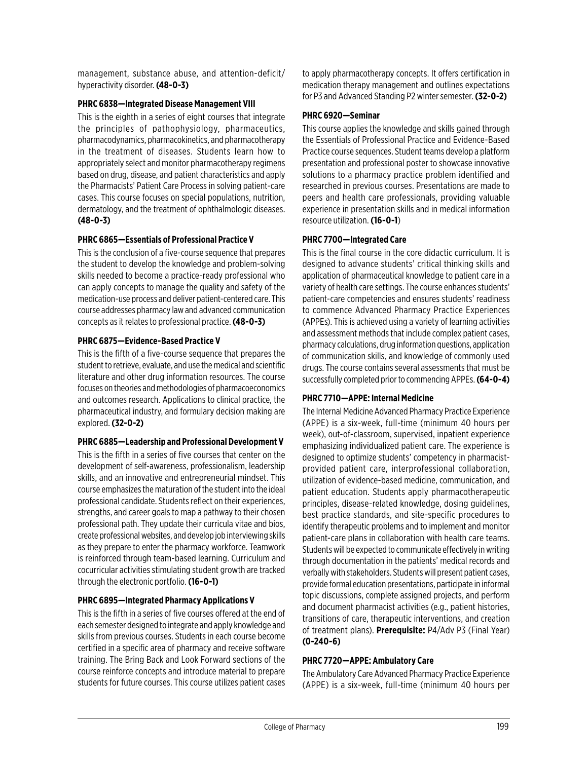management, substance abuse, and attention-deficit/hyperactivity disorder. **(48-0-3)**

**PHRC 6838—Integrated Disease Management VIII**

This is the eighth in a series of eight courses that integrate the principles of pathophysiology, pharmaceutics, pharmacodynamics, pharmacokinetics, and pharmacotherapy in the treatment of diseases. Students learn how to appropriately select and monitor pharmacotherapy regimens based on drug, disease, and patient characteristics and apply the Pharmacists' Patient Care Process in solving patient-care cases. This course focuses on special populations, nutrition, dermatology, and the treatment of ophthalmologic diseases. **(48-0-3)**

**PHRC 6865—Essentials of Professional Practice V**

This is the conclusion of a five-course sequence that prepares the student to develop the knowledge and problem-solving skills needed to become a practice-ready professional who can apply concepts to manage the quality and safety of the medication-use process and deliver patient-centered care. This course addresses pharmacy law and advanced communication concepts as it relates to professional practice. **(48-0-3)**

**PHRC 6875—Evidence-Based Practice V**

This is the fifth of a five-course sequence that prepares the student to retrieve, evaluate, and use the medical and scientific literature and other drug information resources. The course focuses on theories and methodologies of pharmacoeconomics and outcomes research. Applications to clinical practice, the pharmaceutical industry, and formulary decision making are explored. **(32-0-2)**

**PHRC 6885—Leadership and Professional Development V**

This is the fifth in a series of five courses that center on the development of self-awareness, professionalism, leadership skills, and an innovative and entrepreneurial mindset. This course emphasizes the maturation of the student into the ideal professional candidate. Students reflect on their experiences, strengths, and career goals to map a pathway to their chosen professional path. They update their curricula vitae and bios, create professional websites, and develop job interviewing skills as they prepare to enter the pharmacy workforce. Teamwork is reinforced through team-based learning. Curriculum and cocurricular activities stimulating student growth are tracked through the electronic portfolio. **(16-0-1)**

**PHRC 6895—Integrated Pharmacy Applications V**

This is the fifth in a series of five courses offered at the end of each semester designed to integrate and apply knowledge and skills from previous courses. Students in each course become certified in a specific area of pharmacy and receive software training. The Bring Back and Look Forward sections of the course reinforce concepts and introduce material to prepare students for future courses. This course utilizes patient cases to apply pharmacotherapy concepts. It offers certification in medication therapy management and outlines expectations for P3 and Advanced Standing P2 winter semester. **(32-0-2)**

**PHRC 6920—Seminar**

This course applies the knowledge and skills gained through the Essentials of Professional Practice and Evidence-Based Practice course sequences. Student teams develop a platform presentation and professional poster to showcase innovative solutions to a pharmacy practice problem identified and researched in previous courses. Presentations are made to peers and health care professionals, providing valuable experience in presentation skills and in medical information resource utilization. **(16-0-1**)

**PHRC 7700—Integrated Care**

This is the final course in the core didactic curriculum. It is designed to advance students' critical thinking skills and application of pharmaceutical knowledge to patient care in a variety of health care settings. The course enhances students' patient-care competencies and ensures students' readiness to commence Advanced Pharmacy Practice Experiences (APPEs). This is achieved using a variety of learning activities and assessment methods that include complex patient cases, pharmacy calculations, drug information questions, application of communication skills, and knowledge of commonly used drugs. The course contains several assessments that must be successfully completed prior to commencing APPEs. **(64-0-4)**

**PHRC 7710—APPE: Internal Medicine**

The Internal Medicine Advanced Pharmacy Practice Experience (APPE) is a six-week, full-time (minimum 40 hours per week), out-of-classroom, supervised, inpatient experience emphasizing individualized patient care. The experience is designed to optimize students' competency in pharmacist-provided patient care, interprofessional collaboration, utilization of evidence-based medicine, communication, and patient education. Students apply pharmacotherapeutic principles, disease-related knowledge, dosing guidelines, best practice standards, and site-specific procedures to identify therapeutic problems and to implement and monitor patient-care plans in collaboration with health care teams. Students will be expected to communicate effectively in writing through documentation in the patients' medical records and verbally with stakeholders. Students will present patient cases, provide formal education presentations, participate in informal topic discussions, complete assigned projects, and perform and document pharmacist activities (e.g., patient histories, transitions of care, therapeutic interventions, and creation of treatment plans). **Prerequisite:** P4/Adv P3 (Final Year) **(0-240-6)**

**PHRC 7720—APPE: Ambulatory Care**

The Ambulatory Care Advanced Pharmacy Practice Experience (APPE) is a six-week, full-time (minimum 40 hours per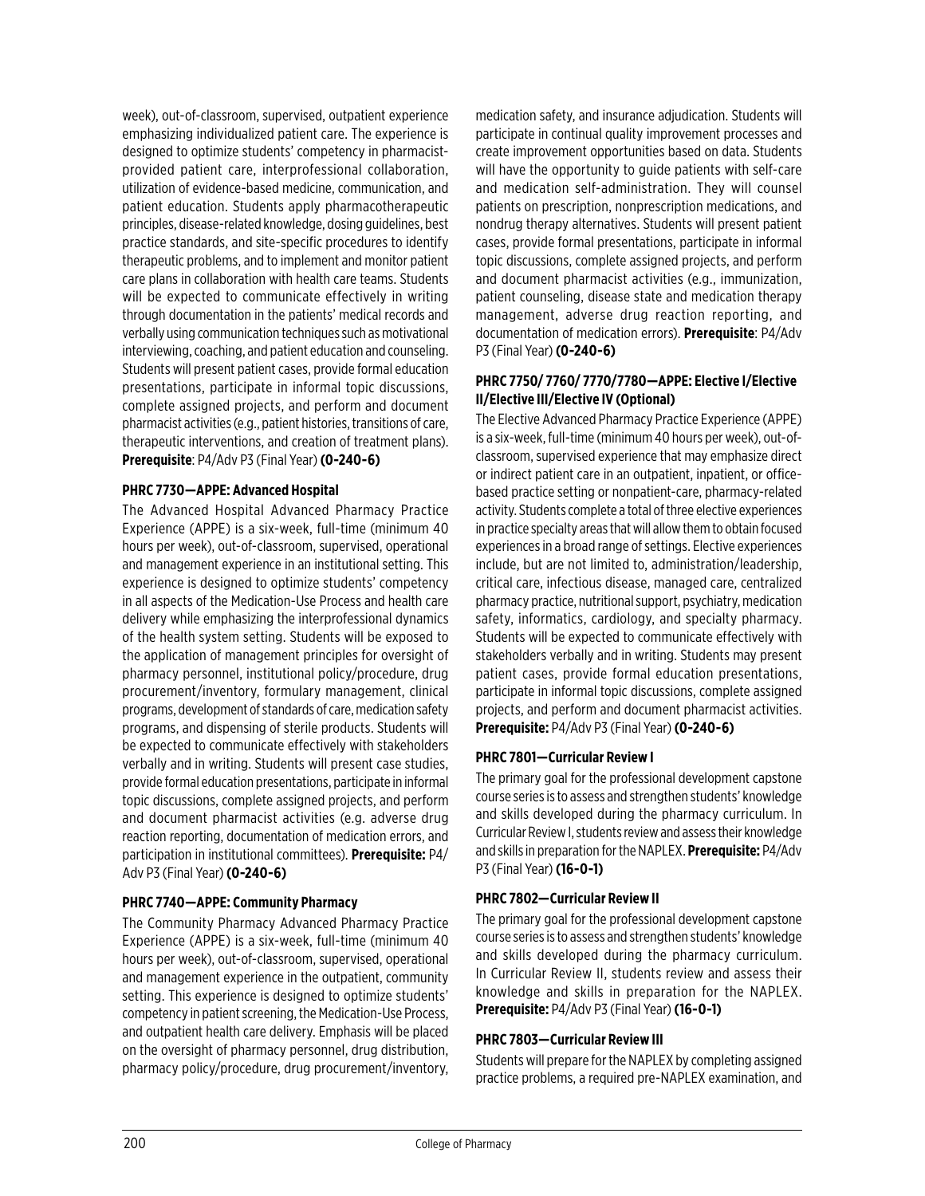week), out-of-classroom, supervised, outpatient experience emphasizing individualized patient care. The experience is designed to optimize students' competency in pharmacist-provided patient care, interprofessional collaboration, utilization of evidence-based medicine, communication, and patient education. Students apply pharmacotherapeutic principles, disease-related knowledge, dosing guidelines, best practice standards, and site-specific procedures to identify therapeutic problems, and to implement and monitor patient care plans in collaboration with health care teams. Students will be expected to communicate effectively in writing through documentation in the patients' medical records and verbally using communication techniques such as motivational interviewing, coaching, and patient education and counseling. Students will present patient cases, provide formal education presentations, participate in informal topic discussions, complete assigned projects, and perform and document pharmacist activities (e.g., patient histories, transitions of care, therapeutic interventions, and creation of treatment plans). **Prerequisite**: P4/Adv P3 (Final Year) **(0-240-6)**

#### PHRC 7730—APPE: Advanced Hospital

The Advanced Hospital Advanced Pharmacy Practice Experience (APPE) is a six-week, full-time (minimum 40 hours per week), out-of-classroom, supervised, operational and management experience in an institutional setting. This experience is designed to optimize students' competency in all aspects of the Medication-Use Process and health care delivery while emphasizing the interprofessional dynamics of the health system setting. Students will be exposed to the application of management principles for oversight of pharmacy personnel, institutional policy/procedure, drug procurement/inventory, formulary management, clinical programs, development of standards of care, medication safety programs, and dispensing of sterile products. Students will be expected to communicate effectively with stakeholders verbally and in writing. Students will present case studies, provide formal education presentations, participate in informal topic discussions, complete assigned projects, and perform and document pharmacist activities (e.g. adverse drug reaction reporting, documentation of medication errors, and participation in institutional committees). **Prerequisite:** P4/Adv P3 (Final Year) **(0-240-6)**

#### PHRC 7740—APPE: Community Pharmacy

The Community Pharmacy Advanced Pharmacy Practice Experience (APPE) is a six-week, full-time (minimum 40 hours per week), out-of-classroom, supervised, operational and management experience in the outpatient, community setting. This experience is designed to optimize students' competency in patient screening, the Medication-Use Process, and outpatient health care delivery. Emphasis will be placed on the oversight of pharmacy personnel, drug distribution, pharmacy policy/procedure, drug procurement/inventory, medication safety, and insurance adjudication. Students will participate in continual quality improvement processes and create improvement opportunities based on data. Students will have the opportunity to guide patients with self-care and medication self-administration. They will counsel patients on prescription, nonprescription medications, and nondrug therapy alternatives. Students will present patient cases, provide formal presentations, participate in informal topic discussions, complete assigned projects, and perform and document pharmacist activities (e.g., immunization, patient counseling, disease state and medication therapy management, adverse drug reaction reporting, and documentation of medication errors). **Prerequisite**: P4/Adv P3 (Final Year) **(0-240-6)**

#### PHRC 7750/ 7760/ 7770/7780—APPE: Elective I/Elective II/Elective III/Elective IV (Optional)

The Elective Advanced Pharmacy Practice Experience (APPE) is a six-week, full-time (minimum 40 hours per week), out-of-classroom, supervised experience that may emphasize direct or indirect patient care in an outpatient, inpatient, or office-based practice setting or nonpatient-care, pharmacy-related activity. Students complete a total of three elective experiences in practice specialty areas that will allow them to obtain focused experiences in a broad range of settings. Elective experiences include, but are not limited to, administration/leadership, critical care, infectious disease, managed care, centralized pharmacy practice, nutritional support, psychiatry, medication safety, informatics, cardiology, and specialty pharmacy. Students will be expected to communicate effectively with stakeholders verbally and in writing. Students may present patient cases, provide formal education presentations, participate in informal topic discussions, complete assigned projects, and perform and document pharmacist activities. **Prerequisite:** P4/Adv P3 (Final Year) **(0-240-6)**

#### PHRC 7801—Curricular Review I

The primary goal for the professional development capstone course series is to assess and strengthen students' knowledge and skills developed during the pharmacy curriculum. In Curricular Review I, students review and assess their knowledge and skills in preparation for the NAPLEX. **Prerequisite:** P4/Adv P3 (Final Year) **(16-0-1)**

#### PHRC 7802—Curricular Review II

The primary goal for the professional development capstone course series is to assess and strengthen students' knowledge and skills developed during the pharmacy curriculum. In Curricular Review II, students review and assess their knowledge and skills in preparation for the NAPLEX. **Prerequisite:** P4/Adv P3 (Final Year) **(16-0-1)**

#### PHRC 7803—Curricular Review III

Students will prepare for the NAPLEX by completing assigned practice problems, a required pre-NAPLEX examination, and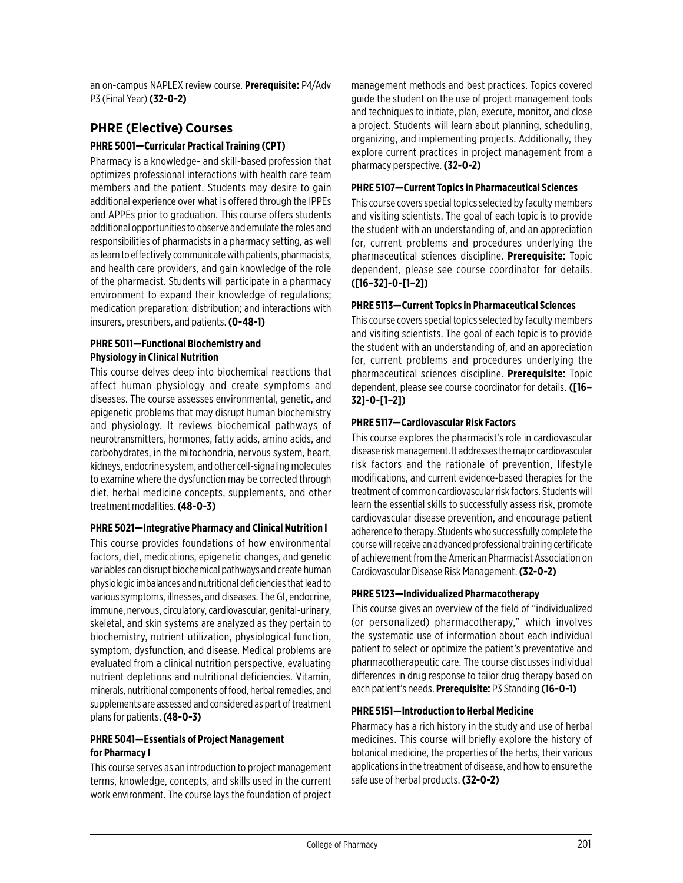an on-campus NAPLEX review course. **Prerequisite:** P4/Adv P3 (Final Year) **(32-0-2)**

## PHRE (Elective) Courses

### PHRE 5001—Curricular Practical Training (CPT)

Pharmacy is a knowledge- and skill-based profession that optimizes professional interactions with health care team members and the patient. Students may desire to gain additional experience over what is offered through the IPPEs and APPEs prior to graduation. This course offers students additional opportunities to observe and emulate the roles and responsibilities of pharmacists in a pharmacy setting, as well as learn to effectively communicate with patients, pharmacists, and health care providers, and gain knowledge of the role of the pharmacist. Students will participate in a pharmacy environment to expand their knowledge of regulations; medication preparation; distribution; and interactions with insurers, prescribers, and patients. **(0-48-1)**

### PHRE 5011—Functional Biochemistry and Physiology in Clinical Nutrition

This course delves deep into biochemical reactions that affect human physiology and create symptoms and diseases. The course assesses environmental, genetic, and epigenetic problems that may disrupt human biochemistry and physiology. It reviews biochemical pathways of neurotransmitters, hormones, fatty acids, amino acids, and carbohydrates, in the mitochondria, nervous system, heart, kidneys, endocrine system, and other cell-signaling molecules to examine where the dysfunction may be corrected through diet, herbal medicine concepts, supplements, and other treatment modalities. **(48-0-3)**

### PHRE 5021—Integrative Pharmacy and Clinical Nutrition I

This course provides foundations of how environmental factors, diet, medications, epigenetic changes, and genetic variables can disrupt biochemical pathways and create human physiologic imbalances and nutritional deficiencies that lead to various symptoms, illnesses, and diseases. The GI, endocrine, immune, nervous, circulatory, cardiovascular, genital-urinary, skeletal, and skin systems are analyzed as they pertain to biochemistry, nutrient utilization, physiological function, symptom, dysfunction, and disease. Medical problems are evaluated from a clinical nutrition perspective, evaluating nutrient depletions and nutritional deficiencies. Vitamin, minerals, nutritional components of food, herbal remedies, and supplements are assessed and considered as part of treatment plans for patients. **(48-0-3)**

### PHRE 5041—Essentials of Project Management for Pharmacy I

This course serves as an introduction to project management terms, knowledge, concepts, and skills used in the current work environment. The course lays the foundation of project management methods and best practices. Topics covered guide the student on the use of project management tools and techniques to initiate, plan, execute, monitor, and close a project. Students will learn about planning, scheduling, organizing, and implementing projects. Additionally, they explore current practices in project management from a pharmacy perspective. **(32-0-2)**

### PHRE 5107—Current Topics in Pharmaceutical Sciences

This course covers special topics selected by faculty members and visiting scientists. The goal of each topic is to provide the student with an understanding of, and an appreciation for, current problems and procedures underlying the pharmaceutical sciences discipline. **Prerequisite:** Topic dependent, please see course coordinator for details. **([16–32]-0-[1–2])**

### PHRE 5113—Current Topics in Pharmaceutical Sciences

This course covers special topics selected by faculty members and visiting scientists. The goal of each topic is to provide the student with an understanding of, and an appreciation for, current problems and procedures underlying the pharmaceutical sciences discipline. **Prerequisite:** Topic dependent, please see course coordinator for details. **([16–32]-0-[1–2])**

### PHRE 5117—Cardiovascular Risk Factors

This course explores the pharmacist's role in cardiovascular disease risk management. It addresses the major cardiovascular risk factors and the rationale of prevention, lifestyle modifications, and current evidence-based therapies for the treatment of common cardiovascular risk factors. Students will learn the essential skills to successfully assess risk, promote cardiovascular disease prevention, and encourage patient adherence to therapy. Students who successfully complete the course will receive an advanced professional training certificate of achievement from the American Pharmacist Association on Cardiovascular Disease Risk Management. **(32-0-2)**

### PHRE 5123—Individualized Pharmacotherapy

This course gives an overview of the field of "individualized (or personalized) pharmacotherapy," which involves the systematic use of information about each individual patient to select or optimize the patient's preventative and pharmacotherapeutic care. The course discusses individual differences in drug response to tailor drug therapy based on each patient's needs. **Prerequisite:** P3 Standing **(16-0-1)**

### PHRE 5151—Introduction to Herbal Medicine

Pharmacy has a rich history in the study and use of herbal medicines. This course will briefly explore the history of botanical medicine, the properties of the herbs, their various applications in the treatment of disease, and how to ensure the safe use of herbal products. **(32-0-2)**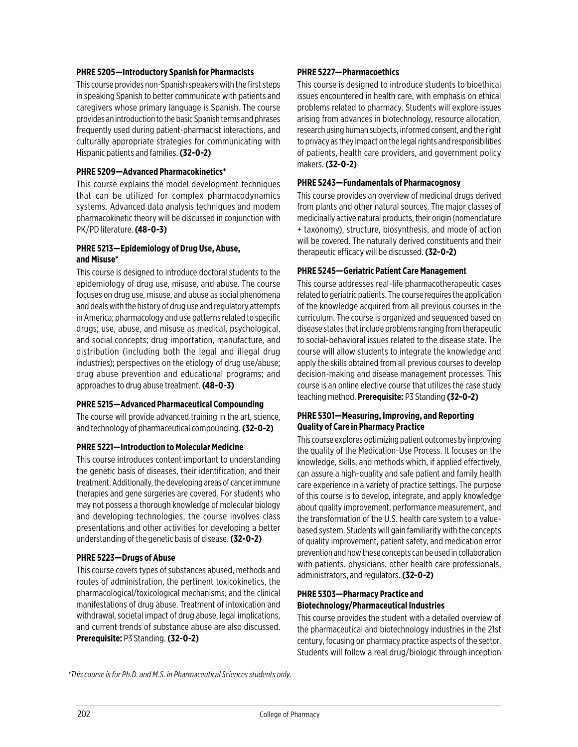**PHRE 5205—Introductory Spanish for Pharmacists**

This course provides non-Spanish speakers with the first steps in speaking Spanish to better communicate with patients and caregivers whose primary language is Spanish. The course provides an introduction to the basic Spanish terms and phrases frequently used during patient-pharmacist interactions, and culturally appropriate strategies for communicating with Hispanic patients and families. **(32-0-2)**

**PHRE 5209—Advanced Pharmacokinetics***

This course explains the model development techniques that can be utilized for complex pharmacodynamics systems. Advanced data analysis techniques and modem pharmacokinetic theory will be discussed in conjunction with PK/PD literature. **(48-0-3)**

**PHRE 5213—Epidemiology of Drug Use, Abuse, and Misuse***

This course is designed to introduce doctoral students to the epidemiology of drug use, misuse, and abuse. The course focuses on drug use, misuse, and abuse as social phenomena and deals with the history of drug use and regulatory attempts in America; pharmacology and use patterns related to specific drugs; use, abuse, and misuse as medical, psychological, and social concepts; drug importation, manufacture, and distribution (including both the legal and illegal drug industries); perspectives on the etiology of drug use/abuse; drug abuse prevention and educational programs; and approaches to drug abuse treatment. **(48-0-3)**

**PHRE 5215—Advanced Pharmaceutical Compounding**

The course will provide advanced training in the art, science, and technology of pharmaceutical compounding. **(32-0-2)**

**PHRE 5221—Introduction to Molecular Medicine**

This course introduces content important to understanding the genetic basis of diseases, their identification, and their treatment. Additionally, the developing areas of cancer immune therapies and gene surgeries are covered. For students who may not possess a thorough knowledge of molecular biology and developing technologies, the course involves class presentations and other activities for developing a better understanding of the genetic basis of disease. **(32-0-2)**

**PHRE 5223—Drugs of Abuse**

This course covers types of substances abused, methods and routes of administration, the pertinent toxicokinetics, the pharmacological/toxicological mechanisms, and the clinical manifestations of drug abuse. Treatment of intoxication and withdrawal, societal impact of drug abuse, legal implications, and current trends of substance abuse are also discussed. **Prerequisite:** P3 Standing. **(32-0-2)**

**PHRE 5227—Pharmacoethics**

This course is designed to introduce students to bioethical issues encountered in health care, with emphasis on ethical problems related to pharmacy. Students will explore issues arising from advances in biotechnology, resource allocation, research using human subjects, informed consent, and the right to privacy as they impact on the legal rights and responsibilities of patients, health care providers, and government policy makers. **(32-0-2)**

**PHRE 5243—Fundamentals of Pharmacognosy**

This course provides an overview of medicinal drugs derived from plants and other natural sources. The major classes of medicinally active natural products, their origin (nomenclature + taxonomy), structure, biosynthesis, and mode of action will be covered. The naturally derived constituents and their therapeutic efficacy will be discussed. **(32-0-2)**

**PHRE 5245—Geriatric Patient Care Management**

This course addresses real-life pharmacotherapeutic cases related to geriatric patients. The course requires the application of the knowledge acquired from all previous courses in the curriculum. The course is organized and sequenced based on disease states that include problems ranging from therapeutic to social-behavioral issues related to the disease state. The course will allow students to integrate the knowledge and apply the skills obtained from all previous courses to develop decision-making and disease management processes. This course is an online elective course that utilizes the case study teaching method. **Prerequisite:** P3 Standing **(32-0-2)**

**PHRE 5301—Measuring, Improving, and Reporting Quality of Care in Pharmacy Practice**

This course explores optimizing patient outcomes by improving the quality of the Medication-Use Process. It focuses on the knowledge, skills, and methods which, if applied effectively, can assure a high-quality and safe patient and family health care experience in a variety of practice settings. The purpose of this course is to develop, integrate, and apply knowledge about quality improvement, performance measurement, and the transformation of the U.S. health care system to a value-based system. Students will gain familiarity with the concepts of quality improvement, patient safety, and medication error prevention and how these concepts can be used in collaboration with patients, physicians, other health care professionals, administrators, and regulators. **(32-0-2)**

**PHRE 5303—Pharmacy Practice and Biotechnology/Pharmaceutical Industries**

This course provides the student with a detailed overview of the pharmaceutical and biotechnology industries in the 21st century, focusing on pharmacy practice aspects of the sector. Students will follow a real drug/biologic through inception

*This course is for Ph.D. and M.S. in Pharmaceutical Sciences students only.*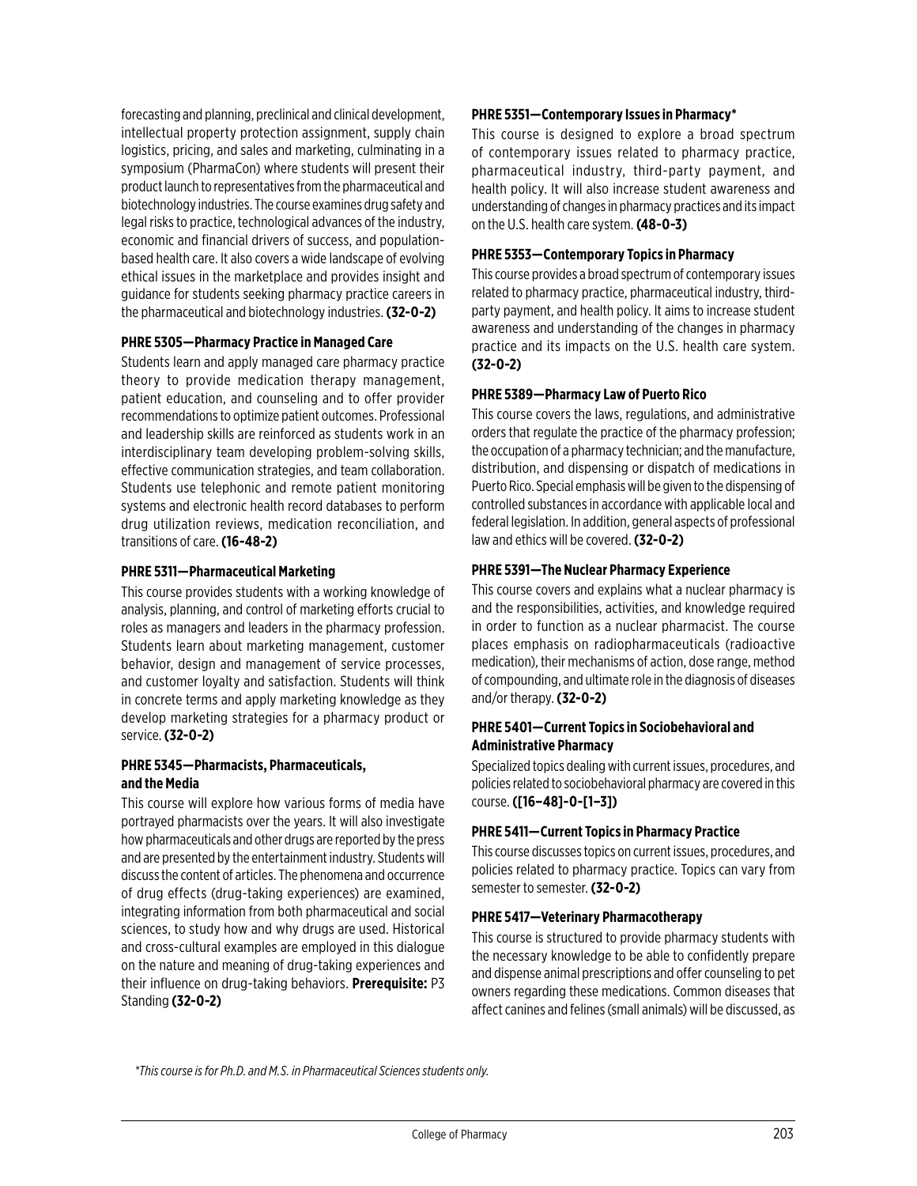forecasting and planning, preclinical and clinical development, intellectual property protection assignment, supply chain logistics, pricing, and sales and marketing, culminating in a symposium (PharmaCon) where students will present their product launch to representatives from the pharmaceutical and biotechnology industries. The course examines drug safety and legal risks to practice, technological advances of the industry, economic and financial drivers of success, and population-based health care. It also covers a wide landscape of evolving ethical issues in the marketplace and provides insight and guidance for students seeking pharmacy practice careers in the pharmaceutical and biotechnology industries. **(32-0-2)**

#### PHRE 5305—Pharmacy Practice in Managed Care

Students learn and apply managed care pharmacy practice theory to provide medication therapy management, patient education, and counseling and to offer provider recommendations to optimize patient outcomes. Professional and leadership skills are reinforced as students work in an interdisciplinary team developing problem-solving skills, effective communication strategies, and team collaboration. Students use telephonic and remote patient monitoring systems and electronic health record databases to perform drug utilization reviews, medication reconciliation, and transitions of care. **(16-48-2)**

#### PHRE 5311—Pharmaceutical Marketing

This course provides students with a working knowledge of analysis, planning, and control of marketing efforts crucial to roles as managers and leaders in the pharmacy profession. Students learn about marketing management, customer behavior, design and management of service processes, and customer loyalty and satisfaction. Students will think in concrete terms and apply marketing knowledge as they develop marketing strategies for a pharmacy product or service. **(32-0-2)**

#### PHRE 5345—Pharmacists, Pharmaceuticals, and the Media

This course will explore how various forms of media have portrayed pharmacists over the years. It will also investigate how pharmaceuticals and other drugs are reported by the press and are presented by the entertainment industry. Students will discuss the content of articles. The phenomena and occurrence of drug effects (drug-taking experiences) are examined, integrating information from both pharmaceutical and social sciences, to study how and why drugs are used. Historical and cross-cultural examples are employed in this dialogue on the nature and meaning of drug-taking experiences and their influence on drug-taking behaviors. **Prerequisite:** P3 Standing **(32-0-2)**

#### PHRE 5351—Contemporary Issues in Pharmacy*

This course is designed to explore a broad spectrum of contemporary issues related to pharmacy practice, pharmaceutical industry, third-party payment, and health policy. It will also increase student awareness and understanding of changes in pharmacy practices and its impact on the U.S. health care system. **(48-0-3)**

#### PHRE 5353—Contemporary Topics in Pharmacy

This course provides a broad spectrum of contemporary issues related to pharmacy practice, pharmaceutical industry, third-party payment, and health policy. It aims to increase student awareness and understanding of the changes in pharmacy practice and its impacts on the U.S. health care system. **(32-0-2)**

#### PHRE 5389—Pharmacy Law of Puerto Rico

This course covers the laws, regulations, and administrative orders that regulate the practice of the pharmacy profession; the occupation of a pharmacy technician; and the manufacture, distribution, and dispensing or dispatch of medications in Puerto Rico. Special emphasis will be given to the dispensing of controlled substances in accordance with applicable local and federal legislation. In addition, general aspects of professional law and ethics will be covered. **(32-0-2)**

#### PHRE 5391—The Nuclear Pharmacy Experience

This course covers and explains what a nuclear pharmacy is and the responsibilities, activities, and knowledge required in order to function as a nuclear pharmacist. The course places emphasis on radiopharmaceuticals (radioactive medication), their mechanisms of action, dose range, method of compounding, and ultimate role in the diagnosis of diseases and/or therapy. **(32-0-2)**

#### PHRE 5401—Current Topics in Sociobehavioral and Administrative Pharmacy

Specialized topics dealing with current issues, procedures, and policies related to sociobehavioral pharmacy are covered in this course. **([16–48]-0-[1–3])**

#### PHRE 5411—Current Topics in Pharmacy Practice

This course discusses topics on current issues, procedures, and policies related to pharmacy practice. Topics can vary from semester to semester. **(32-0-2)**

#### PHRE 5417—Veterinary Pharmacotherapy

This course is structured to provide pharmacy students with the necessary knowledge to be able to confidently prepare and dispense animal prescriptions and offer counseling to pet owners regarding these medications. Common diseases that affect canines and felines (small animals) will be discussed, as

*\*This course is for Ph.D. and M.S. in Pharmaceutical Sciences students only.*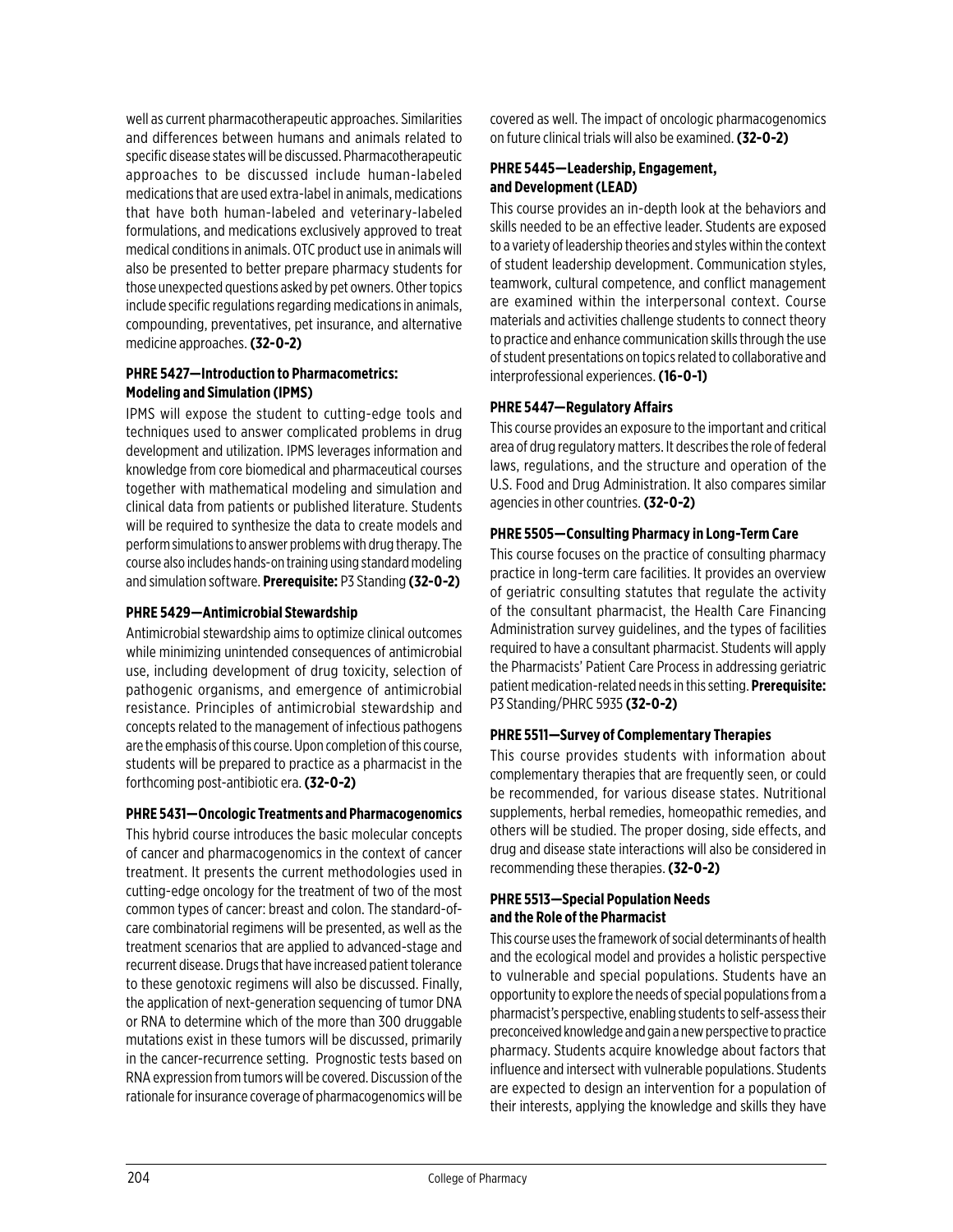well as current pharmacotherapeutic approaches. Similarities and differences between humans and animals related to specific disease states will be discussed. Pharmacotherapeutic approaches to be discussed include human-labeled medications that are used extra-label in animals, medications that have both human-labeled and veterinary-labeled formulations, and medications exclusively approved to treat medical conditions in animals. OTC product use in animals will also be presented to better prepare pharmacy students for those unexpected questions asked by pet owners. Other topics include specific regulations regarding medications in animals, compounding, preventatives, pet insurance, and alternative medicine approaches. **(32-0-2)**

**PHRE 5427—Introduction to Pharmacometrics: Modeling and Simulation (IPMS)**

IPMS will expose the student to cutting-edge tools and techniques used to answer complicated problems in drug development and utilization. IPMS leverages information and knowledge from core biomedical and pharmaceutical courses together with mathematical modeling and simulation and clinical data from patients or published literature. Students will be required to synthesize the data to create models and perform simulations to answer problems with drug therapy. The course also includes hands-on training using standard modeling and simulation software. **Prerequisite:** P3 Standing **(32-0-2)**

**PHRE 5429—Antimicrobial Stewardship**

Antimicrobial stewardship aims to optimize clinical outcomes while minimizing unintended consequences of antimicrobial use, including development of drug toxicity, selection of pathogenic organisms, and emergence of antimicrobial resistance. Principles of antimicrobial stewardship and concepts related to the management of infectious pathogens are the emphasis of this course. Upon completion of this course, students will be prepared to practice as a pharmacist in the forthcoming post-antibiotic era. **(32-0-2)**

**PHRE 5431—Oncologic Treatments and Pharmacogenomics**

This hybrid course introduces the basic molecular concepts of cancer and pharmacogenomics in the context of cancer treatment. It presents the current methodologies used in cutting-edge oncology for the treatment of two of the most common types of cancer: breast and colon. The standard-of-care combinatorial regimens will be presented, as well as the treatment scenarios that are applied to advanced-stage and recurrent disease. Drugs that have increased patient tolerance to these genotoxic regimens will also be discussed. Finally, the application of next-generation sequencing of tumor DNA or RNA to determine which of the more than 300 druggable mutations exist in these tumors will be discussed, primarily in the cancer-recurrence setting. Prognostic tests based on RNA expression from tumors will be covered. Discussion of the rationale for insurance coverage of pharmacogenomics will be covered as well. The impact of oncologic pharmacogenomics on future clinical trials will also be examined. **(32-0-2)**

**PHRE 5445—Leadership, Engagement, and Development (LEAD)**

This course provides an in-depth look at the behaviors and skills needed to be an effective leader. Students are exposed to a variety of leadership theories and styles within the context of student leadership development. Communication styles, teamwork, cultural competence, and conflict management are examined within the interpersonal context. Course materials and activities challenge students to connect theory to practice and enhance communication skills through the use of student presentations on topics related to collaborative and interprofessional experiences. **(16-0-1)**

**PHRE 5447—Regulatory Affairs**

This course provides an exposure to the important and critical area of drug regulatory matters. It describes the role of federal laws, regulations, and the structure and operation of the U.S. Food and Drug Administration. It also compares similar agencies in other countries. **(32-0-2)**

**PHRE 5505—Consulting Pharmacy in Long-Term Care**

This course focuses on the practice of consulting pharmacy practice in long-term care facilities. It provides an overview of geriatric consulting statutes that regulate the activity of the consultant pharmacist, the Health Care Financing Administration survey guidelines, and the types of facilities required to have a consultant pharmacist. Students will apply the Pharmacists' Patient Care Process in addressing geriatric patient medication-related needs in this setting. **Prerequisite:** P3 Standing/PHRC 5935 **(32-0-2)**

**PHRE 5511—Survey of Complementary Therapies**

This course provides students with information about complementary therapies that are frequently seen, or could be recommended, for various disease states. Nutritional supplements, herbal remedies, homeopathic remedies, and others will be studied. The proper dosing, side effects, and drug and disease state interactions will also be considered in recommending these therapies. **(32-0-2)**

**PHRE 5513—Special Population Needs and the Role of the Pharmacist**

This course uses the framework of social determinants of health and the ecological model and provides a holistic perspective to vulnerable and special populations. Students have an opportunity to explore the needs of special populations from a pharmacist's perspective, enabling students to self-assess their preconceived knowledge and gain a new perspective to practice pharmacy. Students acquire knowledge about factors that influence and intersect with vulnerable populations. Students are expected to design an intervention for a population of their interests, applying the knowledge and skills they have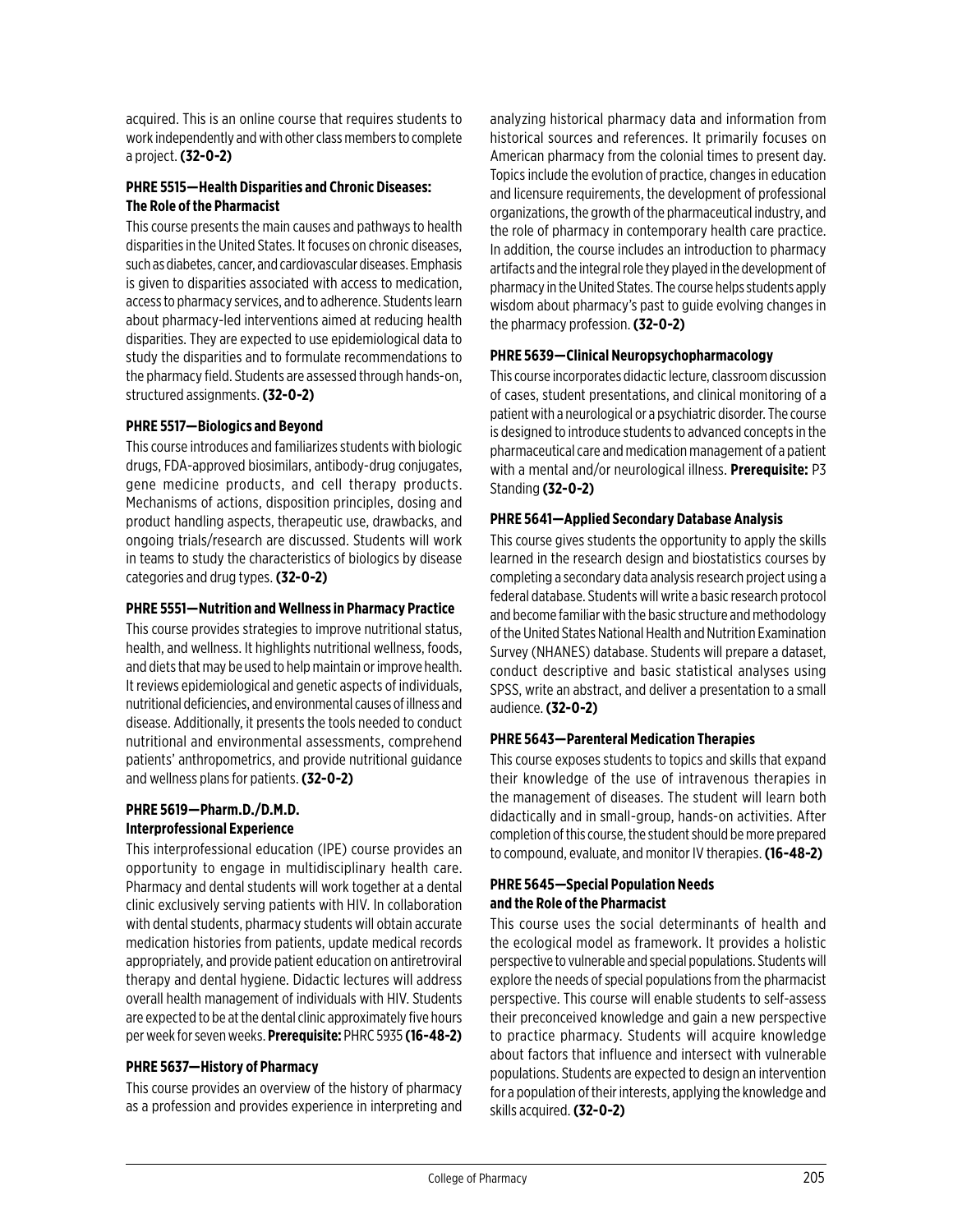acquired. This is an online course that requires students to work independently and with other class members to complete a project. **(32-0-2)**

**PHRE 5515—Health Disparities and Chronic Diseases: The Role of the Pharmacist**

This course presents the main causes and pathways to health disparities in the United States. It focuses on chronic diseases, such as diabetes, cancer, and cardiovascular diseases. Emphasis is given to disparities associated with access to medication, access to pharmacy services, and to adherence. Students learn about pharmacy-led interventions aimed at reducing health disparities. They are expected to use epidemiological data to study the disparities and to formulate recommendations to the pharmacy field. Students are assessed through hands-on, structured assignments. **(32-0-2)**

**PHRE 5517—Biologics and Beyond**

This course introduces and familiarizes students with biologic drugs, FDA-approved biosimilars, antibody-drug conjugates, gene medicine products, and cell therapy products. Mechanisms of actions, disposition principles, dosing and product handling aspects, therapeutic use, drawbacks, and ongoing trials/research are discussed. Students will work in teams to study the characteristics of biologics by disease categories and drug types. **(32-0-2)**

**PHRE 5551—Nutrition and Wellness in Pharmacy Practice**

This course provides strategies to improve nutritional status, health, and wellness. It highlights nutritional wellness, foods, and diets that may be used to help maintain or improve health. It reviews epidemiological and genetic aspects of individuals, nutritional deficiencies, and environmental causes of illness and disease. Additionally, it presents the tools needed to conduct nutritional and environmental assessments, comprehend patients' anthropometrics, and provide nutritional guidance and wellness plans for patients. **(32-0-2)**

**PHRE 5619—Pharm.D./D.M.D. Interprofessional Experience**

This interprofessional education (IPE) course provides an opportunity to engage in multidisciplinary health care. Pharmacy and dental students will work together at a dental clinic exclusively serving patients with HIV. In collaboration with dental students, pharmacy students will obtain accurate medication histories from patients, update medical records appropriately, and provide patient education on antiretroviral therapy and dental hygiene. Didactic lectures will address overall health management of individuals with HIV. Students are expected to be at the dental clinic approximately five hours per week for seven weeks. **Prerequisite:** PHRC 5935 **(16-48-2)**

**PHRE 5637—History of Pharmacy**

This course provides an overview of the history of pharmacy as a profession and provides experience in interpreting and analyzing historical pharmacy data and information from historical sources and references. It primarily focuses on American pharmacy from the colonial times to present day. Topics include the evolution of practice, changes in education and licensure requirements, the development of professional organizations, the growth of the pharmaceutical industry, and the role of pharmacy in contemporary health care practice. In addition, the course includes an introduction to pharmacy artifacts and the integral role they played in the development of pharmacy in the United States. The course helps students apply wisdom about pharmacy's past to guide evolving changes in the pharmacy profession. **(32-0-2)**

**PHRE 5639—Clinical Neuropsychopharmacology**

This course incorporates didactic lecture, classroom discussion of cases, student presentations, and clinical monitoring of a patient with a neurological or a psychiatric disorder. The course is designed to introduce students to advanced concepts in the pharmaceutical care and medication management of a patient with a mental and/or neurological illness. **Prerequisite:** P3 Standing **(32-0-2)**

**PHRE 5641—Applied Secondary Database Analysis**

This course gives students the opportunity to apply the skills learned in the research design and biostatistics courses by completing a secondary data analysis research project using a federal database. Students will write a basic research protocol and become familiar with the basic structure and methodology of the United States National Health and Nutrition Examination Survey (NHANES) database. Students will prepare a dataset, conduct descriptive and basic statistical analyses using SPSS, write an abstract, and deliver a presentation to a small audience. **(32-0-2)**

**PHRE 5643—Parenteral Medication Therapies**

This course exposes students to topics and skills that expand their knowledge of the use of intravenous therapies in the management of diseases. The student will learn both didactically and in small-group, hands-on activities. After completion of this course, the student should be more prepared to compound, evaluate, and monitor IV therapies. **(16-48-2)**

**PHRE 5645—Special Population Needs and the Role of the Pharmacist**

This course uses the social determinants of health and the ecological model as framework. It provides a holistic perspective to vulnerable and special populations. Students will explore the needs of special populations from the pharmacist perspective. This course will enable students to self-assess their preconceived knowledge and gain a new perspective to practice pharmacy. Students will acquire knowledge about factors that influence and intersect with vulnerable populations. Students are expected to design an intervention for a population of their interests, applying the knowledge and skills acquired. **(32-0-2)**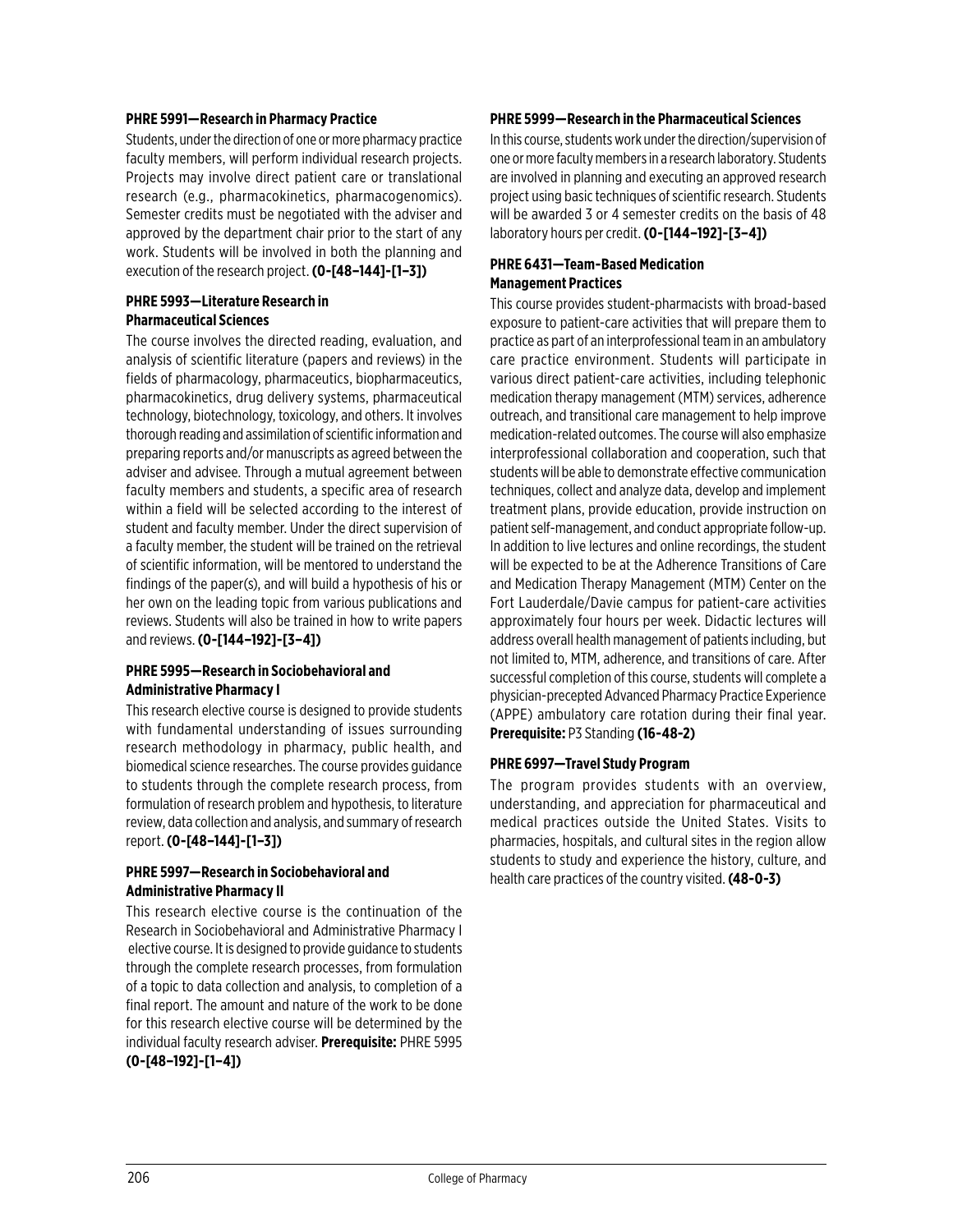**PHRE 5991—Research in Pharmacy Practice**

Students, under the direction of one or more pharmacy practice faculty members, will perform individual research projects. Projects may involve direct patient care or translational research (e.g., pharmacokinetics, pharmacogenomics). Semester credits must be negotiated with the adviser and approved by the department chair prior to the start of any work. Students will be involved in both the planning and execution of the research project. **(0-[48–144]-[1–3])**

**PHRE 5993—Literature Research in Pharmaceutical Sciences**

The course involves the directed reading, evaluation, and analysis of scientific literature (papers and reviews) in the fields of pharmacology, pharmaceutics, biopharmaceutics, pharmacokinetics, drug delivery systems, pharmaceutical technology, biotechnology, toxicology, and others. It involves thorough reading and assimilation of scientific information and preparing reports and/or manuscripts as agreed between the adviser and advisee. Through a mutual agreement between faculty members and students, a specific area of research within a field will be selected according to the interest of student and faculty member. Under the direct supervision of a faculty member, the student will be trained on the retrieval of scientific information, will be mentored to understand the findings of the paper(s), and will build a hypothesis of his or her own on the leading topic from various publications and reviews. Students will also be trained in how to write papers and reviews. **(0-[144–192]-[3–4])**

**PHRE 5995—Research in Sociobehavioral and Administrative Pharmacy I**

This research elective course is designed to provide students with fundamental understanding of issues surrounding research methodology in pharmacy, public health, and biomedical science researches. The course provides guidance to students through the complete research process, from formulation of research problem and hypothesis, to literature review, data collection and analysis, and summary of research report. **(0-[48–144]-[1–3])**

**PHRE 5997—Research in Sociobehavioral and Administrative Pharmacy II**

This research elective course is the continuation of the Research in Sociobehavioral and Administrative Pharmacy I elective course. It is designed to provide guidance to students through the complete research processes, from formulation of a topic to data collection and analysis, to completion of a final report. The amount and nature of the work to be done for this research elective course will be determined by the individual faculty research adviser. **Prerequisite:** PHRE 5995 **(0-[48–192]-[1–4])**

**PHRE 5999—Research in the Pharmaceutical Sciences**

In this course, students work under the direction/supervision of one or more faculty members in a research laboratory. Students are involved in planning and executing an approved research project using basic techniques of scientific research. Students will be awarded 3 or 4 semester credits on the basis of 48 laboratory hours per credit. **(0-[144–192]-[3–4])**

**PHRE 6431—Team-Based Medication Management Practices**

This course provides student-pharmacists with broad-based exposure to patient-care activities that will prepare them to practice as part of an interprofessional team in an ambulatory care practice environment. Students will participate in various direct patient-care activities, including telephonic medication therapy management (MTM) services, adherence outreach, and transitional care management to help improve medication-related outcomes. The course will also emphasize interprofessional collaboration and cooperation, such that students will be able to demonstrate effective communication techniques, collect and analyze data, develop and implement treatment plans, provide education, provide instruction on patient self-management, and conduct appropriate follow-up. In addition to live lectures and online recordings, the student will be expected to be at the Adherence Transitions of Care and Medication Therapy Management (MTM) Center on the Fort Lauderdale/Davie campus for patient-care activities approximately four hours per week. Didactic lectures will address overall health management of patients including, but not limited to, MTM, adherence, and transitions of care. After successful completion of this course, students will complete a physician-precepted Advanced Pharmacy Practice Experience (APPE) ambulatory care rotation during their final year. **Prerequisite:** P3 Standing **(16-48-2)**

**PHRE 6997—Travel Study Program**

The program provides students with an overview, understanding, and appreciation for pharmaceutical and medical practices outside the United States. Visits to pharmacies, hospitals, and cultural sites in the region allow students to study and experience the history, culture, and health care practices of the country visited. **(48-0-3)**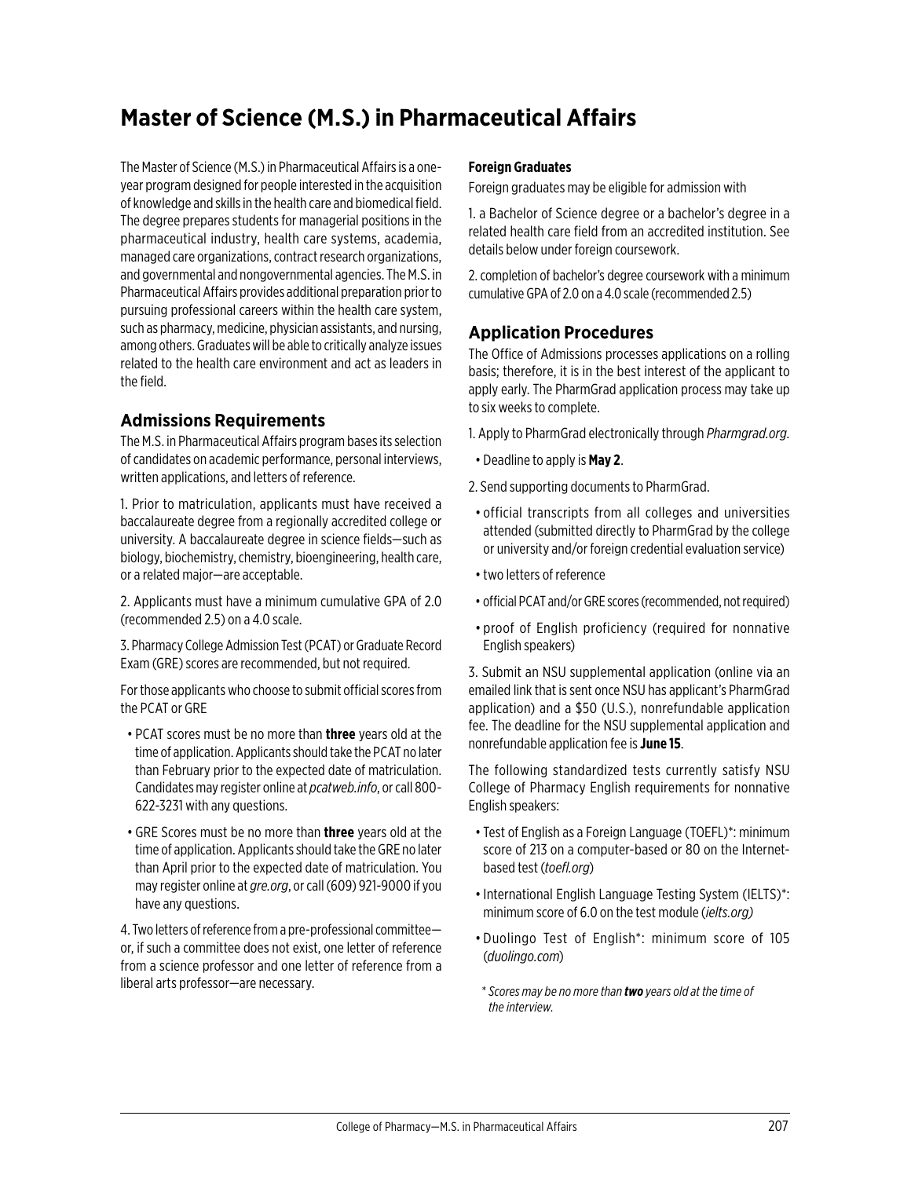# Master of Science (M.S.) in Pharmaceutical Affairs

The Master of Science (M.S.) in Pharmaceutical Affairs is a one-year program designed for people interested in the acquisition of knowledge and skills in the health care and biomedical field. The degree prepares students for managerial positions in the pharmaceutical industry, health care systems, academia, managed care organizations, contract research organizations, and governmental and nongovernmental agencies. The M.S. in Pharmaceutical Affairs provides additional preparation prior to pursuing professional careers within the health care system, such as pharmacy, medicine, physician assistants, and nursing, among others. Graduates will be able to critically analyze issues related to the health care environment and act as leaders in the field.

## Admissions Requirements

The M.S. in Pharmaceutical Affairs program bases its selection of candidates on academic performance, personal interviews, written applications, and letters of reference.

1. Prior to matriculation, applicants must have received a baccalaureate degree from a regionally accredited college or university. A baccalaureate degree in science fields—such as biology, biochemistry, chemistry, bioengineering, health care, or a related major—are acceptable.

2. Applicants must have a minimum cumulative GPA of 2.0 (recommended 2.5) on a 4.0 scale.

3. Pharmacy College Admission Test (PCAT) or Graduate Record Exam (GRE) scores are recommended, but not required.

For those applicants who choose to submit official scores from the PCAT or GRE

- PCAT scores must be no more than **three** years old at the time of application. Applicants should take the PCAT no later than February prior to the expected date of matriculation. Candidates may register online at *pcatweb.info*, or call 800-622-3231 with any questions.
- GRE Scores must be no more than **three** years old at the time of application. Applicants should take the GRE no later than April prior to the expected date of matriculation. You may register online at *gre.org*, or call (609) 921-9000 if you have any questions.

4. Two letters of reference from a pre-professional committee—or, if such a committee does not exist, one letter of reference from a science professor and one letter of reference from a liberal arts professor—are necessary.

**Foreign Graduates**

Foreign graduates may be eligible for admission with

1. a Bachelor of Science degree or a bachelor's degree in a related health care field from an accredited institution. See details below under foreign coursework.

2. completion of bachelor's degree coursework with a minimum cumulative GPA of 2.0 on a 4.0 scale (recommended 2.5)

## Application Procedures

The Office of Admissions processes applications on a rolling basis; therefore, it is in the best interest of the applicant to apply early. The PharmGrad application process may take up to six weeks to complete.

1. Apply to PharmGrad electronically through *Pharmgrad.org*.
   - Deadline to apply is **May 2**.

2. Send supporting documents to PharmGrad.
   - official transcripts from all colleges and universities attended (submitted directly to PharmGrad by the college or university and/or foreign credential evaluation service)
   - two letters of reference
   - official PCAT and/or GRE scores (recommended, not required)
   - proof of English proficiency (required for nonnative English speakers)

3. Submit an NSU supplemental application (online via an emailed link that is sent once NSU has applicant's PharmGrad application) and a $50 (U.S.), nonrefundable application fee. The deadline for the NSU supplemental application and nonrefundable application fee is **June 15**.

The following standardized tests currently satisfy NSU College of Pharmacy English requirements for nonnative English speakers:

- Test of English as a Foreign Language (TOEFL)*: minimum score of 213 on a computer-based or 80 on the Internet-based test (*toefl.org*)
- International English Language Testing System (IELTS)*: minimum score of 6.0 on the test module (*ielts.org)*
- Duolingo Test of English*: minimum score of 105 (*duolingo.com*)

*\* Scores may be no more than **two** years old at the time of the interview.*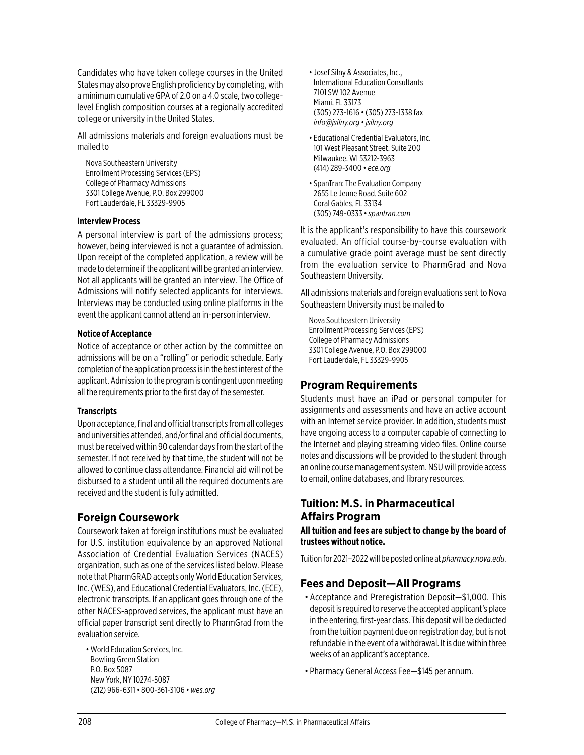Candidates who have taken college courses in the United States may also prove English proficiency by completing, with a minimum cumulative GPA of 2.0 on a 4.0 scale, two college-level English composition courses at a regionally accredited college or university in the United States.

All admissions materials and foreign evaluations must be mailed to

Nova Southeastern University
Enrollment Processing Services (EPS)
College of Pharmacy Admissions
3301 College Avenue, P.O. Box 299000
Fort Lauderdale, FL 33329-9905

#### Interview Process

A personal interview is part of the admissions process; however, being interviewed is not a guarantee of admission. Upon receipt of the completed application, a review will be made to determine if the applicant will be granted an interview. Not all applicants will be granted an interview. The Office of Admissions will notify selected applicants for interviews. Interviews may be conducted using online platforms in the event the applicant cannot attend an in-person interview.

#### Notice of Acceptance

Notice of acceptance or other action by the committee on admissions will be on a "rolling" or periodic schedule. Early completion of the application process is in the best interest of the applicant. Admission to the program is contingent upon meeting all the requirements prior to the first day of the semester.

#### Transcripts

Upon acceptance, final and official transcripts from all colleges and universities attended, and/or final and official documents, must be received within 90 calendar days from the start of the semester. If not received by that time, the student will not be allowed to continue class attendance. Financial aid will not be disbursed to a student until all the required documents are received and the student is fully admitted.

## Foreign Coursework

Coursework taken at foreign institutions must be evaluated for U.S. institution equivalence by an approved National Association of Credential Evaluation Services (NACES) organization, such as one of the services listed below. Please note that PharmGRAD accepts only World Education Services, Inc. (WES), and Educational Credential Evaluators, Inc. (ECE), electronic transcripts. If an applicant goes through one of the other NACES-approved services, the applicant must have an official paper transcript sent directly to PharmGrad from the evaluation service.

- World Education Services, Inc.
  Bowling Green Station
  P.O. Box 5087
  New York, NY 10274-5087
  (212) 966-6311 • 800-361-3106 • *wes.org*
- Josef Silny & Associates, Inc.,
  International Education Consultants
  7101 SW 102 Avenue
  Miami, FL 33173
  (305) 273-1616 • (305) 273-1338 fax
  *info@jsilny.org • jsilny.org*
- Educational Credential Evaluators, Inc.
  101 West Pleasant Street, Suite 200
  Milwaukee, WI 53212-3963
  (414) 289-3400 • *ece.org*
- SpanTran: The Evaluation Company
  2655 Le Jeune Road, Suite 602
  Coral Gables, FL 33134
  (305) 749-0333 • *spantran.com*

It is the applicant's responsibility to have this coursework evaluated. An official course-by-course evaluation with a cumulative grade point average must be sent directly from the evaluation service to PharmGrad and Nova Southeastern University.

All admissions materials and foreign evaluations sent to Nova Southeastern University must be mailed to

Nova Southeastern University
Enrollment Processing Services (EPS)
College of Pharmacy Admissions
3301 College Avenue, P.O. Box 299000
Fort Lauderdale, FL 33329-9905

## Program Requirements

Students must have an iPad or personal computer for assignments and assessments and have an active account with an Internet service provider. In addition, students must have ongoing access to a computer capable of connecting to the Internet and playing streaming video files. Online course notes and discussions will be provided to the student through an online course management system. NSU will provide access to email, online databases, and library resources.

## Tuition: M.S. in Pharmaceutical Affairs Program

**All tuition and fees are subject to change by the board of trustees without notice.**

Tuition for 2021–2022 will be posted online at *pharmacy.nova.edu*.

## Fees and Deposit—All Programs

- Acceptance and Preregistration Deposit—$1,000. This deposit is required to reserve the accepted applicant's place in the entering, first-year class. This deposit will be deducted from the tuition payment due on registration day, but is not refundable in the event of a withdrawal. It is due within three weeks of an applicant's acceptance.
- Pharmacy General Access Fee—$145 per annum.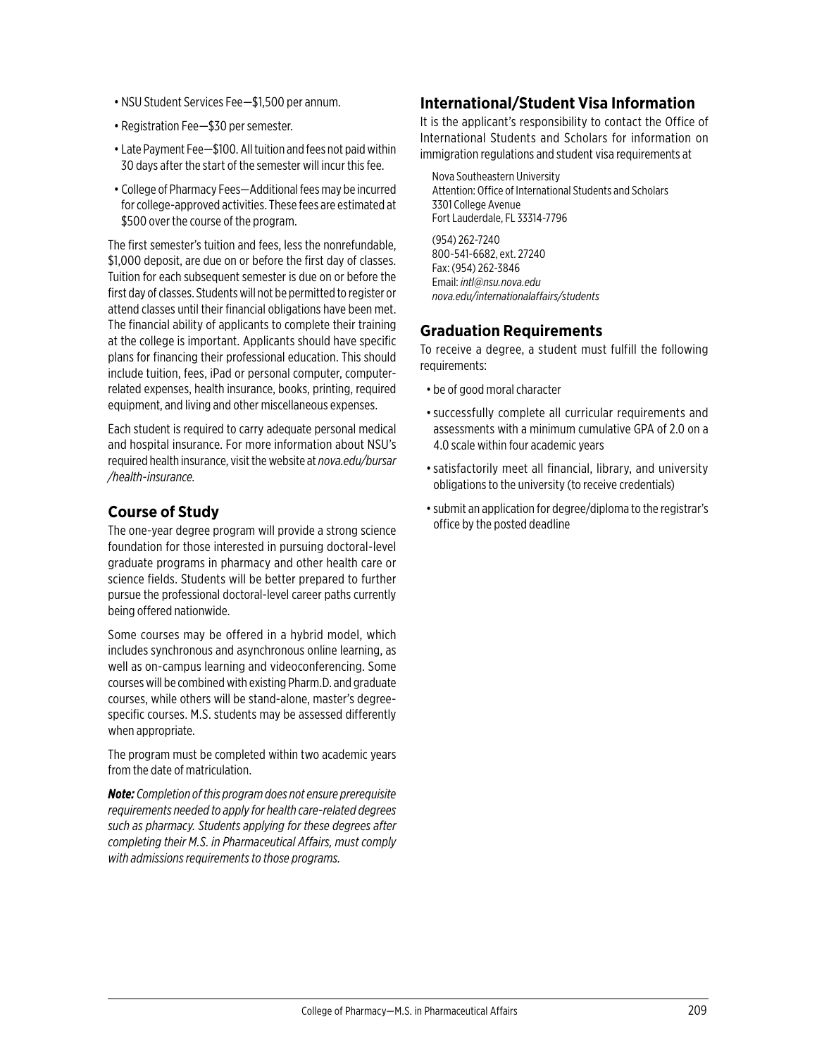- NSU Student Services Fee—$1,500 per annum.
- Registration Fee—$30 per semester.
- Late Payment Fee—$100. All tuition and fees not paid within 30 days after the start of the semester will incur this fee.
- College of Pharmacy Fees—Additional fees may be incurred for college-approved activities. These fees are estimated at $500 over the course of the program.

The first semester's tuition and fees, less the nonrefundable, $1,000 deposit, are due on or before the first day of classes. Tuition for each subsequent semester is due on or before the first day of classes. Students will not be permitted to register or attend classes until their financial obligations have been met. The financial ability of applicants to complete their training at the college is important. Applicants should have specific plans for financing their professional education. This should include tuition, fees, iPad or personal computer, computer-related expenses, health insurance, books, printing, required equipment, and living and other miscellaneous expenses.

Each student is required to carry adequate personal medical and hospital insurance. For more information about NSU's required health insurance, visit the website at *nova.edu/bursar/health-insurance*.

## Course of Study

The one-year degree program will provide a strong science foundation for those interested in pursuing doctoral-level graduate programs in pharmacy and other health care or science fields. Students will be better prepared to further pursue the professional doctoral-level career paths currently being offered nationwide.

Some courses may be offered in a hybrid model, which includes synchronous and asynchronous online learning, as well as on-campus learning and videoconferencing. Some courses will be combined with existing Pharm.D. and graduate courses, while others will be stand-alone, master's degree-specific courses. M.S. students may be assessed differently when appropriate.

The program must be completed within two academic years from the date of matriculation.

***Note:*** *Completion of this program does not ensure prerequisite requirements needed to apply for health care-related degrees such as pharmacy. Students applying for these degrees after completing their M.S. in Pharmaceutical Affairs, must comply with admissions requirements to those programs.*

## International/Student Visa Information

It is the applicant's responsibility to contact the Office of International Students and Scholars for information on immigration regulations and student visa requirements at

Nova Southeastern University
Attention: Office of International Students and Scholars
3301 College Avenue
Fort Lauderdale, FL 33314-7796

(954) 262-7240
800-541-6682, ext. 27240
Fax: (954) 262-3846
Email: *intl@nsu.nova.edu*
*nova.edu/internationalaffairs/students*

## Graduation Requirements

To receive a degree, a student must fulfill the following requirements:

- be of good moral character
- successfully complete all curricular requirements and assessments with a minimum cumulative GPA of 2.0 on a 4.0 scale within four academic years
- satisfactorily meet all financial, library, and university obligations to the university (to receive credentials)
- submit an application for degree/diploma to the registrar's office by the posted deadline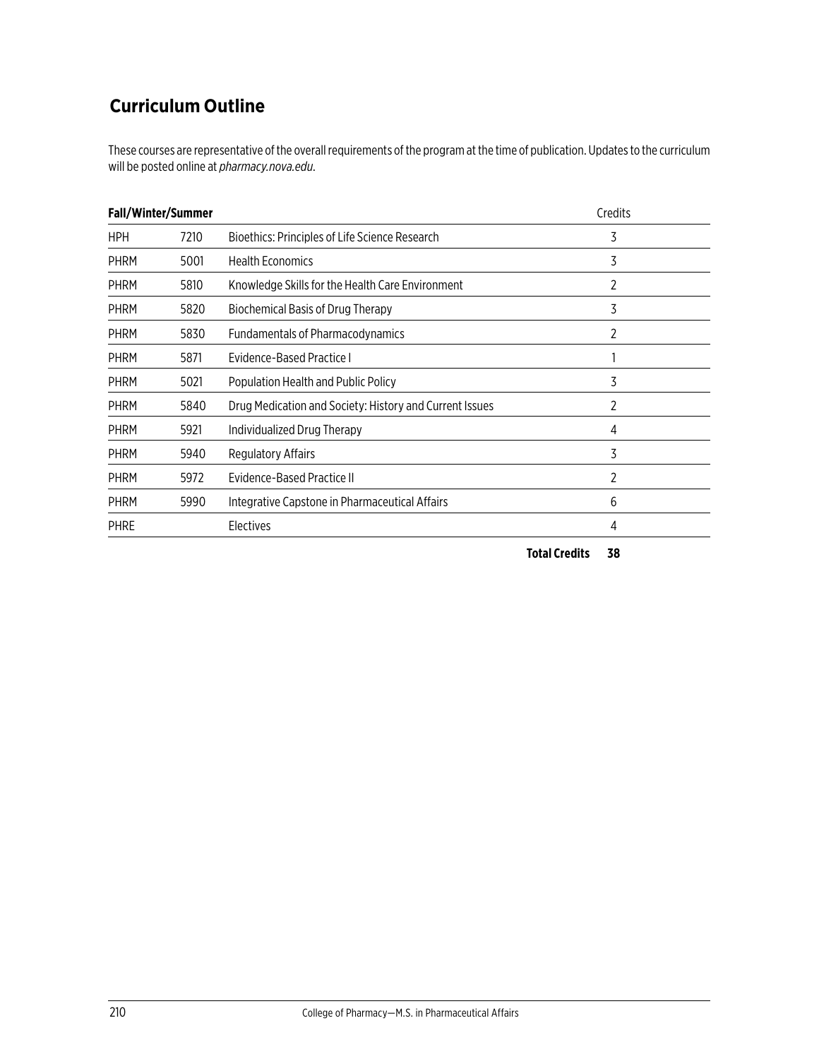## Curriculum Outline

These courses are representative of the overall requirements of the program at the time of publication. Updates to the curriculum will be posted online at *pharmacy.nova.edu*.

| **Fall/Winter/Summer** | | | Credits |
|---|---|---|---|
| HPH | 7210 | Bioethics: Principles of Life Science Research | 3 |
| PHRM | 5001 | Health Economics | 3 |
| PHRM | 5810 | Knowledge Skills for the Health Care Environment | 2 |
| PHRM | 5820 | Biochemical Basis of Drug Therapy | 3 |
| PHRM | 5830 | Fundamentals of Pharmacodynamics | 2 |
| PHRM | 5871 | Evidence-Based Practice I | 1 |
| PHRM | 5021 | Population Health and Public Policy | 3 |
| PHRM | 5840 | Drug Medication and Society: History and Current Issues | 2 |
| PHRM | 5921 | Individualized Drug Therapy | 4 |
| PHRM | 5940 | Regulatory Affairs | 3 |
| PHRM | 5972 | Evidence-Based Practice II | 2 |
| PHRM | 5990 | Integrative Capstone in Pharmaceutical Affairs | 6 |
| PHRE | | Electives | 4 |
| | | **Total Credits** | **38** |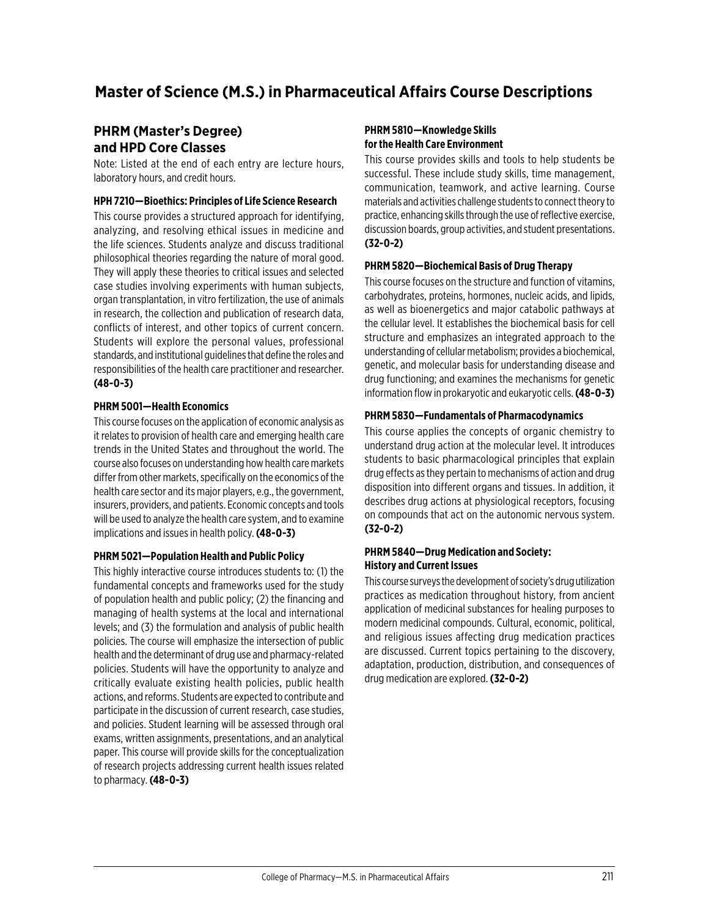# Master of Science (M.S.) in Pharmaceutical Affairs Course Descriptions

## PHRM (Master's Degree) and HPD Core Classes

Note: Listed at the end of each entry are lecture hours, laboratory hours, and credit hours.

#### HPH 7210—Bioethics: Principles of Life Science Research

This course provides a structured approach for identifying, analyzing, and resolving ethical issues in medicine and the life sciences. Students analyze and discuss traditional philosophical theories regarding the nature of moral good. They will apply these theories to critical issues and selected case studies involving experiments with human subjects, organ transplantation, in vitro fertilization, the use of animals in research, the collection and publication of research data, conflicts of interest, and other topics of current concern. Students will explore the personal values, professional standards, and institutional guidelines that define the roles and responsibilities of the health care practitioner and researcher. **(48-0-3)**

#### PHRM 5001—Health Economics

This course focuses on the application of economic analysis as it relates to provision of health care and emerging health care trends in the United States and throughout the world. The course also focuses on understanding how health care markets differ from other markets, specifically on the economics of the health care sector and its major players, e.g., the government, insurers, providers, and patients. Economic concepts and tools will be used to analyze the health care system, and to examine implications and issues in health policy. **(48-0-3)**

#### PHRM 5021—Population Health and Public Policy

This highly interactive course introduces students to: (1) the fundamental concepts and frameworks used for the study of population health and public policy; (2) the financing and managing of health systems at the local and international levels; and (3) the formulation and analysis of public health policies. The course will emphasize the intersection of public health and the determinant of drug use and pharmacy-related policies. Students will have the opportunity to analyze and critically evaluate existing health policies, public health actions, and reforms. Students are expected to contribute and participate in the discussion of current research, case studies, and policies. Student learning will be assessed through oral exams, written assignments, presentations, and an analytical paper. This course will provide skills for the conceptualization of research projects addressing current health issues related to pharmacy. **(48-0-3)**

#### PHRM 5810—Knowledge Skills for the Health Care Environment

This course provides skills and tools to help students be successful. These include study skills, time management, communication, teamwork, and active learning. Course materials and activities challenge students to connect theory to practice, enhancing skills through the use of reflective exercise, discussion boards, group activities, and student presentations. **(32-0-2)**

#### PHRM 5820—Biochemical Basis of Drug Therapy

This course focuses on the structure and function of vitamins, carbohydrates, proteins, hormones, nucleic acids, and lipids, as well as bioenergetics and major catabolic pathways at the cellular level. It establishes the biochemical basis for cell structure and emphasizes an integrated approach to the understanding of cellular metabolism; provides a biochemical, genetic, and molecular basis for understanding disease and drug functioning; and examines the mechanisms for genetic information flow in prokaryotic and eukaryotic cells. **(48-0-3)**

#### PHRM 5830—Fundamentals of Pharmacodynamics

This course applies the concepts of organic chemistry to understand drug action at the molecular level. It introduces students to basic pharmacological principles that explain drug effects as they pertain to mechanisms of action and drug disposition into different organs and tissues. In addition, it describes drug actions at physiological receptors, focusing on compounds that act on the autonomic nervous system. **(32-0-2)**

#### PHRM 5840—Drug Medication and Society: History and Current Issues

This course surveys the development of society's drug utilization practices as medication throughout history, from ancient application of medicinal substances for healing purposes to modern medicinal compounds. Cultural, economic, political, and religious issues affecting drug medication practices are discussed. Current topics pertaining to the discovery, adaptation, production, distribution, and consequences of drug medication are explored. **(32-0-2)**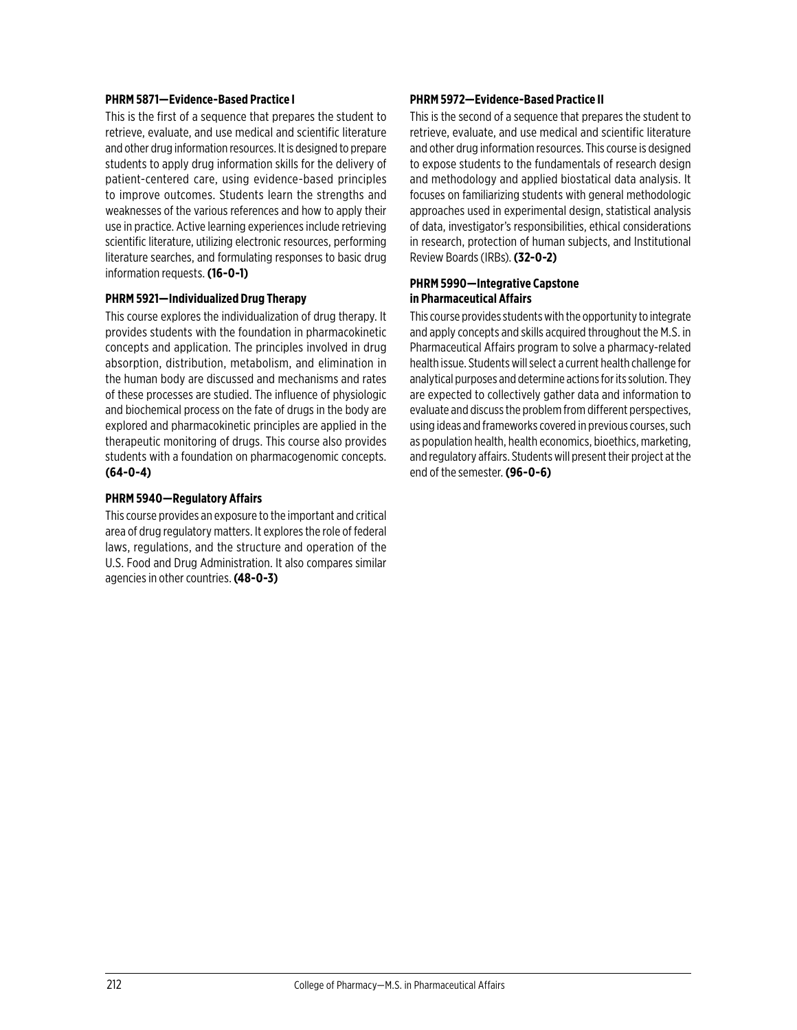**PHRM 5871—Evidence-Based Practice I**

This is the first of a sequence that prepares the student to retrieve, evaluate, and use medical and scientific literature and other drug information resources. It is designed to prepare students to apply drug information skills for the delivery of patient-centered care, using evidence-based principles to improve outcomes. Students learn the strengths and weaknesses of the various references and how to apply their use in practice. Active learning experiences include retrieving scientific literature, utilizing electronic resources, performing literature searches, and formulating responses to basic drug information requests. **(16-0-1)**

**PHRM 5921—Individualized Drug Therapy**

This course explores the individualization of drug therapy. It provides students with the foundation in pharmacokinetic concepts and application. The principles involved in drug absorption, distribution, metabolism, and elimination in the human body are discussed and mechanisms and rates of these processes are studied. The influence of physiologic and biochemical process on the fate of drugs in the body are explored and pharmacokinetic principles are applied in the therapeutic monitoring of drugs. This course also provides students with a foundation on pharmacogenomic concepts. **(64-0-4)**

**PHRM 5940—Regulatory Affairs**

This course provides an exposure to the important and critical area of drug regulatory matters. It explores the role of federal laws, regulations, and the structure and operation of the U.S. Food and Drug Administration. It also compares similar agencies in other countries. **(48-0-3)**

**PHRM 5972—Evidence-Based Practice II**

This is the second of a sequence that prepares the student to retrieve, evaluate, and use medical and scientific literature and other drug information resources. This course is designed to expose students to the fundamentals of research design and methodology and applied biostatical data analysis. It focuses on familiarizing students with general methodologic approaches used in experimental design, statistical analysis of data, investigator's responsibilities, ethical considerations in research, protection of human subjects, and Institutional Review Boards (IRBs). **(32-0-2)**

**PHRM 5990—Integrative Capstone in Pharmaceutical Affairs**

This course provides students with the opportunity to integrate and apply concepts and skills acquired throughout the M.S. in Pharmaceutical Affairs program to solve a pharmacy-related health issue. Students will select a current health challenge for analytical purposes and determine actions for its solution. They are expected to collectively gather data and information to evaluate and discuss the problem from different perspectives, using ideas and frameworks covered in previous courses, such as population health, health economics, bioethics, marketing, and regulatory affairs. Students will present their project at the end of the semester. **(96-0-6)**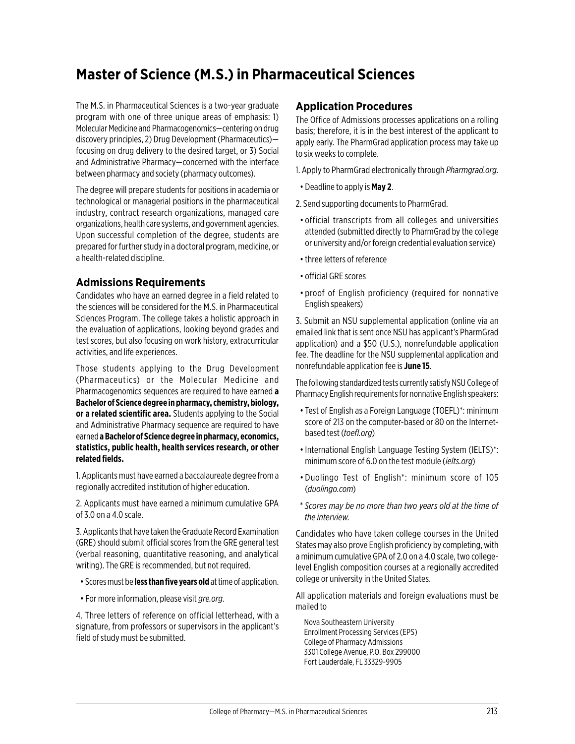# Master of Science (M.S.) in Pharmaceutical Sciences

The M.S. in Pharmaceutical Sciences is a two-year graduate program with one of three unique areas of emphasis: 1) Molecular Medicine and Pharmacogenomics—centering on drug discovery principles, 2) Drug Development (Pharmaceutics)—focusing on drug delivery to the desired target, or 3) Social and Administrative Pharmacy—concerned with the interface between pharmacy and society (pharmacy outcomes).

The degree will prepare students for positions in academia or technological or managerial positions in the pharmaceutical industry, contract research organizations, managed care organizations, health care systems, and government agencies. Upon successful completion of the degree, students are prepared for further study in a doctoral program, medicine, or a health-related discipline.

## Admissions Requirements

Candidates who have an earned degree in a field related to the sciences will be considered for the M.S. in Pharmaceutical Sciences Program. The college takes a holistic approach in the evaluation of applications, looking beyond grades and test scores, but also focusing on work history, extracurricular activities, and life experiences.

Those students applying to the Drug Development (Pharmaceutics) or the Molecular Medicine and Pharmacogenomics sequences are required to have earned **a Bachelor of Science degree in pharmacy, chemistry, biology, or a related scientific area.** Students applying to the Social and Administrative Pharmacy sequence are required to have earned **a Bachelor of Science degree in pharmacy, economics, statistics, public health, health services research, or other related fields.**

1. Applicants must have earned a baccalaureate degree from a regionally accredited institution of higher education.

2. Applicants must have earned a minimum cumulative GPA of 3.0 on a 4.0 scale.

3. Applicants that have taken the Graduate Record Examination (GRE) should submit official scores from the GRE general test (verbal reasoning, quantitative reasoning, and analytical writing). The GRE is recommended, but not required.

- Scores must be **less than five years old** at time of application.
- For more information, please visit *gre.org*.

4. Three letters of reference on official letterhead, with a signature, from professors or supervisors in the applicant's field of study must be submitted.

## Application Procedures

The Office of Admissions processes applications on a rolling basis; therefore, it is in the best interest of the applicant to apply early. The PharmGrad application process may take up to six weeks to complete.

1. Apply to PharmGrad electronically through *Pharmgrad.org*.

- Deadline to apply is **May 2**.

2. Send supporting documents to PharmGrad.

- official transcripts from all colleges and universities attended (submitted directly to PharmGrad by the college or university and/or foreign credential evaluation service)
- three letters of reference
- official GRE scores
- proof of English proficiency (required for nonnative English speakers)

3. Submit an NSU supplemental application (online via an emailed link that is sent once NSU has applicant's PharmGrad application) and a $50 (U.S.), nonrefundable application fee. The deadline for the NSU supplemental application and nonrefundable application fee is **June 15**.

The following standardized tests currently satisfy NSU College of Pharmacy English requirements for nonnative English speakers:

- Test of English as a Foreign Language (TOEFL)*: minimum score of 213 on the computer-based or 80 on the Internet-based test (*toefl.org*)
- International English Language Testing System (IELTS)*: minimum score of 6.0 on the test module (*ielts.org*)
- Duolingo Test of English*: minimum score of 105 (*duolingo.com*)

\* *Scores may be no more than two years old at the time of the interview.*

Candidates who have taken college courses in the United States may also prove English proficiency by completing, with a minimum cumulative GPA of 2.0 on a 4.0 scale, two college-level English composition courses at a regionally accredited college or university in the United States.

All application materials and foreign evaluations must be mailed to

Nova Southeastern University  
Enrollment Processing Services (EPS)  
College of Pharmacy Admissions  
3301 College Avenue, P.O. Box 299000  
Fort Lauderdale, FL 33329-9905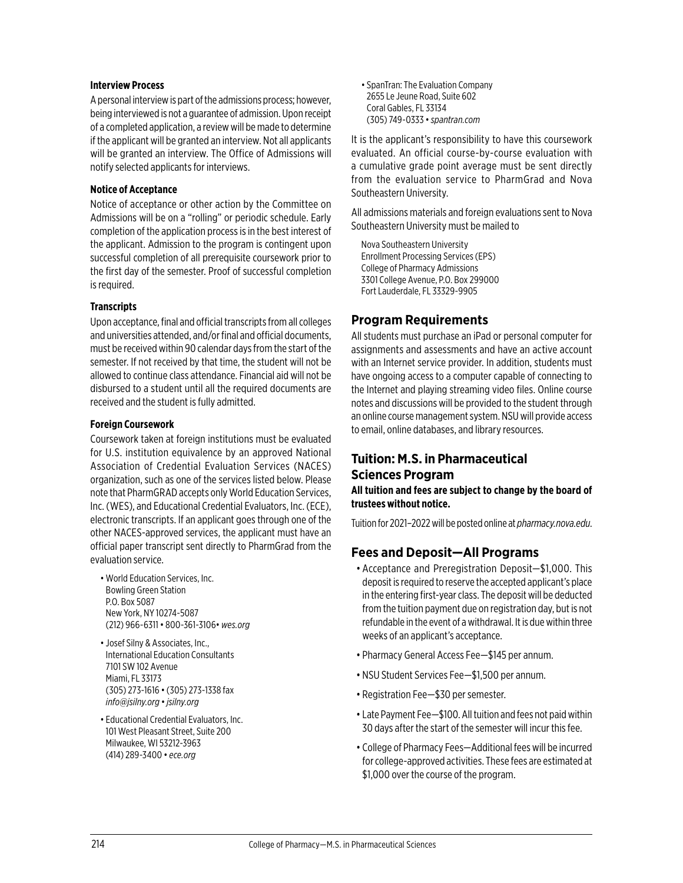**Interview Process**

A personal interview is part of the admissions process; however, being interviewed is not a guarantee of admission. Upon receipt of a completed application, a review will be made to determine if the applicant will be granted an interview. Not all applicants will be granted an interview. The Office of Admissions will notify selected applicants for interviews.

**Notice of Acceptance**

Notice of acceptance or other action by the Committee on Admissions will be on a "rolling" or periodic schedule. Early completion of the application process is in the best interest of the applicant. Admission to the program is contingent upon successful completion of all prerequisite coursework prior to the first day of the semester. Proof of successful completion is required.

**Transcripts**

Upon acceptance, final and official transcripts from all colleges and universities attended, and/or final and official documents, must be received within 90 calendar days from the start of the semester. If not received by that time, the student will not be allowed to continue class attendance. Financial aid will not be disbursed to a student until all the required documents are received and the student is fully admitted.

**Foreign Coursework**

Coursework taken at foreign institutions must be evaluated for U.S. institution equivalence by an approved National Association of Credential Evaluation Services (NACES) organization, such as one of the services listed below. Please note that PharmGRAD accepts only World Education Services, Inc. (WES), and Educational Credential Evaluators, Inc. (ECE), electronic transcripts. If an applicant goes through one of the other NACES-approved services, the applicant must have an official paper transcript sent directly to PharmGrad from the evaluation service.

- World Education Services, Inc.
  Bowling Green Station
  P.O. Box 5087
  New York, NY 10274-5087
  (212) 966-6311 • 800-361-3106• *wes.org*
- Josef Silny & Associates, Inc.,
  International Education Consultants
  7101 SW 102 Avenue
  Miami, FL 33173
  (305) 273-1616 • (305) 273-1338 fax
  *info@jsilny.org • jsilny.org*
- Educational Credential Evaluators, Inc.
  101 West Pleasant Street, Suite 200
  Milwaukee, WI 53212-3963
  (414) 289-3400 • *ece.org*
- SpanTran: The Evaluation Company
  2655 Le Jeune Road, Suite 602
  Coral Gables, FL 33134
  (305) 749-0333 • *spantran.com*

It is the applicant's responsibility to have this coursework evaluated. An official course-by-course evaluation with a cumulative grade point average must be sent directly from the evaluation service to PharmGrad and Nova Southeastern University.

All admissions materials and foreign evaluations sent to Nova Southeastern University must be mailed to

Nova Southeastern University
Enrollment Processing Services (EPS)
College of Pharmacy Admissions
3301 College Avenue, P.O. Box 299000
Fort Lauderdale, FL 33329-9905

## Program Requirements

All students must purchase an iPad or personal computer for assignments and assessments and have an active account with an Internet service provider. In addition, students must have ongoing access to a computer capable of connecting to the Internet and playing streaming video files. Online course notes and discussions will be provided to the student through an online course management system. NSU will provide access to email, online databases, and library resources.

## Tuition: M.S. in Pharmaceutical Sciences Program

**All tuition and fees are subject to change by the board of trustees without notice.**

Tuition for 2021–2022 will be posted online at *pharmacy.nova.edu*.

## Fees and Deposit—All Programs

- Acceptance and Preregistration Deposit—$1,000. This deposit is required to reserve the accepted applicant's place in the entering first-year class. The deposit will be deducted from the tuition payment due on registration day, but is not refundable in the event of a withdrawal. It is due within three weeks of an applicant's acceptance.
- Pharmacy General Access Fee—$145 per annum.
- NSU Student Services Fee—$1,500 per annum.
- Registration Fee—$30 per semester.
- Late Payment Fee—$100. All tuition and fees not paid within 30 days after the start of the semester will incur this fee.
- College of Pharmacy Fees—Additional fees will be incurred for college-approved activities. These fees are estimated at $1,000 over the course of the program.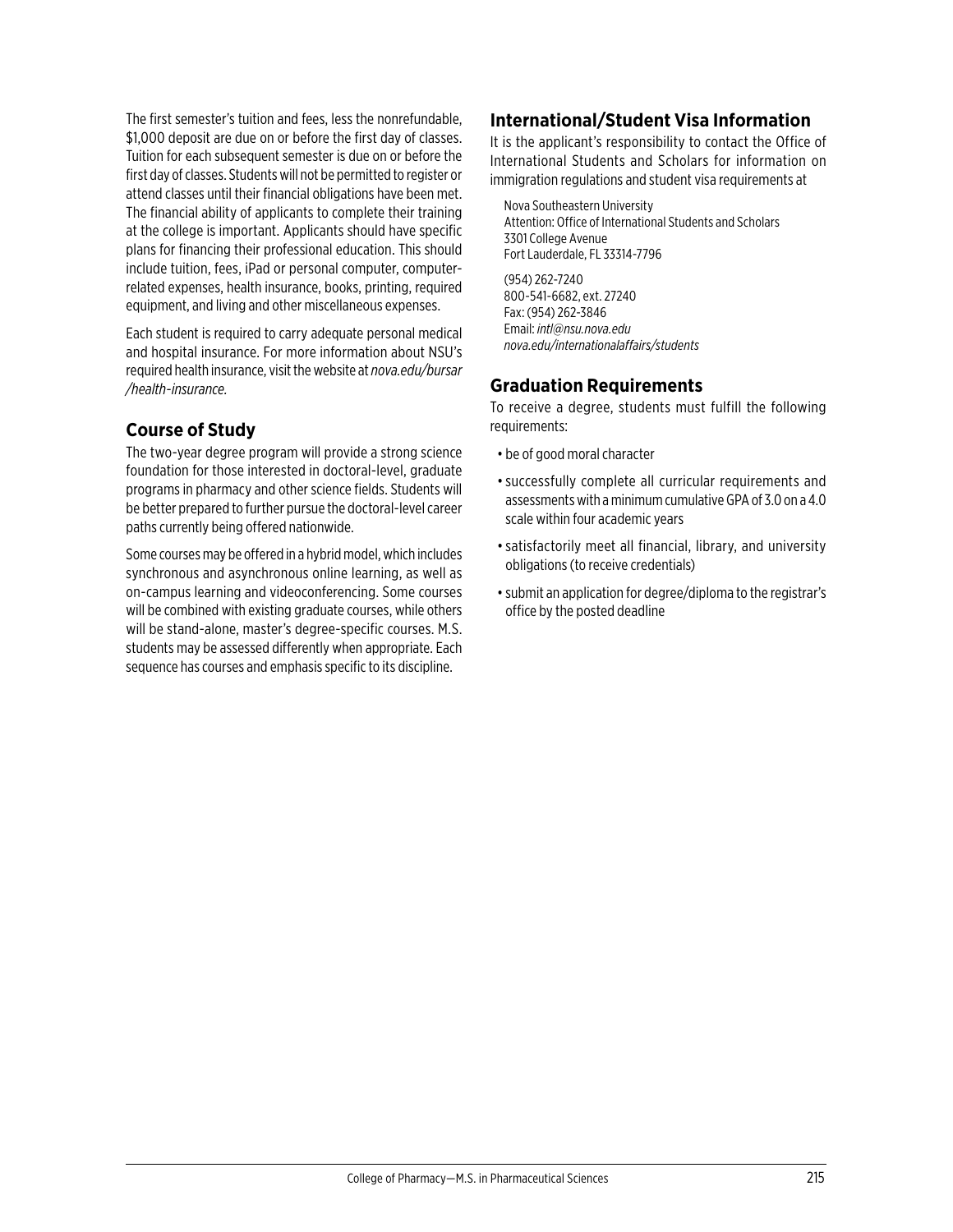The first semester's tuition and fees, less the nonrefundable, $1,000 deposit are due on or before the first day of classes. Tuition for each subsequent semester is due on or before the first day of classes. Students will not be permitted to register or attend classes until their financial obligations have been met. The financial ability of applicants to complete their training at the college is important. Applicants should have specific plans for financing their professional education. This should include tuition, fees, iPad or personal computer, computer-related expenses, health insurance, books, printing, required equipment, and living and other miscellaneous expenses.

Each student is required to carry adequate personal medical and hospital insurance. For more information about NSU's required health insurance, visit the website at *nova.edu/bursar/health-insurance.*

## Course of Study

The two-year degree program will provide a strong science foundation for those interested in doctoral-level, graduate programs in pharmacy and other science fields. Students will be better prepared to further pursue the doctoral-level career paths currently being offered nationwide.

Some courses may be offered in a hybrid model, which includes synchronous and asynchronous online learning, as well as on-campus learning and videoconferencing. Some courses will be combined with existing graduate courses, while others will be stand-alone, master's degree-specific courses. M.S. students may be assessed differently when appropriate. Each sequence has courses and emphasis specific to its discipline.

## International/Student Visa Information

It is the applicant's responsibility to contact the Office of International Students and Scholars for information on immigration regulations and student visa requirements at

Nova Southeastern University
Attention: Office of International Students and Scholars
3301 College Avenue
Fort Lauderdale, FL 33314-7796

(954) 262-7240
800-541-6682, ext. 27240
Fax: (954) 262-3846
Email: *intl@nsu.nova.edu*
*nova.edu/internationalaffairs/students*

## Graduation Requirements

To receive a degree, students must fulfill the following requirements:

- be of good moral character
- successfully complete all curricular requirements and assessments with a minimum cumulative GPA of 3.0 on a 4.0 scale within four academic years
- satisfactorily meet all financial, library, and university obligations (to receive credentials)
- submit an application for degree/diploma to the registrar's office by the posted deadline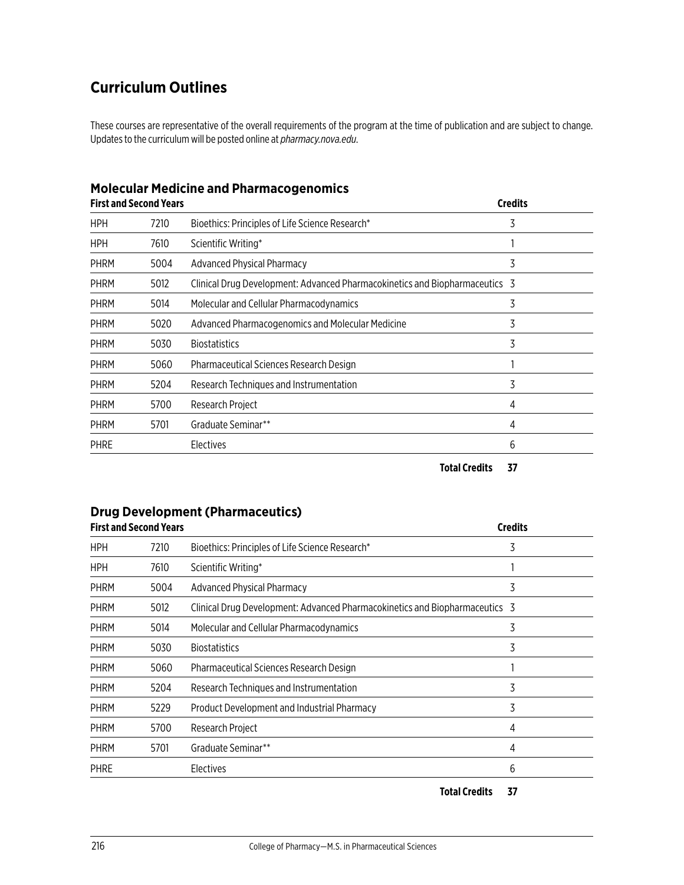## Curriculum Outlines

These courses are representative of the overall requirements of the program at the time of publication and are subject to change. Updates to the curriculum will be posted online at *pharmacy.nova.edu*.

### Molecular Medicine and Pharmacogenomics

| First and Second Years | | | Credits |
|---|---|---|---|
| HPH | 7210 | Bioethics: Principles of Life Science Research* | 3 |
| HPH | 7610 | Scientific Writing* | 1 |
| PHRM | 5004 | Advanced Physical Pharmacy | 3 |
| PHRM | 5012 | Clinical Drug Development: Advanced Pharmacokinetics and Biopharmaceutics | 3 |
| PHRM | 5014 | Molecular and Cellular Pharmacodynamics | 3 |
| PHRM | 5020 | Advanced Pharmacogenomics and Molecular Medicine | 3 |
| PHRM | 5030 | Biostatistics | 3 |
| PHRM | 5060 | Pharmaceutical Sciences Research Design | 1 |
| PHRM | 5204 | Research Techniques and Instrumentation | 3 |
| PHRM | 5700 | Research Project | 4 |
| PHRM | 5701 | Graduate Seminar** | 4 |
| PHRE | | Electives | 6 |
| | | **Total Credits** | **37** |

### Drug Development (Pharmaceutics)

| First and Second Years | | | Credits |
|---|---|---|---|
| HPH | 7210 | Bioethics: Principles of Life Science Research* | 3 |
| HPH | 7610 | Scientific Writing* | 1 |
| PHRM | 5004 | Advanced Physical Pharmacy | 3 |
| PHRM | 5012 | Clinical Drug Development: Advanced Pharmacokinetics and Biopharmaceutics | 3 |
| PHRM | 5014 | Molecular and Cellular Pharmacodynamics | 3 |
| PHRM | 5030 | Biostatistics | 3 |
| PHRM | 5060 | Pharmaceutical Sciences Research Design | 1 |
| PHRM | 5204 | Research Techniques and Instrumentation | 3 |
| PHRM | 5229 | Product Development and Industrial Pharmacy | 3 |
| PHRM | 5700 | Research Project | 4 |
| PHRM | 5701 | Graduate Seminar** | 4 |
| PHRE | | Electives | 6 |
| | | **Total Credits** | **37** |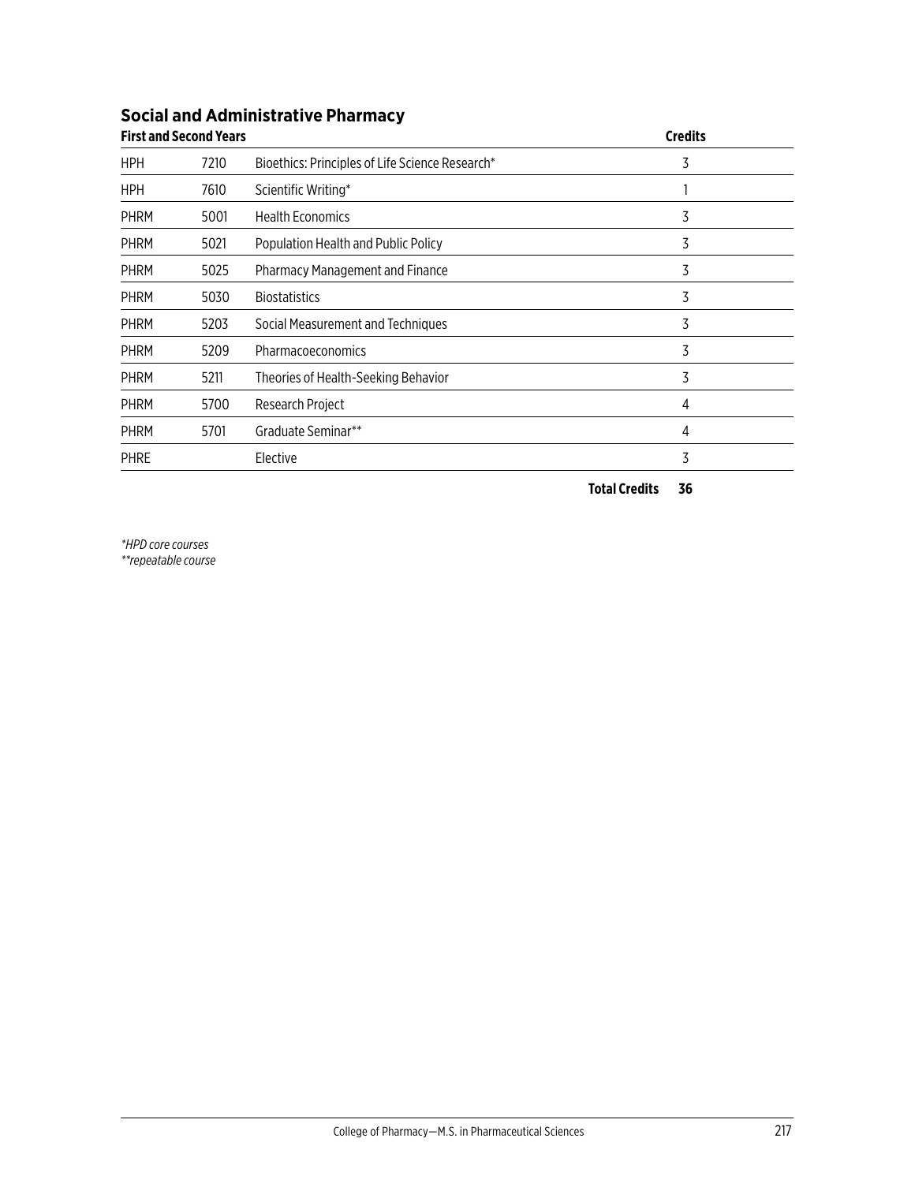## Social and Administrative Pharmacy

| First and Second Years | | | Credits |
|---|---|---|---|
| HPH | 7210 | Bioethics: Principles of Life Science Research* | 3 |
| HPH | 7610 | Scientific Writing* | 1 |
| PHRM | 5001 | Health Economics | 3 |
| PHRM | 5021 | Population Health and Public Policy | 3 |
| PHRM | 5025 | Pharmacy Management and Finance | 3 |
| PHRM | 5030 | Biostatistics | 3 |
| PHRM | 5203 | Social Measurement and Techniques | 3 |
| PHRM | 5209 | Pharmacoeconomics | 3 |
| PHRM | 5211 | Theories of Health-Seeking Behavior | 3 |
| PHRM | 5700 | Research Project | 4 |
| PHRM | 5701 | Graduate Seminar** | 4 |
| PHRE | | Elective | 3 |
| | | **Total Credits** | **36** |

*\*HPD core courses*
*\*\*repeatable course*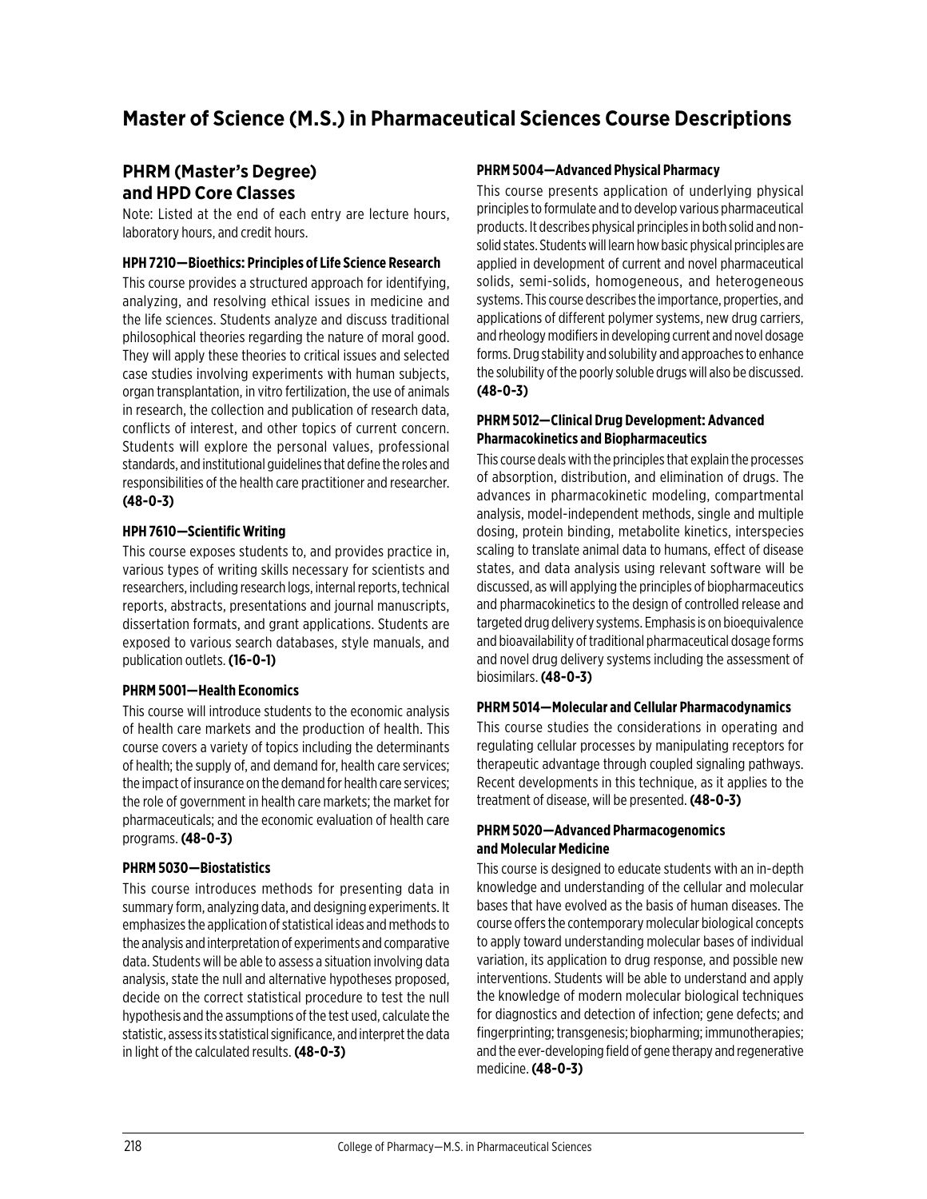# Master of Science (M.S.) in Pharmaceutical Sciences Course Descriptions

## PHRM (Master's Degree) and HPD Core Classes

Note: Listed at the end of each entry are lecture hours, laboratory hours, and credit hours.

#### HPH 7210—Bioethics: Principles of Life Science Research

This course provides a structured approach for identifying, analyzing, and resolving ethical issues in medicine and the life sciences. Students analyze and discuss traditional philosophical theories regarding the nature of moral good. They will apply these theories to critical issues and selected case studies involving experiments with human subjects, organ transplantation, in vitro fertilization, the use of animals in research, the collection and publication of research data, conflicts of interest, and other topics of current concern. Students will explore the personal values, professional standards, and institutional guidelines that define the roles and responsibilities of the health care practitioner and researcher. **(48-0-3)**

#### HPH 7610—Scientific Writing

This course exposes students to, and provides practice in, various types of writing skills necessary for scientists and researchers, including research logs, internal reports, technical reports, abstracts, presentations and journal manuscripts, dissertation formats, and grant applications. Students are exposed to various search databases, style manuals, and publication outlets. **(16-0-1)**

#### PHRM 5001—Health Economics

This course will introduce students to the economic analysis of health care markets and the production of health. This course covers a variety of topics including the determinants of health; the supply of, and demand for, health care services; the impact of insurance on the demand for health care services; the role of government in health care markets; the market for pharmaceuticals; and the economic evaluation of health care programs. **(48-0-3)**

#### PHRM 5030—Biostatistics

This course introduces methods for presenting data in summary form, analyzing data, and designing experiments. It emphasizes the application of statistical ideas and methods to the analysis and interpretation of experiments and comparative data. Students will be able to assess a situation involving data analysis, state the null and alternative hypotheses proposed, decide on the correct statistical procedure to test the null hypothesis and the assumptions of the test used, calculate the statistic, assess its statistical significance, and interpret the data in light of the calculated results. **(48-0-3)**

#### PHRM 5004—Advanced Physical Pharmacy

This course presents application of underlying physical principles to formulate and to develop various pharmaceutical products. It describes physical principles in both solid and non-solid states. Students will learn how basic physical principles are applied in development of current and novel pharmaceutical solids, semi-solids, homogeneous, and heterogeneous systems. This course describes the importance, properties, and applications of different polymer systems, new drug carriers, and rheology modifiers in developing current and novel dosage forms. Drug stability and solubility and approaches to enhance the solubility of the poorly soluble drugs will also be discussed. **(48-0-3)**

#### PHRM 5012—Clinical Drug Development: Advanced Pharmacokinetics and Biopharmaceutics

This course deals with the principles that explain the processes of absorption, distribution, and elimination of drugs. The advances in pharmacokinetic modeling, compartmental analysis, model-independent methods, single and multiple dosing, protein binding, metabolite kinetics, interspecies scaling to translate animal data to humans, effect of disease states, and data analysis using relevant software will be discussed, as will applying the principles of biopharmaceutics and pharmacokinetics to the design of controlled release and targeted drug delivery systems. Emphasis is on bioequivalence and bioavailability of traditional pharmaceutical dosage forms and novel drug delivery systems including the assessment of biosimilars. **(48-0-3)**

#### PHRM 5014—Molecular and Cellular Pharmacodynamics

This course studies the considerations in operating and regulating cellular processes by manipulating receptors for therapeutic advantage through coupled signaling pathways. Recent developments in this technique, as it applies to the treatment of disease, will be presented. **(48-0-3)**

#### PHRM 5020—Advanced Pharmacogenomics and Molecular Medicine

This course is designed to educate students with an in-depth knowledge and understanding of the cellular and molecular bases that have evolved as the basis of human diseases. The course offers the contemporary molecular biological concepts to apply toward understanding molecular bases of individual variation, its application to drug response, and possible new interventions. Students will be able to understand and apply the knowledge of modern molecular biological techniques for diagnostics and detection of infection; gene defects; and fingerprinting; transgenesis; biopharming; immunotherapies; and the ever-developing field of gene therapy and regenerative medicine. **(48-0-3)**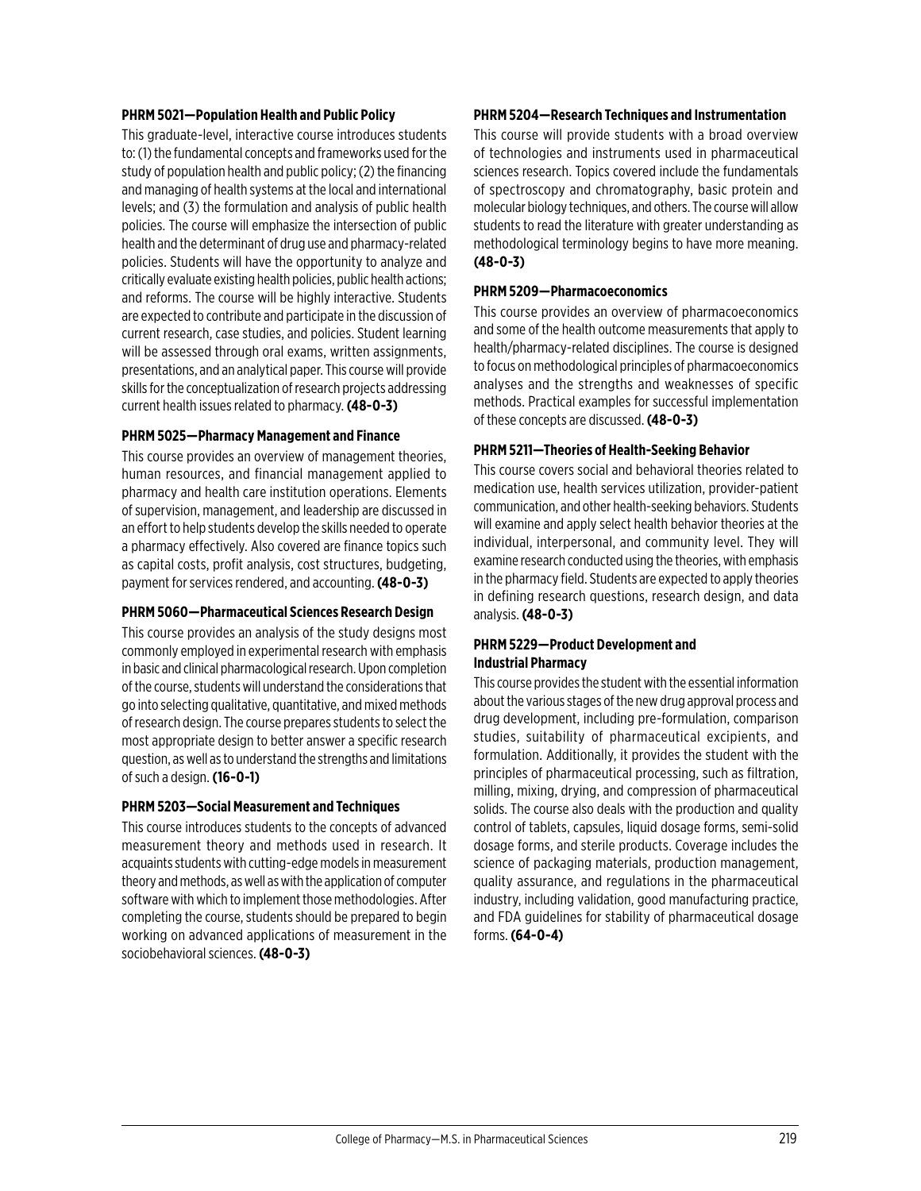#### PHRM 5021—Population Health and Public Policy

This graduate-level, interactive course introduces students to: (1) the fundamental concepts and frameworks used for the study of population health and public policy; (2) the financing and managing of health systems at the local and international levels; and (3) the formulation and analysis of public health policies. The course will emphasize the intersection of public health and the determinant of drug use and pharmacy-related policies. Students will have the opportunity to analyze and critically evaluate existing health policies, public health actions; and reforms. The course will be highly interactive. Students are expected to contribute and participate in the discussion of current research, case studies, and policies. Student learning will be assessed through oral exams, written assignments, presentations, and an analytical paper. This course will provide skills for the conceptualization of research projects addressing current health issues related to pharmacy. **(48-0-3)**

#### PHRM 5025—Pharmacy Management and Finance

This course provides an overview of management theories, human resources, and financial management applied to pharmacy and health care institution operations. Elements of supervision, management, and leadership are discussed in an effort to help students develop the skills needed to operate a pharmacy effectively. Also covered are finance topics such as capital costs, profit analysis, cost structures, budgeting, payment for services rendered, and accounting. **(48-0-3)**

#### PHRM 5060—Pharmaceutical Sciences Research Design

This course provides an analysis of the study designs most commonly employed in experimental research with emphasis in basic and clinical pharmacological research. Upon completion of the course, students will understand the considerations that go into selecting qualitative, quantitative, and mixed methods of research design. The course prepares students to select the most appropriate design to better answer a specific research question, as well as to understand the strengths and limitations of such a design. **(16-0-1)**

#### PHRM 5203—Social Measurement and Techniques

This course introduces students to the concepts of advanced measurement theory and methods used in research. It acquaints students with cutting-edge models in measurement theory and methods, as well as with the application of computer software with which to implement those methodologies. After completing the course, students should be prepared to begin working on advanced applications of measurement in the sociobehavioral sciences. **(48-0-3)**

#### PHRM 5204—Research Techniques and Instrumentation

This course will provide students with a broad overview of technologies and instruments used in pharmaceutical sciences research. Topics covered include the fundamentals of spectroscopy and chromatography, basic protein and molecular biology techniques, and others. The course will allow students to read the literature with greater understanding as methodological terminology begins to have more meaning. **(48-0-3)**

#### PHRM 5209—Pharmacoeconomics

This course provides an overview of pharmacoeconomics and some of the health outcome measurements that apply to health/pharmacy-related disciplines. The course is designed to focus on methodological principles of pharmacoeconomics analyses and the strengths and weaknesses of specific methods. Practical examples for successful implementation of these concepts are discussed. **(48-0-3)**

#### PHRM 5211—Theories of Health-Seeking Behavior

This course covers social and behavioral theories related to medication use, health services utilization, provider-patient communication, and other health-seeking behaviors. Students will examine and apply select health behavior theories at the individual, interpersonal, and community level. They will examine research conducted using the theories, with emphasis in the pharmacy field. Students are expected to apply theories in defining research questions, research design, and data analysis. **(48-0-3)**

#### PHRM 5229—Product Development and Industrial Pharmacy

This course provides the student with the essential information about the various stages of the new drug approval process and drug development, including pre-formulation, comparison studies, suitability of pharmaceutical excipients, and formulation. Additionally, it provides the student with the principles of pharmaceutical processing, such as filtration, milling, mixing, drying, and compression of pharmaceutical solids. The course also deals with the production and quality control of tablets, capsules, liquid dosage forms, semi-solid dosage forms, and sterile products. Coverage includes the science of packaging materials, production management, quality assurance, and regulations in the pharmaceutical industry, including validation, good manufacturing practice, and FDA guidelines for stability of pharmaceutical dosage forms. **(64-0-4)**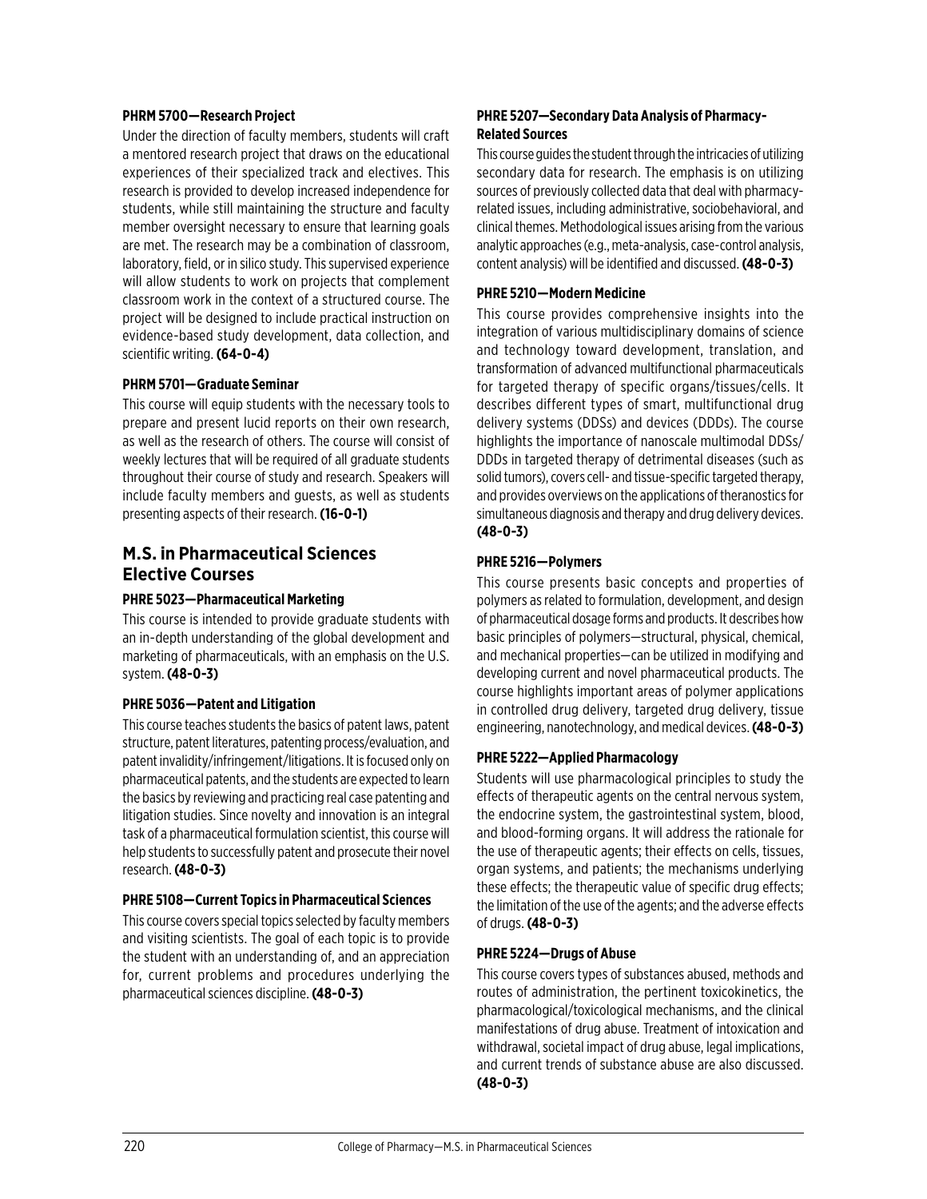**PHRM 5700—Research Project**

Under the direction of faculty members, students will craft a mentored research project that draws on the educational experiences of their specialized track and electives. This research is provided to develop increased independence for students, while still maintaining the structure and faculty member oversight necessary to ensure that learning goals are met. The research may be a combination of classroom, laboratory, field, or in silico study. This supervised experience will allow students to work on projects that complement classroom work in the context of a structured course. The project will be designed to include practical instruction on evidence-based study development, data collection, and scientific writing. **(64-0-4)**

**PHRM 5701—Graduate Seminar**

This course will equip students with the necessary tools to prepare and present lucid reports on their own research, as well as the research of others. The course will consist of weekly lectures that will be required of all graduate students throughout their course of study and research. Speakers will include faculty members and guests, as well as students presenting aspects of their research. **(16-0-1)**

## M.S. in Pharmaceutical Sciences Elective Courses

**PHRE 5023—Pharmaceutical Marketing**

This course is intended to provide graduate students with an in-depth understanding of the global development and marketing of pharmaceuticals, with an emphasis on the U.S. system. **(48-0-3)**

**PHRE 5036—Patent and Litigation**

This course teaches students the basics of patent laws, patent structure, patent literatures, patenting process/evaluation, and patent invalidity/infringement/litigations. It is focused only on pharmaceutical patents, and the students are expected to learn the basics by reviewing and practicing real case patenting and litigation studies. Since novelty and innovation is an integral task of a pharmaceutical formulation scientist, this course will help students to successfully patent and prosecute their novel research. **(48-0-3)**

**PHRE 5108—Current Topics in Pharmaceutical Sciences**

This course covers special topics selected by faculty members and visiting scientists. The goal of each topic is to provide the student with an understanding of, and an appreciation for, current problems and procedures underlying the pharmaceutical sciences discipline. **(48-0-3)**

**PHRE 5207—Secondary Data Analysis of Pharmacy-Related Sources**

This course guides the student through the intricacies of utilizing secondary data for research. The emphasis is on utilizing sources of previously collected data that deal with pharmacy-related issues, including administrative, sociobehavioral, and clinical themes. Methodological issues arising from the various analytic approaches (e.g., meta-analysis, case-control analysis, content analysis) will be identified and discussed. **(48-0-3)**

**PHRE 5210—Modern Medicine**

This course provides comprehensive insights into the integration of various multidisciplinary domains of science and technology toward development, translation, and transformation of advanced multifunctional pharmaceuticals for targeted therapy of specific organs/tissues/cells. It describes different types of smart, multifunctional drug delivery systems (DDSs) and devices (DDDs). The course highlights the importance of nanoscale multimodal DDSs/DDDs in targeted therapy of detrimental diseases (such as solid tumors), covers cell- and tissue-specific targeted therapy, and provides overviews on the applications of theranostics for simultaneous diagnosis and therapy and drug delivery devices. **(48-0-3)**

**PHRE 5216—Polymers**

This course presents basic concepts and properties of polymers as related to formulation, development, and design of pharmaceutical dosage forms and products. It describes how basic principles of polymers—structural, physical, chemical, and mechanical properties—can be utilized in modifying and developing current and novel pharmaceutical products. The course highlights important areas of polymer applications in controlled drug delivery, targeted drug delivery, tissue engineering, nanotechnology, and medical devices. **(48-0-3)**

**PHRE 5222—Applied Pharmacology**

Students will use pharmacological principles to study the effects of therapeutic agents on the central nervous system, the endocrine system, the gastrointestinal system, blood, and blood-forming organs. It will address the rationale for the use of therapeutic agents; their effects on cells, tissues, organ systems, and patients; the mechanisms underlying these effects; the therapeutic value of specific drug effects; the limitation of the use of the agents; and the adverse effects of drugs. **(48-0-3)**

**PHRE 5224—Drugs of Abuse**

This course covers types of substances abused, methods and routes of administration, the pertinent toxicokinetics, the pharmacological/toxicological mechanisms, and the clinical manifestations of drug abuse. Treatment of intoxication and withdrawal, societal impact of drug abuse, legal implications, and current trends of substance abuse are also discussed. **(48-0-3)**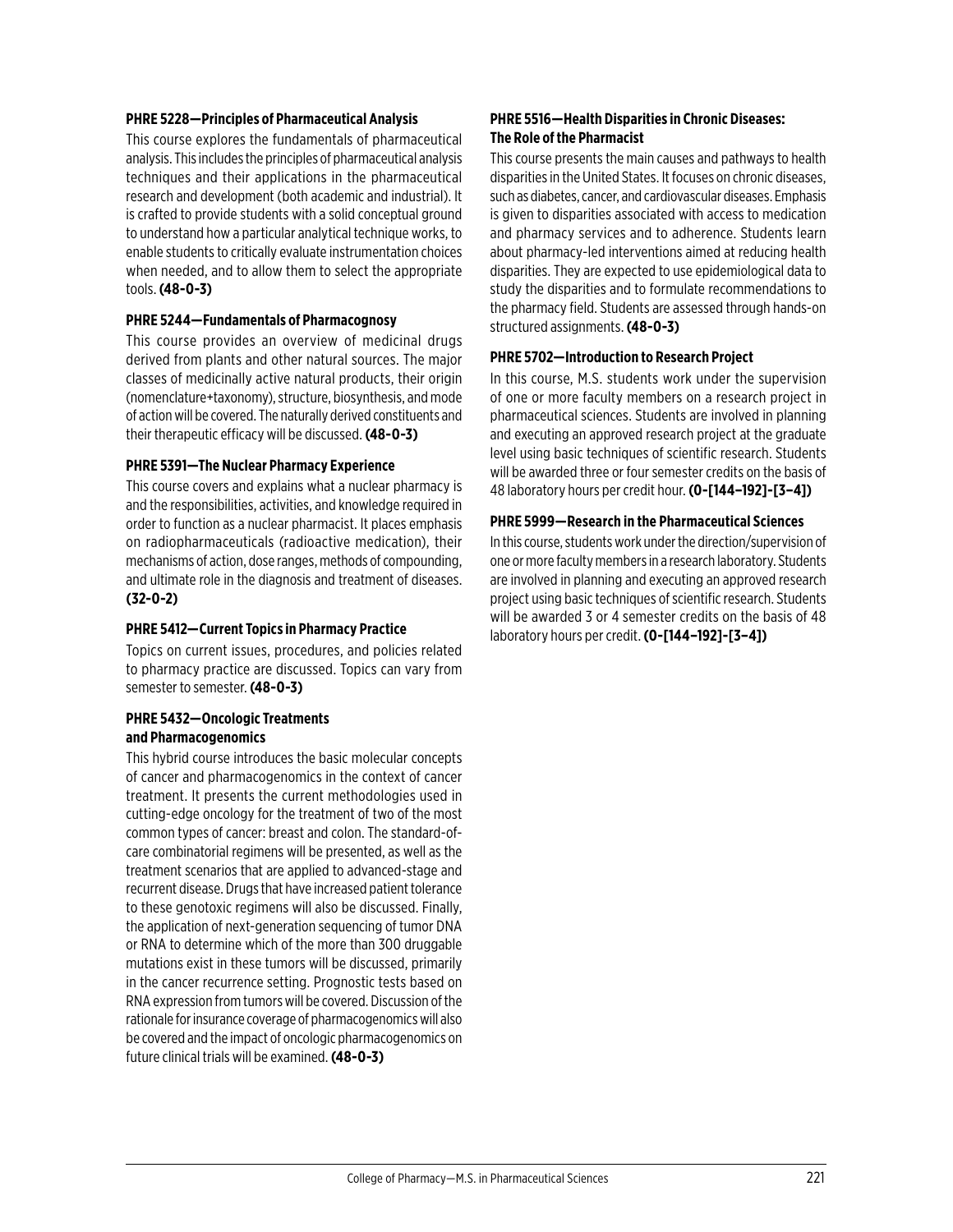**PHRE 5228—Principles of Pharmaceutical Analysis**

This course explores the fundamentals of pharmaceutical analysis. This includes the principles of pharmaceutical analysis techniques and their applications in the pharmaceutical research and development (both academic and industrial). It is crafted to provide students with a solid conceptual ground to understand how a particular analytical technique works, to enable students to critically evaluate instrumentation choices when needed, and to allow them to select the appropriate tools. **(48-0-3)**

**PHRE 5244—Fundamentals of Pharmacognosy**

This course provides an overview of medicinal drugs derived from plants and other natural sources. The major classes of medicinally active natural products, their origin (nomenclature+taxonomy), structure, biosynthesis, and mode of action will be covered. The naturally derived constituents and their therapeutic efficacy will be discussed. **(48-0-3)**

**PHRE 5391—The Nuclear Pharmacy Experience**

This course covers and explains what a nuclear pharmacy is and the responsibilities, activities, and knowledge required in order to function as a nuclear pharmacist. It places emphasis on radiopharmaceuticals (radioactive medication), their mechanisms of action, dose ranges, methods of compounding, and ultimate role in the diagnosis and treatment of diseases. **(32-0-2)**

**PHRE 5412—Current Topics in Pharmacy Practice**

Topics on current issues, procedures, and policies related to pharmacy practice are discussed. Topics can vary from semester to semester. **(48-0-3)**

**PHRE 5432—Oncologic Treatments and Pharmacogenomics**

This hybrid course introduces the basic molecular concepts of cancer and pharmacogenomics in the context of cancer treatment. It presents the current methodologies used in cutting-edge oncology for the treatment of two of the most common types of cancer: breast and colon. The standard-of-care combinatorial regimens will be presented, as well as the treatment scenarios that are applied to advanced-stage and recurrent disease. Drugs that have increased patient tolerance to these genotoxic regimens will also be discussed. Finally, the application of next-generation sequencing of tumor DNA or RNA to determine which of the more than 300 druggable mutations exist in these tumors will be discussed, primarily in the cancer recurrence setting. Prognostic tests based on RNA expression from tumors will be covered. Discussion of the rationale for insurance coverage of pharmacogenomics will also be covered and the impact of oncologic pharmacogenomics on future clinical trials will be examined. **(48-0-3)**

**PHRE 5516—Health Disparities in Chronic Diseases: The Role of the Pharmacist**

This course presents the main causes and pathways to health disparities in the United States. It focuses on chronic diseases, such as diabetes, cancer, and cardiovascular diseases. Emphasis is given to disparities associated with access to medication and pharmacy services and to adherence. Students learn about pharmacy-led interventions aimed at reducing health disparities. They are expected to use epidemiological data to study the disparities and to formulate recommendations to the pharmacy field. Students are assessed through hands-on structured assignments. **(48-0-3)**

**PHRE 5702—Introduction to Research Project**

In this course, M.S. students work under the supervision of one or more faculty members on a research project in pharmaceutical sciences. Students are involved in planning and executing an approved research project at the graduate level using basic techniques of scientific research. Students will be awarded three or four semester credits on the basis of 48 laboratory hours per credit hour. **(0-[144–192]-[3–4])**

**PHRE 5999—Research in the Pharmaceutical Sciences**

In this course, students work under the direction/supervision of one or more faculty members in a research laboratory. Students are involved in planning and executing an approved research project using basic techniques of scientific research. Students will be awarded 3 or 4 semester credits on the basis of 48 laboratory hours per credit. **(0-[144–192]-[3–4])**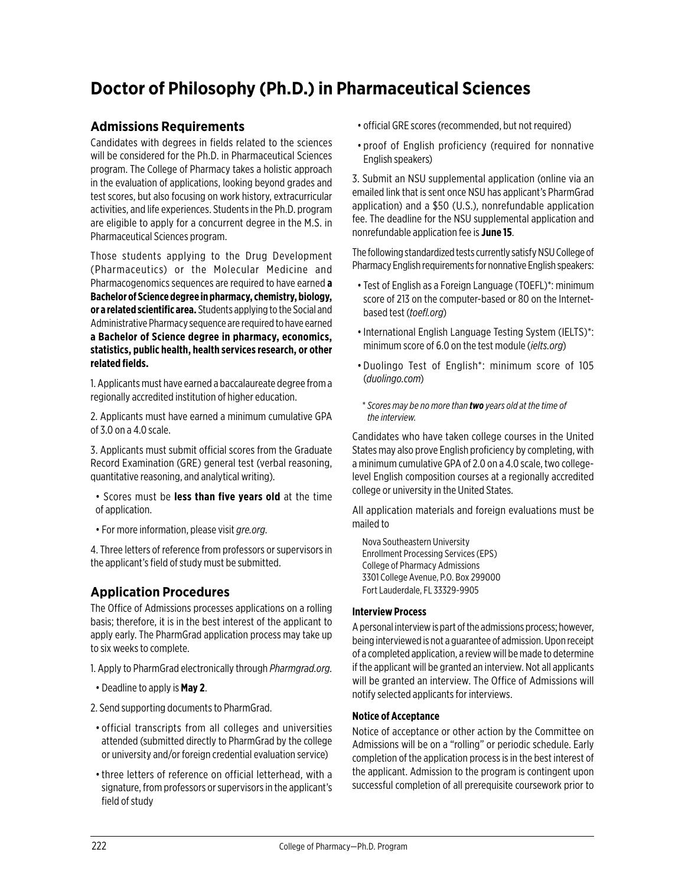# Doctor of Philosophy (Ph.D.) in Pharmaceutical Sciences

## Admissions Requirements

Candidates with degrees in fields related to the sciences will be considered for the Ph.D. in Pharmaceutical Sciences program. The College of Pharmacy takes a holistic approach in the evaluation of applications, looking beyond grades and test scores, but also focusing on work history, extracurricular activities, and life experiences. Students in the Ph.D. program are eligible to apply for a concurrent degree in the M.S. in Pharmaceutical Sciences program.

Those students applying to the Drug Development (Pharmaceutics) or the Molecular Medicine and Pharmacogenomics sequences are required to have earned **a Bachelor of Science degree in pharmacy, chemistry, biology, or a related scientific area.** Students applying to the Social and Administrative Pharmacy sequence are required to have earned **a Bachelor of Science degree in pharmacy, economics, statistics, public health, health services research, or other related fields.**

1. Applicants must have earned a baccalaureate degree from a regionally accredited institution of higher education.

2. Applicants must have earned a minimum cumulative GPA of 3.0 on a 4.0 scale.

3. Applicants must submit official scores from the Graduate Record Examination (GRE) general test (verbal reasoning, quantitative reasoning, and analytical writing).
   - Scores must be **less than five years old** at the time of application.
   - For more information, please visit *gre.org*.

4. Three letters of reference from professors or supervisors in the applicant's field of study must be submitted.

## Application Procedures

The Office of Admissions processes applications on a rolling basis; therefore, it is in the best interest of the applicant to apply early. The PharmGrad application process may take up to six weeks to complete.

1. Apply to PharmGrad electronically through *Pharmgrad.org*.
   - Deadline to apply is **May 2**.

2. Send supporting documents to PharmGrad.
   - official transcripts from all colleges and universities attended (submitted directly to PharmGrad by the college or university and/or foreign credential evaluation service)
   - three letters of reference on official letterhead, with a signature, from professors or supervisors in the applicant's field of study
   - official GRE scores (recommended, but not required)
   - proof of English proficiency (required for nonnative English speakers)

3. Submit an NSU supplemental application (online via an emailed link that is sent once NSU has applicant's PharmGrad application) and a $50 (U.S.), nonrefundable application fee. The deadline for the NSU supplemental application and nonrefundable application fee is **June 15**.

The following standardized tests currently satisfy NSU College of Pharmacy English requirements for nonnative English speakers:

- Test of English as a Foreign Language (TOEFL)*: minimum score of 213 on the computer-based or 80 on the Internet-based test (*toefl.org*)
- International English Language Testing System (IELTS)*: minimum score of 6.0 on the test module (*ielts.org*)
- Duolingo Test of English*: minimum score of 105 (*duolingo.com*)

*\* Scores may be no more than **two** years old at the time of the interview.*

Candidates who have taken college courses in the United States may also prove English proficiency by completing, with a minimum cumulative GPA of 2.0 on a 4.0 scale, two college-level English composition courses at a regionally accredited college or university in the United States.

All application materials and foreign evaluations must be mailed to

Nova Southeastern University
Enrollment Processing Services (EPS)
College of Pharmacy Admissions
3301 College Avenue, P.O. Box 299000
Fort Lauderdale, FL 33329-9905

#### Interview Process

A personal interview is part of the admissions process; however, being interviewed is not a guarantee of admission. Upon receipt of a completed application, a review will be made to determine if the applicant will be granted an interview. Not all applicants will be granted an interview. The Office of Admissions will notify selected applicants for interviews.

#### Notice of Acceptance

Notice of acceptance or other action by the Committee on Admissions will be on a "rolling" or periodic schedule. Early completion of the application process is in the best interest of the applicant. Admission to the program is contingent upon successful completion of all prerequisite coursework prior to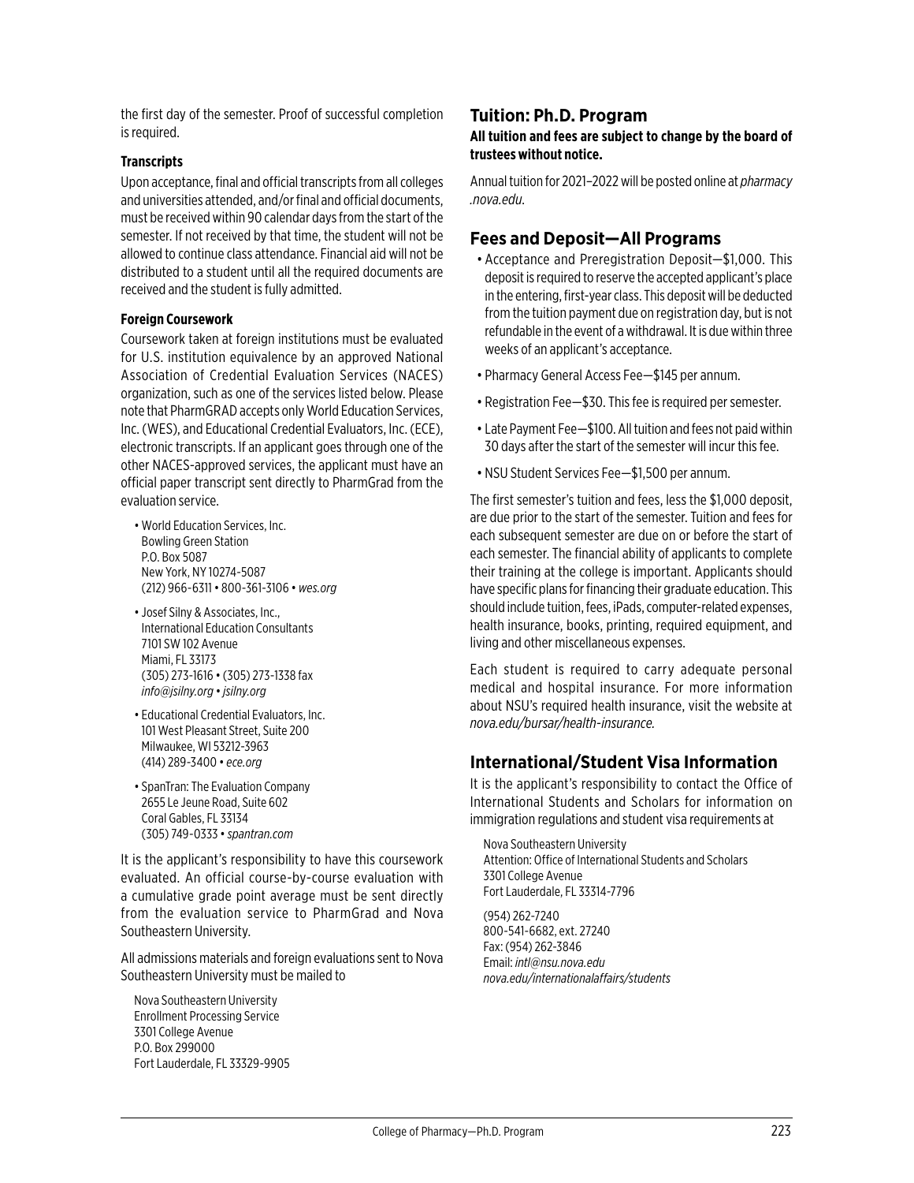the first day of the semester. Proof of successful completion is required.

#### Transcripts

Upon acceptance, final and official transcripts from all colleges and universities attended, and/or final and official documents, must be received within 90 calendar days from the start of the semester. If not received by that time, the student will not be allowed to continue class attendance. Financial aid will not be distributed to a student until all the required documents are received and the student is fully admitted.

#### Foreign Coursework

Coursework taken at foreign institutions must be evaluated for U.S. institution equivalence by an approved National Association of Credential Evaluation Services (NACES) organization, such as one of the services listed below. Please note that PharmGRAD accepts only World Education Services, Inc. (WES), and Educational Credential Evaluators, Inc. (ECE), electronic transcripts. If an applicant goes through one of the other NACES-approved services, the applicant must have an official paper transcript sent directly to PharmGrad from the evaluation service.

- World Education Services, Inc.
  Bowling Green Station
  P.O. Box 5087
  New York, NY 10274-5087
  (212) 966-6311 • 800-361-3106 • *wes.org*

- Josef Silny & Associates, Inc.,
  International Education Consultants
  7101 SW 102 Avenue
  Miami, FL 33173
  (305) 273-1616 • (305) 273-1338 fax
  *info@jsilny.org* • *jsilny.org*

- Educational Credential Evaluators, Inc.
  101 West Pleasant Street, Suite 200
  Milwaukee, WI 53212-3963
  (414) 289-3400 • *ece.org*

- SpanTran: The Evaluation Company
  2655 Le Jeune Road, Suite 602
  Coral Gables, FL 33134
  (305) 749-0333 • *spantran.com*

It is the applicant's responsibility to have this coursework evaluated. An official course-by-course evaluation with a cumulative grade point average must be sent directly from the evaluation service to PharmGrad and Nova Southeastern University.

All admissions materials and foreign evaluations sent to Nova Southeastern University must be mailed to

Nova Southeastern University
Enrollment Processing Service
3301 College Avenue
P.O. Box 299000
Fort Lauderdale, FL 33329-9905

## Tuition: Ph.D. Program

**All tuition and fees are subject to change by the board of trustees without notice.**

Annual tuition for 2021–2022 will be posted online at *pharmacy.nova.edu*.

## Fees and Deposit—All Programs

- Acceptance and Preregistration Deposit—$1,000. This deposit is required to reserve the accepted applicant's place in the entering, first-year class. This deposit will be deducted from the tuition payment due on registration day, but is not refundable in the event of a withdrawal. It is due within three weeks of an applicant's acceptance.
- Pharmacy General Access Fee—$145 per annum.
- Registration Fee—$30. This fee is required per semester.
- Late Payment Fee—$100. All tuition and fees not paid within 30 days after the start of the semester will incur this fee.
- NSU Student Services Fee—$1,500 per annum.

The first semester's tuition and fees, less the $1,000 deposit, are due prior to the start of the semester. Tuition and fees for each subsequent semester are due on or before the start of each semester. The financial ability of applicants to complete their training at the college is important. Applicants should have specific plans for financing their graduate education. This should include tuition, fees, iPads, computer-related expenses, health insurance, books, printing, required equipment, and living and other miscellaneous expenses.

Each student is required to carry adequate personal medical and hospital insurance. For more information about NSU's required health insurance, visit the website at *nova.edu/bursar/health-insurance.*

## International/Student Visa Information

It is the applicant's responsibility to contact the Office of International Students and Scholars for information on immigration regulations and student visa requirements at

Nova Southeastern University
Attention: Office of International Students and Scholars
3301 College Avenue
Fort Lauderdale, FL 33314-7796

(954) 262-7240
800-541-6682, ext. 27240
Fax: (954) 262-3846
Email: *intl@nsu.nova.edu*
*nova.edu/internationalaffairs/students*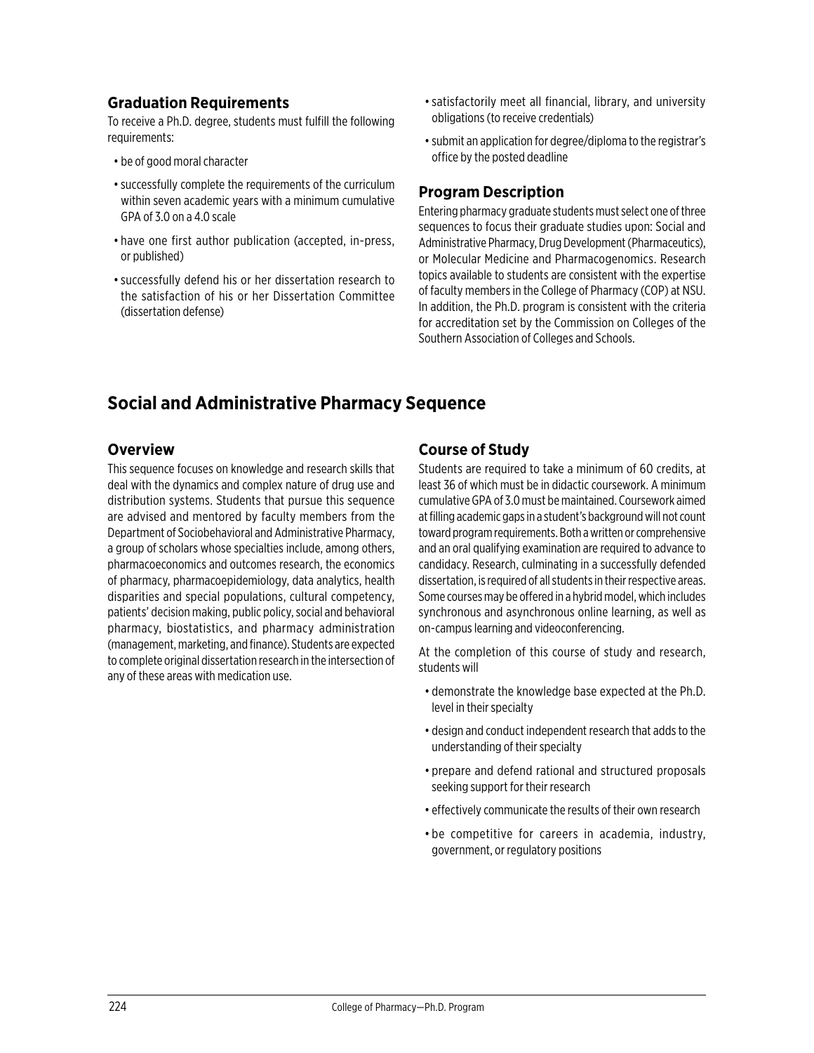### Graduation Requirements

To receive a Ph.D. degree, students must fulfill the following requirements:

- be of good moral character
- successfully complete the requirements of the curriculum within seven academic years with a minimum cumulative GPA of 3.0 on a 4.0 scale
- have one first author publication (accepted, in-press, or published)
- successfully defend his or her dissertation research to the satisfaction of his or her Dissertation Committee (dissertation defense)
- satisfactorily meet all financial, library, and university obligations (to receive credentials)
- submit an application for degree/diploma to the registrar's office by the posted deadline

### Program Description

Entering pharmacy graduate students must select one of three sequences to focus their graduate studies upon: Social and Administrative Pharmacy, Drug Development (Pharmaceutics), or Molecular Medicine and Pharmacogenomics. Research topics available to students are consistent with the expertise of faculty members in the College of Pharmacy (COP) at NSU. In addition, the Ph.D. program is consistent with the criteria for accreditation set by the Commission on Colleges of the Southern Association of Colleges and Schools.

## Social and Administrative Pharmacy Sequence

### Overview

This sequence focuses on knowledge and research skills that deal with the dynamics and complex nature of drug use and distribution systems. Students that pursue this sequence are advised and mentored by faculty members from the Department of Sociobehavioral and Administrative Pharmacy, a group of scholars whose specialties include, among others, pharmacoeconomics and outcomes research, the economics of pharmacy, pharmacoepidemiology, data analytics, health disparities and special populations, cultural competency, patients' decision making, public policy, social and behavioral pharmacy, biostatistics, and pharmacy administration (management, marketing, and finance). Students are expected to complete original dissertation research in the intersection of any of these areas with medication use.

### Course of Study

Students are required to take a minimum of 60 credits, at least 36 of which must be in didactic coursework. A minimum cumulative GPA of 3.0 must be maintained. Coursework aimed at filling academic gaps in a student's background will not count toward program requirements. Both a written or comprehensive and an oral qualifying examination are required to advance to candidacy. Research, culminating in a successfully defended dissertation, is required of all students in their respective areas. Some courses may be offered in a hybrid model, which includes synchronous and asynchronous online learning, as well as on-campus learning and videoconferencing.

At the completion of this course of study and research, students will

- demonstrate the knowledge base expected at the Ph.D. level in their specialty
- design and conduct independent research that adds to the understanding of their specialty
- prepare and defend rational and structured proposals seeking support for their research
- effectively communicate the results of their own research
- be competitive for careers in academia, industry, government, or regulatory positions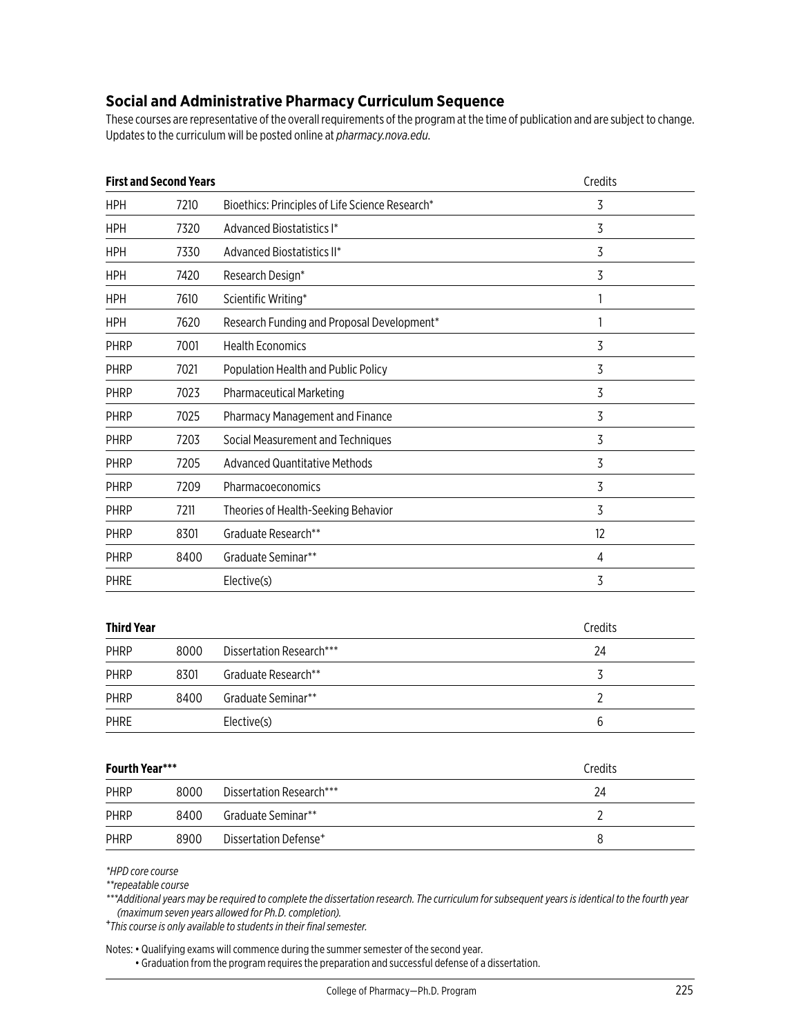## Social and Administrative Pharmacy Curriculum Sequence

These courses are representative of the overall requirements of the program at the time of publication and are subject to change. Updates to the curriculum will be posted online at *pharmacy.nova.edu*.

| **First and Second Years** | | | Credits |
|---|---|---|---|
| HPH | 7210 | Bioethics: Principles of Life Science Research* | 3 |
| HPH | 7320 | Advanced Biostatistics I* | 3 |
| HPH | 7330 | Advanced Biostatistics II* | 3 |
| HPH | 7420 | Research Design* | 3 |
| HPH | 7610 | Scientific Writing* | 1 |
| HPH | 7620 | Research Funding and Proposal Development* | 1 |
| PHRP | 7001 | Health Economics | 3 |
| PHRP | 7021 | Population Health and Public Policy | 3 |
| PHRP | 7023 | Pharmaceutical Marketing | 3 |
| PHRP | 7025 | Pharmacy Management and Finance | 3 |
| PHRP | 7203 | Social Measurement and Techniques | 3 |
| PHRP | 7205 | Advanced Quantitative Methods | 3 |
| PHRP | 7209 | Pharmacoeconomics | 3 |
| PHRP | 7211 | Theories of Health-Seeking Behavior | 3 |
| PHRP | 8301 | Graduate Research** | 12 |
| PHRP | 8400 | Graduate Seminar** | 4 |
| PHRE | | Elective(s) | 3 |

| **Third Year** | | | Credits |
|---|---|---|---|
| PHRP | 8000 | Dissertation Research*** | 24 |
| PHRP | 8301 | Graduate Research** | 3 |
| PHRP | 8400 | Graduate Seminar** | 2 |
| PHRE | | Elective(s) | 6 |

| **Fourth Year***** | | | Credits |
|---|---|---|---|
| PHRP | 8000 | Dissertation Research*** | 24 |
| PHRP | 8400 | Graduate Seminar** | 2 |
| PHRP | 8900 | Dissertation Defense+ | 8 |

*\*HPD core course*

*\*\*repeatable course*

*\*\*\*Additional years may be required to complete the dissertation research. The curriculum for subsequent years is identical to the fourth year (maximum seven years allowed for Ph.D. completion).*

*+This course is only available to students in their final semester.*

Notes:
- Qualifying exams will commence during the summer semester of the second year.
- Graduation from the program requires the preparation and successful defense of a dissertation.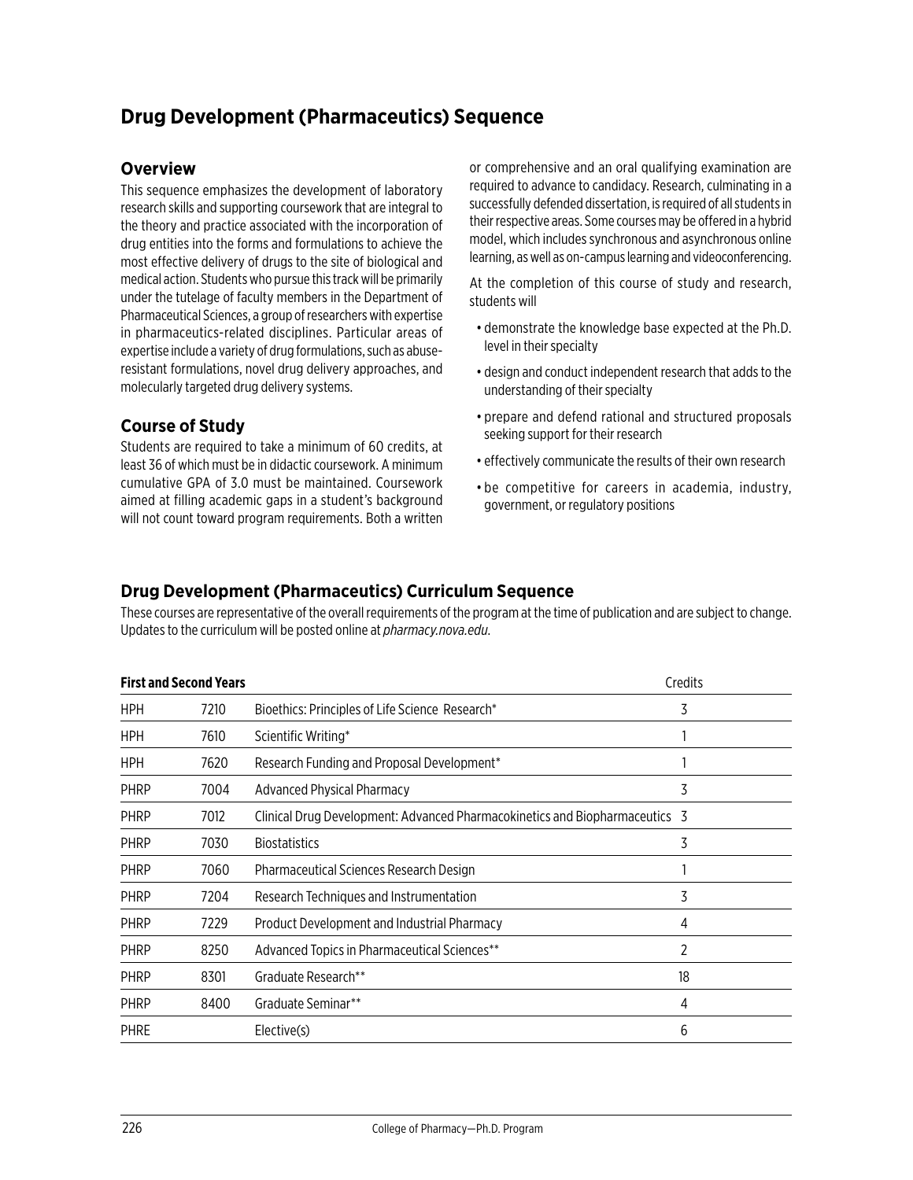# Drug Development (Pharmaceutics) Sequence

## Overview

This sequence emphasizes the development of laboratory research skills and supporting coursework that are integral to the theory and practice associated with the incorporation of drug entities into the forms and formulations to achieve the most effective delivery of drugs to the site of biological and medical action. Students who pursue this track will be primarily under the tutelage of faculty members in the Department of Pharmaceutical Sciences, a group of researchers with expertise in pharmaceutics-related disciplines. Particular areas of expertise include a variety of drug formulations, such as abuse-resistant formulations, novel drug delivery approaches, and molecularly targeted drug delivery systems.

## Course of Study

Students are required to take a minimum of 60 credits, at least 36 of which must be in didactic coursework. A minimum cumulative GPA of 3.0 must be maintained. Coursework aimed at filling academic gaps in a student's background will not count toward program requirements. Both a written or comprehensive and an oral qualifying examination are required to advance to candidacy. Research, culminating in a successfully defended dissertation, is required of all students in their respective areas. Some courses may be offered in a hybrid model, which includes synchronous and asynchronous online learning, as well as on-campus learning and videoconferencing.

At the completion of this course of study and research, students will

- demonstrate the knowledge base expected at the Ph.D. level in their specialty
- design and conduct independent research that adds to the understanding of their specialty
- prepare and defend rational and structured proposals seeking support for their research
- effectively communicate the results of their own research
- be competitive for careers in academia, industry, government, or regulatory positions

## Drug Development (Pharmaceutics) Curriculum Sequence

These courses are representative of the overall requirements of the program at the time of publication and are subject to change. Updates to the curriculum will be posted online at *pharmacy.nova.edu*.

| **First and Second Years** | | | Credits |
|---|---|---|---|
| HPH | 7210 | Bioethics: Principles of Life Science Research* | 3 |
| HPH | 7610 | Scientific Writing* | 1 |
| HPH | 7620 | Research Funding and Proposal Development* | 1 |
| PHRP | 7004 | Advanced Physical Pharmacy | 3 |
| PHRP | 7012 | Clinical Drug Development: Advanced Pharmacokinetics and Biopharmaceutics | 3 |
| PHRP | 7030 | Biostatistics | 3 |
| PHRP | 7060 | Pharmaceutical Sciences Research Design | 1 |
| PHRP | 7204 | Research Techniques and Instrumentation | 3 |
| PHRP | 7229 | Product Development and Industrial Pharmacy | 4 |
| PHRP | 8250 | Advanced Topics in Pharmaceutical Sciences** | 2 |
| PHRP | 8301 | Graduate Research** | 18 |
| PHRP | 8400 | Graduate Seminar** | 4 |
| PHRE | | Elective(s) | 6 |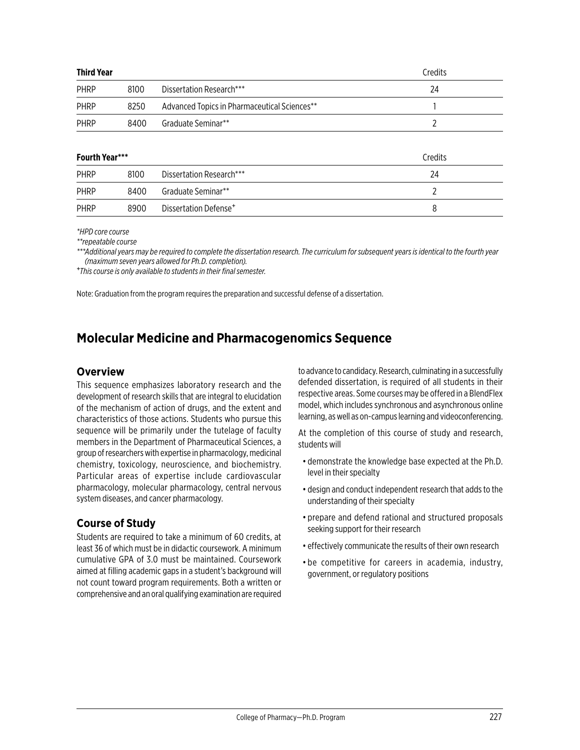| Third Year | | | Credits |
|---|---|---|---|
| PHRP | 8100 | Dissertation Research*** | 24 |
| PHRP | 8250 | Advanced Topics in Pharmaceutical Sciences** | 1 |
| PHRP | 8400 | Graduate Seminar** | 2 |

| Fourth Year*** | | | Credits |
|---|---|---|---|
| PHRP | 8100 | Dissertation Research*** | 24 |
| PHRP | 8400 | Graduate Seminar** | 2 |
| PHRP | 8900 | Dissertation Defense+ | 8 |

*\*HPD core course*

*\*\*repeatable course*

*\*\*\*Additional years may be required to complete the dissertation research. The curriculum for subsequent years is identical to the fourth year (maximum seven years allowed for Ph.D. completion).*

*+This course is only available to students in their final semester.*

Note: Graduation from the program requires the preparation and successful defense of a dissertation.

## Molecular Medicine and Pharmacogenomics Sequence

### Overview

This sequence emphasizes laboratory research and the development of research skills that are integral to elucidation of the mechanism of action of drugs, and the extent and characteristics of those actions. Students who pursue this sequence will be primarily under the tutelage of faculty members in the Department of Pharmaceutical Sciences, a group of researchers with expertise in pharmacology, medicinal chemistry, toxicology, neuroscience, and biochemistry. Particular areas of expertise include cardiovascular pharmacology, molecular pharmacology, central nervous system diseases, and cancer pharmacology.

### Course of Study

Students are required to take a minimum of 60 credits, at least 36 of which must be in didactic coursework. A minimum cumulative GPA of 3.0 must be maintained. Coursework aimed at filling academic gaps in a student's background will not count toward program requirements. Both a written or comprehensive and an oral qualifying examination are required to advance to candidacy. Research, culminating in a successfully defended dissertation, is required of all students in their respective areas. Some courses may be offered in a BlendFlex model, which includes synchronous and asynchronous online learning, as well as on-campus learning and videoconferencing.

At the completion of this course of study and research, students will

- demonstrate the knowledge base expected at the Ph.D. level in their specialty
- design and conduct independent research that adds to the understanding of their specialty
- prepare and defend rational and structured proposals seeking support for their research
- effectively communicate the results of their own research
- be competitive for careers in academia, industry, government, or regulatory positions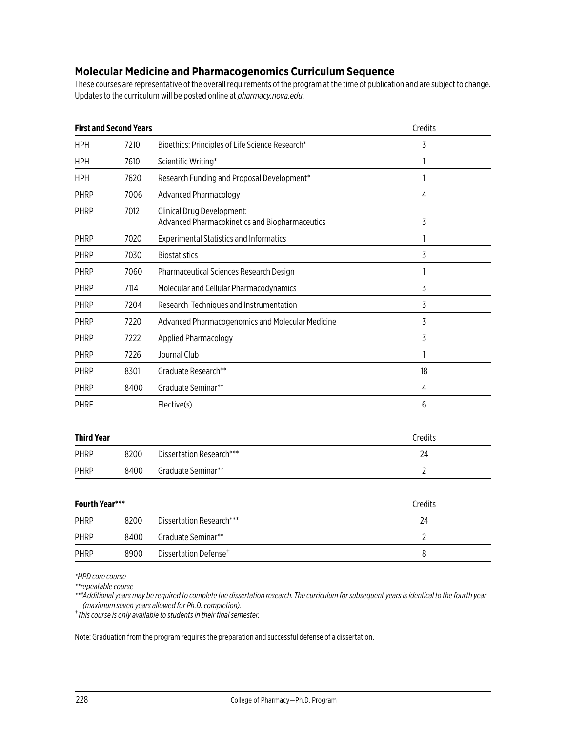## Molecular Medicine and Pharmacogenomics Curriculum Sequence

These courses are representative of the overall requirements of the program at the time of publication and are subject to change. Updates to the curriculum will be posted online at *pharmacy.nova.edu*.

| **First and Second Years** | | | Credits |
|---|---|---|---|
| HPH | 7210 | Bioethics: Principles of Life Science Research* | 3 |
| HPH | 7610 | Scientific Writing* | 1 |
| HPH | 7620 | Research Funding and Proposal Development* | 1 |
| PHRP | 7006 | Advanced Pharmacology | 4 |
| PHRP | 7012 | Clinical Drug Development: Advanced Pharmacokinetics and Biopharmaceutics | 3 |
| PHRP | 7020 | Experimental Statistics and Informatics | 1 |
| PHRP | 7030 | Biostatistics | 3 |
| PHRP | 7060 | Pharmaceutical Sciences Research Design | 1 |
| PHRP | 7114 | Molecular and Cellular Pharmacodynamics | 3 |
| PHRP | 7204 | Research Techniques and Instrumentation | 3 |
| PHRP | 7220 | Advanced Pharmacogenomics and Molecular Medicine | 3 |
| PHRP | 7222 | Applied Pharmacology | 3 |
| PHRP | 7226 | Journal Club | 1 |
| PHRP | 8301 | Graduate Research** | 18 |
| PHRP | 8400 | Graduate Seminar** | 4 |
| PHRE | | Elective(s) | 6 |

| **Third Year** | | | Credits |
|---|---|---|---|
| PHRP | 8200 | Dissertation Research*** | 24 |
| PHRP | 8400 | Graduate Seminar** | 2 |

| **Fourth Year***** | | | Credits |
|---|---|---|---|
| PHRP | 8200 | Dissertation Research*** | 24 |
| PHRP | 8400 | Graduate Seminar** | 2 |
| PHRP | 8900 | Dissertation Defense[+] | 8 |

*\*HPD core course*

*\*\*repeatable course*

*\*\*\*Additional years may be required to complete the dissertation research. The curriculum for subsequent years is identical to the fourth year (maximum seven years allowed for Ph.D. completion).*

*[+]This course is only available to students in their final semester.*

Note: Graduation from the program requires the preparation and successful defense of a dissertation.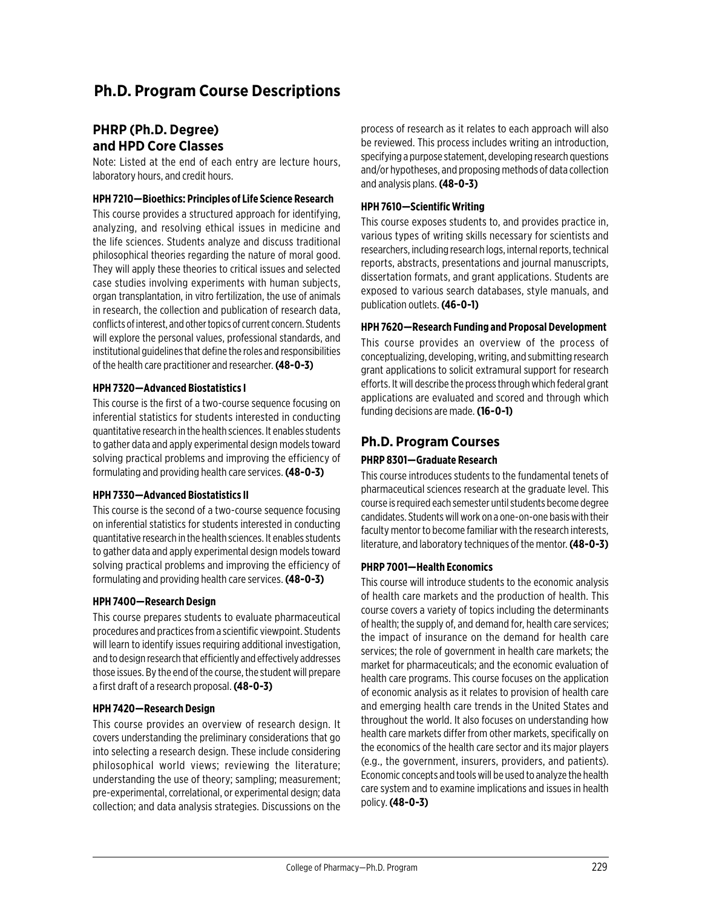# Ph.D. Program Course Descriptions

## PHRP (Ph.D. Degree) and HPD Core Classes

Note: Listed at the end of each entry are lecture hours, laboratory hours, and credit hours.

#### HPH 7210—Bioethics: Principles of Life Science Research

This course provides a structured approach for identifying, analyzing, and resolving ethical issues in medicine and the life sciences. Students analyze and discuss traditional philosophical theories regarding the nature of moral good. They will apply these theories to critical issues and selected case studies involving experiments with human subjects, organ transplantation, in vitro fertilization, the use of animals in research, the collection and publication of research data, conflicts of interest, and other topics of current concern. Students will explore the personal values, professional standards, and institutional guidelines that define the roles and responsibilities of the health care practitioner and researcher. **(48-0-3)**

#### HPH 7320—Advanced Biostatistics I

This course is the first of a two-course sequence focusing on inferential statistics for students interested in conducting quantitative research in the health sciences. It enables students to gather data and apply experimental design models toward solving practical problems and improving the efficiency of formulating and providing health care services. **(48-0-3)**

#### HPH 7330—Advanced Biostatistics II

This course is the second of a two-course sequence focusing on inferential statistics for students interested in conducting quantitative research in the health sciences. It enables students to gather data and apply experimental design models toward solving practical problems and improving the efficiency of formulating and providing health care services. **(48-0-3)**

#### HPH 7400—Research Design

This course prepares students to evaluate pharmaceutical procedures and practices from a scientific viewpoint. Students will learn to identify issues requiring additional investigation, and to design research that efficiently and effectively addresses those issues. By the end of the course, the student will prepare a first draft of a research proposal. **(48-0-3)**

#### HPH 7420—Research Design

This course provides an overview of research design. It covers understanding the preliminary considerations that go into selecting a research design. These include considering philosophical world views; reviewing the literature; understanding the use of theory; sampling; measurement; pre-experimental, correlational, or experimental design; data collection; and data analysis strategies. Discussions on the process of research as it relates to each approach will also be reviewed. This process includes writing an introduction, specifying a purpose statement, developing research questions and/or hypotheses, and proposing methods of data collection and analysis plans. **(48-0-3)**

#### HPH 7610—Scientific Writing

This course exposes students to, and provides practice in, various types of writing skills necessary for scientists and researchers, including research logs, internal reports, technical reports, abstracts, presentations and journal manuscripts, dissertation formats, and grant applications. Students are exposed to various search databases, style manuals, and publication outlets. **(46-0-1)**

#### HPH 7620—Research Funding and Proposal Development

This course provides an overview of the process of conceptualizing, developing, writing, and submitting research grant applications to solicit extramural support for research efforts. It will describe the process through which federal grant applications are evaluated and scored and through which funding decisions are made. **(16-0-1)**

## Ph.D. Program Courses

#### PHRP 8301—Graduate Research

This course introduces students to the fundamental tenets of pharmaceutical sciences research at the graduate level. This course is required each semester until students become degree candidates. Students will work on a one-on-one basis with their faculty mentor to become familiar with the research interests, literature, and laboratory techniques of the mentor. **(48-0-3)**

#### PHRP 7001—Health Economics

This course will introduce students to the economic analysis of health care markets and the production of health. This course covers a variety of topics including the determinants of health; the supply of, and demand for, health care services; the impact of insurance on the demand for health care services; the role of government in health care markets; the market for pharmaceuticals; and the economic evaluation of health care programs. This course focuses on the application of economic analysis as it relates to provision of health care and emerging health care trends in the United States and throughout the world. It also focuses on understanding how health care markets differ from other markets, specifically on the economics of the health care sector and its major players (e.g., the government, insurers, providers, and patients). Economic concepts and tools will be used to analyze the health care system and to examine implications and issues in health policy. **(48-0-3)**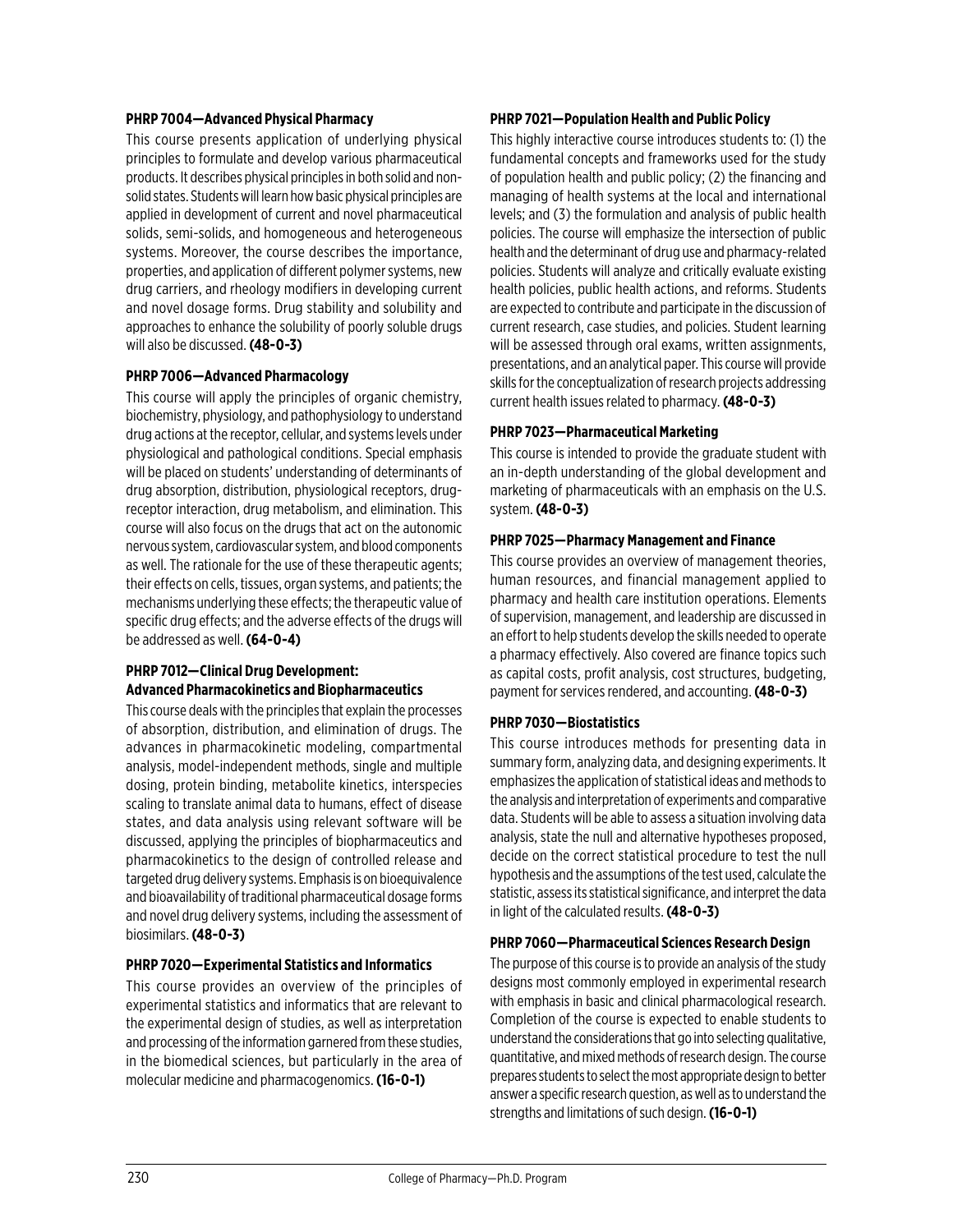#### PHRP 7004—Advanced Physical Pharmacy

This course presents application of underlying physical principles to formulate and develop various pharmaceutical products. It describes physical principles in both solid and non-solid states. Students will learn how basic physical principles are applied in development of current and novel pharmaceutical solids, semi-solids, and homogeneous and heterogeneous systems. Moreover, the course describes the importance, properties, and application of different polymer systems, new drug carriers, and rheology modifiers in developing current and novel dosage forms. Drug stability and solubility and approaches to enhance the solubility of poorly soluble drugs will also be discussed. **(48-0-3)**

#### PHRP 7006—Advanced Pharmacology

This course will apply the principles of organic chemistry, biochemistry, physiology, and pathophysiology to understand drug actions at the receptor, cellular, and systems levels under physiological and pathological conditions. Special emphasis will be placed on students' understanding of determinants of drug absorption, distribution, physiological receptors, drug-receptor interaction, drug metabolism, and elimination. This course will also focus on the drugs that act on the autonomic nervous system, cardiovascular system, and blood components as well. The rationale for the use of these therapeutic agents; their effects on cells, tissues, organ systems, and patients; the mechanisms underlying these effects; the therapeutic value of specific drug effects; and the adverse effects of the drugs will be addressed as well. **(64-0-4)**

#### PHRP 7012—Clinical Drug Development: Advanced Pharmacokinetics and Biopharmaceutics

This course deals with the principles that explain the processes of absorption, distribution, and elimination of drugs. The advances in pharmacokinetic modeling, compartmental analysis, model-independent methods, single and multiple dosing, protein binding, metabolite kinetics, interspecies scaling to translate animal data to humans, effect of disease states, and data analysis using relevant software will be discussed, applying the principles of biopharmaceutics and pharmacokinetics to the design of controlled release and targeted drug delivery systems. Emphasis is on bioequivalence and bioavailability of traditional pharmaceutical dosage forms and novel drug delivery systems, including the assessment of biosimilars. **(48-0-3)**

#### PHRP 7020—Experimental Statistics and Informatics

This course provides an overview of the principles of experimental statistics and informatics that are relevant to the experimental design of studies, as well as interpretation and processing of the information garnered from these studies, in the biomedical sciences, but particularly in the area of molecular medicine and pharmacogenomics. **(16-0-1)**

#### PHRP 7021—Population Health and Public Policy

This highly interactive course introduces students to: (1) the fundamental concepts and frameworks used for the study of population health and public policy; (2) the financing and managing of health systems at the local and international levels; and (3) the formulation and analysis of public health policies. The course will emphasize the intersection of public health and the determinant of drug use and pharmacy-related policies. Students will analyze and critically evaluate existing health policies, public health actions, and reforms. Students are expected to contribute and participate in the discussion of current research, case studies, and policies. Student learning will be assessed through oral exams, written assignments, presentations, and an analytical paper. This course will provide skills for the conceptualization of research projects addressing current health issues related to pharmacy. **(48-0-3)**

#### PHRP 7023—Pharmaceutical Marketing

This course is intended to provide the graduate student with an in-depth understanding of the global development and marketing of pharmaceuticals with an emphasis on the U.S. system. **(48-0-3)**

#### PHRP 7025—Pharmacy Management and Finance

This course provides an overview of management theories, human resources, and financial management applied to pharmacy and health care institution operations. Elements of supervision, management, and leadership are discussed in an effort to help students develop the skills needed to operate a pharmacy effectively. Also covered are finance topics such as capital costs, profit analysis, cost structures, budgeting, payment for services rendered, and accounting. **(48-0-3)**

#### PHRP 7030—Biostatistics

This course introduces methods for presenting data in summary form, analyzing data, and designing experiments. It emphasizes the application of statistical ideas and methods to the analysis and interpretation of experiments and comparative data. Students will be able to assess a situation involving data analysis, state the null and alternative hypotheses proposed, decide on the correct statistical procedure to test the null hypothesis and the assumptions of the test used, calculate the statistic, assess its statistical significance, and interpret the data in light of the calculated results. **(48-0-3)**

#### PHRP 7060—Pharmaceutical Sciences Research Design

The purpose of this course is to provide an analysis of the study designs most commonly employed in experimental research with emphasis in basic and clinical pharmacological research. Completion of the course is expected to enable students to understand the considerations that go into selecting qualitative, quantitative, and mixed methods of research design. The course prepares students to select the most appropriate design to better answer a specific research question, as well as to understand the strengths and limitations of such design. **(16-0-1)**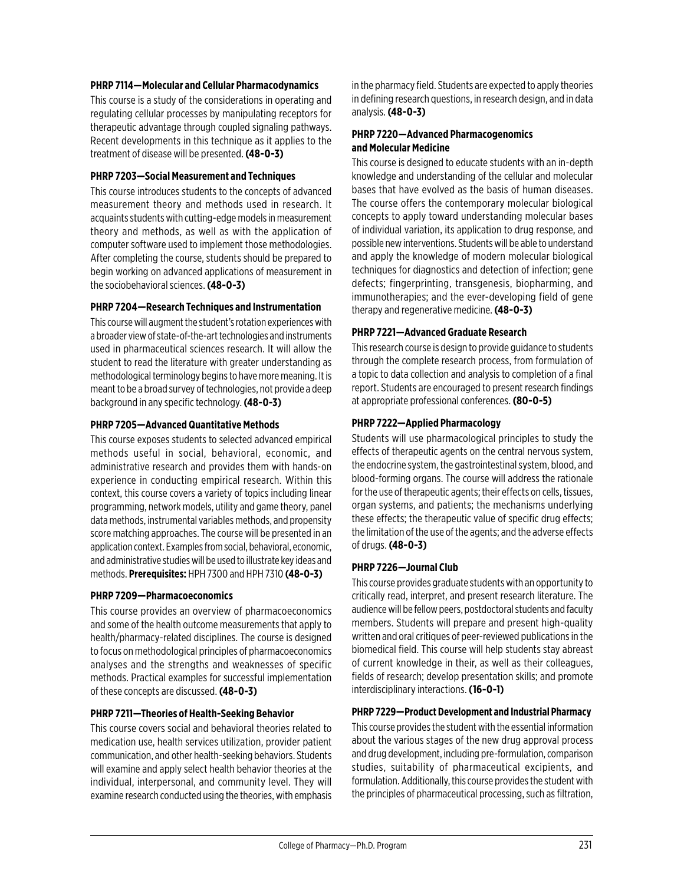**PHRP 7114—Molecular and Cellular Pharmacodynamics**

This course is a study of the considerations in operating and regulating cellular processes by manipulating receptors for therapeutic advantage through coupled signaling pathways. Recent developments in this technique as it applies to the treatment of disease will be presented. **(48-0-3)**

**PHRP 7203—Social Measurement and Techniques**

This course introduces students to the concepts of advanced measurement theory and methods used in research. It acquaints students with cutting-edge models in measurement theory and methods, as well as with the application of computer software used to implement those methodologies. After completing the course, students should be prepared to begin working on advanced applications of measurement in the sociobehavioral sciences. **(48-0-3)**

**PHRP 7204—Research Techniques and Instrumentation**

This course will augment the student's rotation experiences with a broader view of state-of-the-art technologies and instruments used in pharmaceutical sciences research. It will allow the student to read the literature with greater understanding as methodological terminology begins to have more meaning. It is meant to be a broad survey of technologies, not provide a deep background in any specific technology. **(48-0-3)**

**PHRP 7205—Advanced Quantitative Methods**

This course exposes students to selected advanced empirical methods useful in social, behavioral, economic, and administrative research and provides them with hands-on experience in conducting empirical research. Within this context, this course covers a variety of topics including linear programming, network models, utility and game theory, panel data methods, instrumental variables methods, and propensity score matching approaches. The course will be presented in an application context. Examples from social, behavioral, economic, and administrative studies will be used to illustrate key ideas and methods. **Prerequisites:** HPH 7300 and HPH 7310 **(48-0-3)**

**PHRP 7209—Pharmacoeconomics**

This course provides an overview of pharmacoeconomics and some of the health outcome measurements that apply to health/pharmacy-related disciplines. The course is designed to focus on methodological principles of pharmacoeconomics analyses and the strengths and weaknesses of specific methods. Practical examples for successful implementation of these concepts are discussed. **(48-0-3)**

**PHRP 7211—Theories of Health-Seeking Behavior**

This course covers social and behavioral theories related to medication use, health services utilization, provider patient communication, and other health-seeking behaviors. Students will examine and apply select health behavior theories at the individual, interpersonal, and community level. They will examine research conducted using the theories, with emphasis in the pharmacy field. Students are expected to apply theories in defining research questions, in research design, and in data analysis. **(48-0-3)**

**PHRP 7220—Advanced Pharmacogenomics and Molecular Medicine**

This course is designed to educate students with an in-depth knowledge and understanding of the cellular and molecular bases that have evolved as the basis of human diseases. The course offers the contemporary molecular biological concepts to apply toward understanding molecular bases of individual variation, its application to drug response, and possible new interventions. Students will be able to understand and apply the knowledge of modern molecular biological techniques for diagnostics and detection of infection; gene defects; fingerprinting, transgenesis, biopharming, and immunotherapies; and the ever-developing field of gene therapy and regenerative medicine. **(48-0-3)**

**PHRP 7221—Advanced Graduate Research**

This research course is design to provide guidance to students through the complete research process, from formulation of a topic to data collection and analysis to completion of a final report. Students are encouraged to present research findings at appropriate professional conferences. **(80-0-5)**

**PHRP 7222—Applied Pharmacology**

Students will use pharmacological principles to study the effects of therapeutic agents on the central nervous system, the endocrine system, the gastrointestinal system, blood, and blood-forming organs. The course will address the rationale for the use of therapeutic agents; their effects on cells, tissues, organ systems, and patients; the mechanisms underlying these effects; the therapeutic value of specific drug effects; the limitation of the use of the agents; and the adverse effects of drugs. **(48-0-3)**

**PHRP 7226—Journal Club**

This course provides graduate students with an opportunity to critically read, interpret, and present research literature. The audience will be fellow peers, postdoctoral students and faculty members. Students will prepare and present high-quality written and oral critiques of peer-reviewed publications in the biomedical field. This course will help students stay abreast of current knowledge in their, as well as their colleagues, fields of research; develop presentation skills; and promote interdisciplinary interactions. **(16-0-1)**

**PHRP 7229—Product Development and Industrial Pharmacy**

This course provides the student with the essential information about the various stages of the new drug approval process and drug development, including pre-formulation, comparison studies, suitability of pharmaceutical excipients, and formulation. Additionally, this course provides the student with the principles of pharmaceutical processing, such as filtration,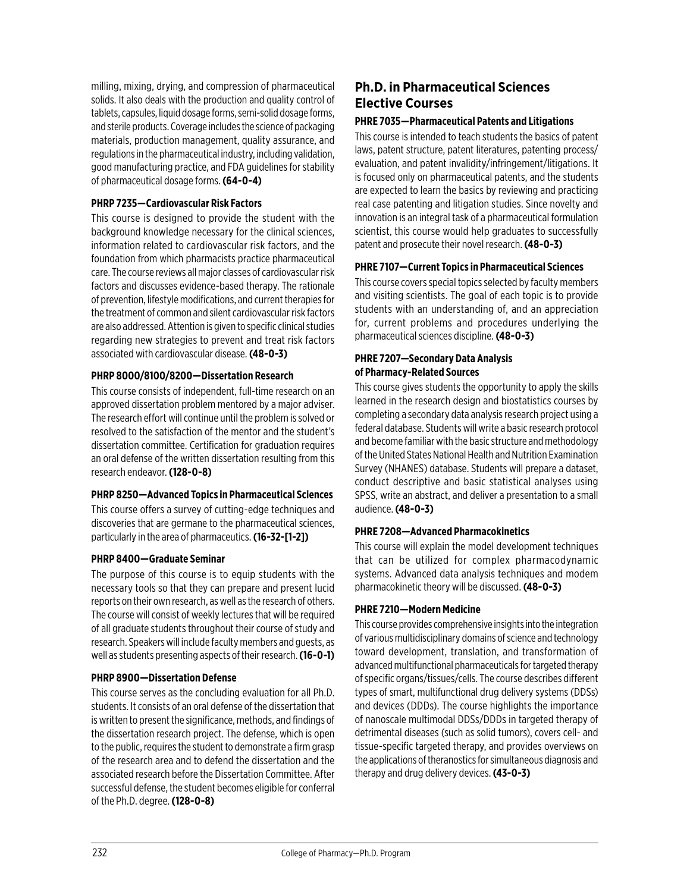milling, mixing, drying, and compression of pharmaceutical solids. It also deals with the production and quality control of tablets, capsules, liquid dosage forms, semi-solid dosage forms, and sterile products. Coverage includes the science of packaging materials, production management, quality assurance, and regulations in the pharmaceutical industry, including validation, good manufacturing practice, and FDA guidelines for stability of pharmaceutical dosage forms. **(64-0-4)**

#### PHRP 7235—Cardiovascular Risk Factors

This course is designed to provide the student with the background knowledge necessary for the clinical sciences, information related to cardiovascular risk factors, and the foundation from which pharmacists practice pharmaceutical care. The course reviews all major classes of cardiovascular risk factors and discusses evidence-based therapy. The rationale of prevention, lifestyle modifications, and current therapies for the treatment of common and silent cardiovascular risk factors are also addressed. Attention is given to specific clinical studies regarding new strategies to prevent and treat risk factors associated with cardiovascular disease. **(48-0-3)**

#### PHRP 8000/8100/8200—Dissertation Research

This course consists of independent, full-time research on an approved dissertation problem mentored by a major adviser. The research effort will continue until the problem is solved or resolved to the satisfaction of the mentor and the student's dissertation committee. Certification for graduation requires an oral defense of the written dissertation resulting from this research endeavor. **(128-0-8)**

#### PHRP 8250—Advanced Topics in Pharmaceutical Sciences

This course offers a survey of cutting-edge techniques and discoveries that are germane to the pharmaceutical sciences, particularly in the area of pharmaceutics. **(16-32-[1-2])**

#### PHRP 8400—Graduate Seminar

The purpose of this course is to equip students with the necessary tools so that they can prepare and present lucid reports on their own research, as well as the research of others. The course will consist of weekly lectures that will be required of all graduate students throughout their course of study and research. Speakers will include faculty members and guests, as well as students presenting aspects of their research. **(16-0-1)**

#### PHRP 8900—Dissertation Defense

This course serves as the concluding evaluation for all Ph.D. students. It consists of an oral defense of the dissertation that is written to present the significance, methods, and findings of the dissertation research project. The defense, which is open to the public, requires the student to demonstrate a firm grasp of the research area and to defend the dissertation and the associated research before the Dissertation Committee. After successful defense, the student becomes eligible for conferral of the Ph.D. degree. **(128-0-8)**

## Ph.D. in Pharmaceutical Sciences Elective Courses

#### PHRE 7035—Pharmaceutical Patents and Litigations

This course is intended to teach students the basics of patent laws, patent structure, patent literatures, patenting process/evaluation, and patent invalidity/infringement/litigations. It is focused only on pharmaceutical patents, and the students are expected to learn the basics by reviewing and practicing real case patenting and litigation studies. Since novelty and innovation is an integral task of a pharmaceutical formulation scientist, this course would help graduates to successfully patent and prosecute their novel research. **(48-0-3)**

#### PHRE 7107—Current Topics in Pharmaceutical Sciences

This course covers special topics selected by faculty members and visiting scientists. The goal of each topic is to provide students with an understanding of, and an appreciation for, current problems and procedures underlying the pharmaceutical sciences discipline. **(48-0-3)**

#### PHRE 7207—Secondary Data Analysis of Pharmacy-Related Sources

This course gives students the opportunity to apply the skills learned in the research design and biostatistics courses by completing a secondary data analysis research project using a federal database. Students will write a basic research protocol and become familiar with the basic structure and methodology of the United States National Health and Nutrition Examination Survey (NHANES) database. Students will prepare a dataset, conduct descriptive and basic statistical analyses using SPSS, write an abstract, and deliver a presentation to a small audience. **(48-0-3)**

#### PHRE 7208—Advanced Pharmacokinetics

This course will explain the model development techniques that can be utilized for complex pharmacodynamic systems. Advanced data analysis techniques and modem pharmacokinetic theory will be discussed. **(48-0-3)**

#### PHRE 7210—Modern Medicine

This course provides comprehensive insights into the integration of various multidisciplinary domains of science and technology toward development, translation, and transformation of advanced multifunctional pharmaceuticals for targeted therapy of specific organs/tissues/cells. The course describes different types of smart, multifunctional drug delivery systems (DDSs) and devices (DDDs). The course highlights the importance of nanoscale multimodal DDSs/DDDs in targeted therapy of detrimental diseases (such as solid tumors), covers cell- and tissue-specific targeted therapy, and provides overviews on the applications of theranostics for simultaneous diagnosis and therapy and drug delivery devices. **(43-0-3)**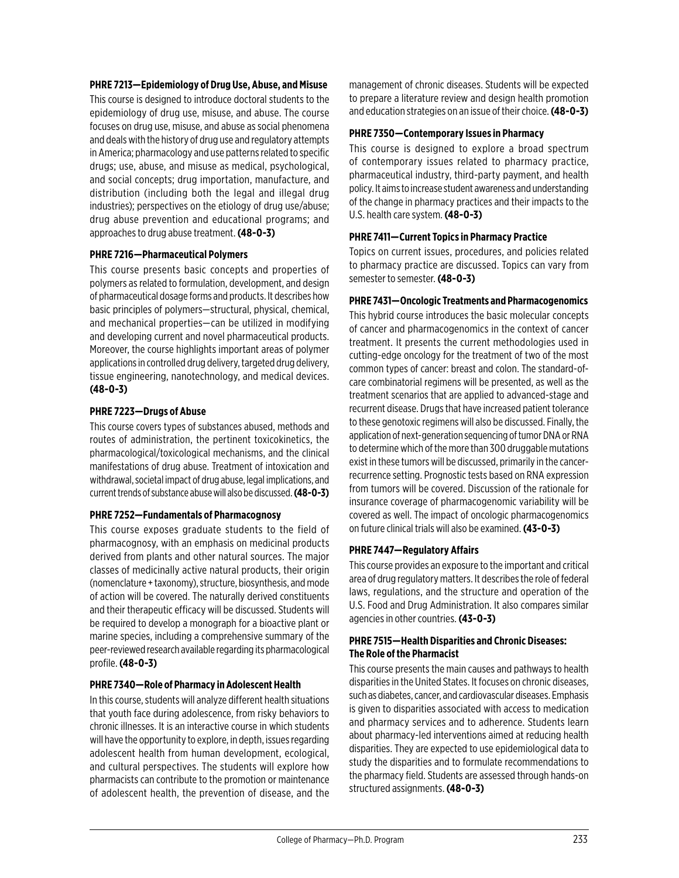### PHRE 7213—Epidemiology of Drug Use, Abuse, and Misuse

This course is designed to introduce doctoral students to the epidemiology of drug use, misuse, and abuse. The course focuses on drug use, misuse, and abuse as social phenomena and deals with the history of drug use and regulatory attempts in America; pharmacology and use patterns related to specific drugs; use, abuse, and misuse as medical, psychological, and social concepts; drug importation, manufacture, and distribution (including both the legal and illegal drug industries); perspectives on the etiology of drug use/abuse; drug abuse prevention and educational programs; and approaches to drug abuse treatment. **(48-0-3)**

### PHRE 7216—Pharmaceutical Polymers

This course presents basic concepts and properties of polymers as related to formulation, development, and design of pharmaceutical dosage forms and products. It describes how basic principles of polymers—structural, physical, chemical, and mechanical properties—can be utilized in modifying and developing current and novel pharmaceutical products. Moreover, the course highlights important areas of polymer applications in controlled drug delivery, targeted drug delivery, tissue engineering, nanotechnology, and medical devices. **(48-0-3)**

### PHRE 7223—Drugs of Abuse

This course covers types of substances abused, methods and routes of administration, the pertinent toxicokinetics, the pharmacological/toxicological mechanisms, and the clinical manifestations of drug abuse. Treatment of intoxication and withdrawal, societal impact of drug abuse, legal implications, and current trends of substance abuse will also be discussed. **(48-0-3)**

### PHRE 7252—Fundamentals of Pharmacognosy

This course exposes graduate students to the field of pharmacognosy, with an emphasis on medicinal products derived from plants and other natural sources. The major classes of medicinally active natural products, their origin (nomenclature + taxonomy), structure, biosynthesis, and mode of action will be covered. The naturally derived constituents and their therapeutic efficacy will be discussed. Students will be required to develop a monograph for a bioactive plant or marine species, including a comprehensive summary of the peer-reviewed research available regarding its pharmacological profile. **(48-0-3)**

### PHRE 7340—Role of Pharmacy in Adolescent Health

In this course, students will analyze different health situations that youth face during adolescence, from risky behaviors to chronic illnesses. It is an interactive course in which students will have the opportunity to explore, in depth, issues regarding adolescent health from human development, ecological, and cultural perspectives. The students will explore how pharmacists can contribute to the promotion or maintenance of adolescent health, the prevention of disease, and the management of chronic diseases. Students will be expected to prepare a literature review and design health promotion and education strategies on an issue of their choice. **(48-0-3)**

### PHRE 7350—Contemporary Issues in Pharmacy

This course is designed to explore a broad spectrum of contemporary issues related to pharmacy practice, pharmaceutical industry, third-party payment, and health policy. It aims to increase student awareness and understanding of the change in pharmacy practices and their impacts to the U.S. health care system. **(48-0-3)**

### PHRE 7411—Current Topics in Pharmacy Practice

Topics on current issues, procedures, and policies related to pharmacy practice are discussed. Topics can vary from semester to semester. **(48-0-3)**

### PHRE 7431—Oncologic Treatments and Pharmacogenomics

This hybrid course introduces the basic molecular concepts of cancer and pharmacogenomics in the context of cancer treatment. It presents the current methodologies used in cutting-edge oncology for the treatment of two of the most common types of cancer: breast and colon. The standard-of-care combinatorial regimens will be presented, as well as the treatment scenarios that are applied to advanced-stage and recurrent disease. Drugs that have increased patient tolerance to these genotoxic regimens will also be discussed. Finally, the application of next-generation sequencing of tumor DNA or RNA to determine which of the more than 300 druggable mutations exist in these tumors will be discussed, primarily in the cancer-recurrence setting. Prognostic tests based on RNA expression from tumors will be covered. Discussion of the rationale for insurance coverage of pharmacogenomic variability will be covered as well. The impact of oncologic pharmacogenomics on future clinical trials will also be examined. **(43-0-3)**

### PHRE 7447—Regulatory Affairs

This course provides an exposure to the important and critical area of drug regulatory matters. It describes the role of federal laws, regulations, and the structure and operation of the U.S. Food and Drug Administration. It also compares similar agencies in other countries. **(43-0-3)**

### PHRE 7515—Health Disparities and Chronic Diseases: The Role of the Pharmacist

This course presents the main causes and pathways to health disparities in the United States. It focuses on chronic diseases, such as diabetes, cancer, and cardiovascular diseases. Emphasis is given to disparities associated with access to medication and pharmacy services and to adherence. Students learn about pharmacy-led interventions aimed at reducing health disparities. They are expected to use epidemiological data to study the disparities and to formulate recommendations to the pharmacy field. Students are assessed through hands-on structured assignments. **(48-0-3)**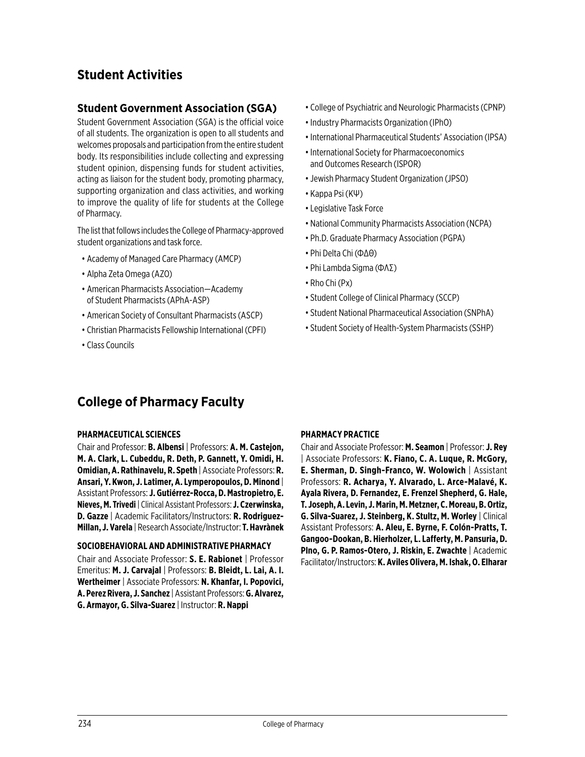# Student Activities

## Student Government Association (SGA)

Student Government Association (SGA) is the official voice of all students. The organization is open to all students and welcomes proposals and participation from the entire student body. Its responsibilities include collecting and expressing student opinion, dispensing funds for student activities, acting as liaison for the student body, promoting pharmacy, supporting organization and class activities, and working to improve the quality of life for students at the College of Pharmacy.

The list that follows includes the College of Pharmacy-approved student organizations and task force.

- Academy of Managed Care Pharmacy (AMCP)
- Alpha Zeta Omega (AZO)
- American Pharmacists Association—Academy of Student Pharmacists (APhA-ASP)
- American Society of Consultant Pharmacists (ASCP)
- Christian Pharmacists Fellowship International (CPFI)
- Class Councils
- College of Psychiatric and Neurologic Pharmacists (CPNP)
- Industry Pharmacists Organization (IPhO)
- International Pharmaceutical Students' Association (IPSA)
- International Society for Pharmacoeconomics and Outcomes Research (ISPOR)
- Jewish Pharmacy Student Organization (JPSO)
- Kappa Psi (ΚΨ)
- Legislative Task Force
- National Community Pharmacists Association (NCPA)
- Ph.D. Graduate Pharmacy Association (PGPA)
- Phi Delta Chi (ΦΔΘ)
- Phi Lambda Sigma (ΦΛΣ)
- Rho Chi (Ρx)
- Student College of Clinical Pharmacy (SCCP)
- Student National Pharmaceutical Association (SNPhA)
- Student Society of Health-System Pharmacists (SSHP)

# College of Pharmacy Faculty

### PHARMACEUTICAL SCIENCES

Chair and Professor: **B. Albensi** | Professors: **A. M. Castejon, M. A. Clark, L. Cubeddu, R. Deth, P. Gannett, Y. Omidi, H. Omidian, A. Rathinavelu, R. Speth** | Associate Professors: **R. Ansari, Y. Kwon, J. Latimer, A. Lymperopoulos, D. Minond** | Assistant Professors: **J. Gutiérrez-Rocca, D. Mastropietro, E. Nieves, M. Trivedi** | Clinical Assistant Professors: **J. Czerwinska, D. Gazze** | Academic Facilitators/Instructors: **R. Rodriguez-Millan, J. Varela** | Research Associate/Instructor: **T. Havrànek**

### SOCIOBEHAVIORAL AND ADMINISTRATIVE PHARMACY

Chair and Associate Professor: **S. E. Rabionet** | Professor Emeritus: **M. J. Carvajal** | Professors: **B. Bleidt, L. Lai, A. I. Wertheimer** | Associate Professors: **N. Khanfar, I. Popovici, A. Perez Rivera, J. Sanchez** | Assistant Professors: **G. Alvarez, G. Armayor, G. Silva-Suarez** | Instructor: **R. Nappi**

### PHARMACY PRACTICE

Chair and Associate Professor: **M. Seamon** | Professor: **J. Rey** | Associate Professors: **K. Fiano, C. A. Luque, R. McGory, E. Sherman, D. Singh-Franco, W. Wolowich** | Assistant Professors: **R. Acharya, Y. Alvarado, L. Arce-Malavé, K. Ayala Rivera, D. Fernandez, E. Frenzel Shepherd, G. Hale, T. Joseph, A. Levin, J. Marin, M. Metzner, C. Moreau, B. Ortiz, G. Silva-Suarez, J. Steinberg, K. Stultz, M. Worley** | Clinical Assistant Professors: **A. Aleu, E. Byrne, F. Colón-Pratts, T. Gangoo-Dookan, B. Hierholzer, L. Lafferty, M. Pansuria, D. PIno, G. P. Ramos-Otero, J. Riskin, E. Zwachte** | Academic Facilitator/Instructors: **K. Aviles Olivera, M. Ishak, O. Elharar**